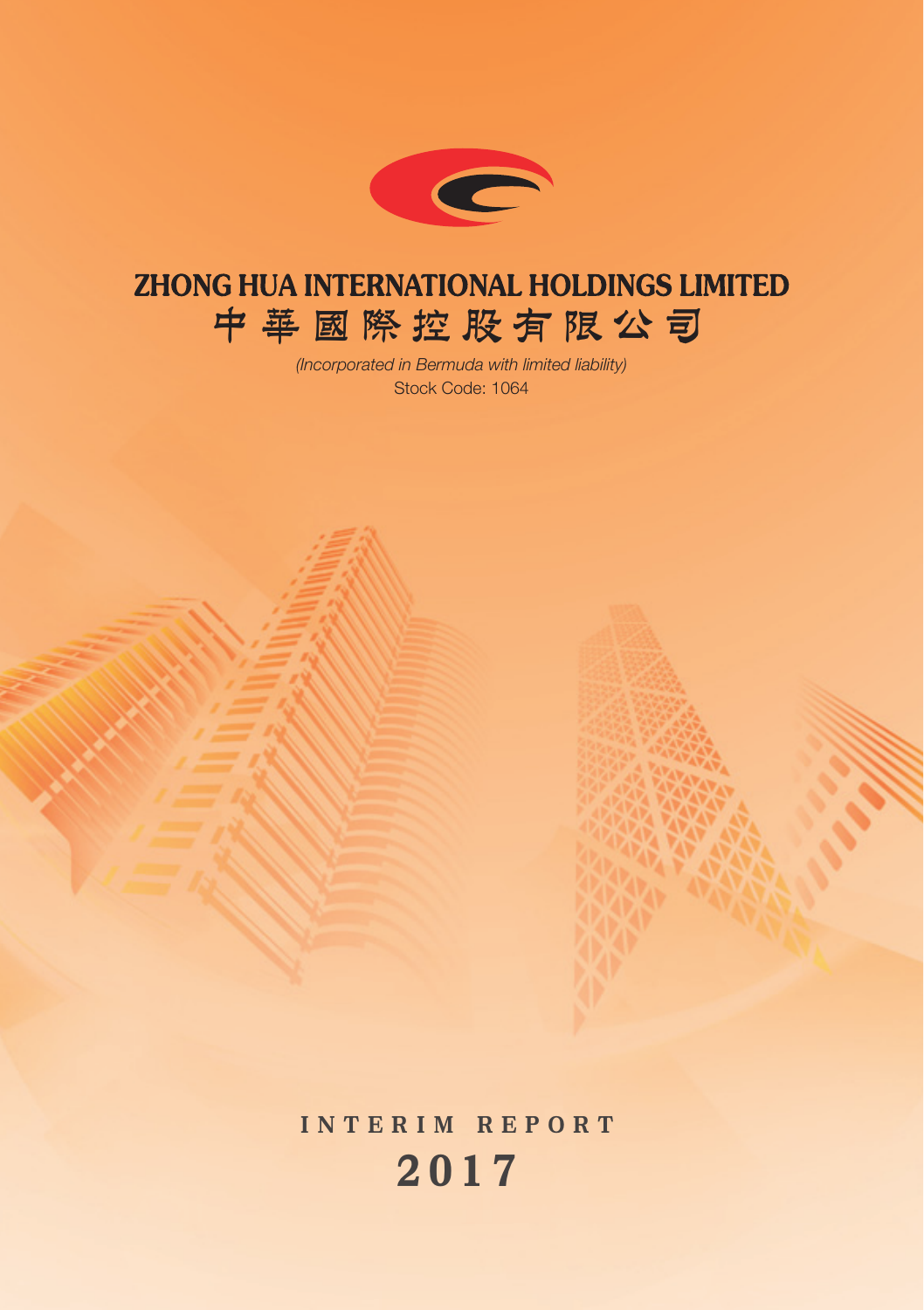# ZHONG HUA INTERNATIONAL HOLDINGS LIMITED
# 中華國際控股有限公司

*(Incorporated in Bermuda with limited liability)*

Stock Code: 1064

## INTERIM REPORT
## 2017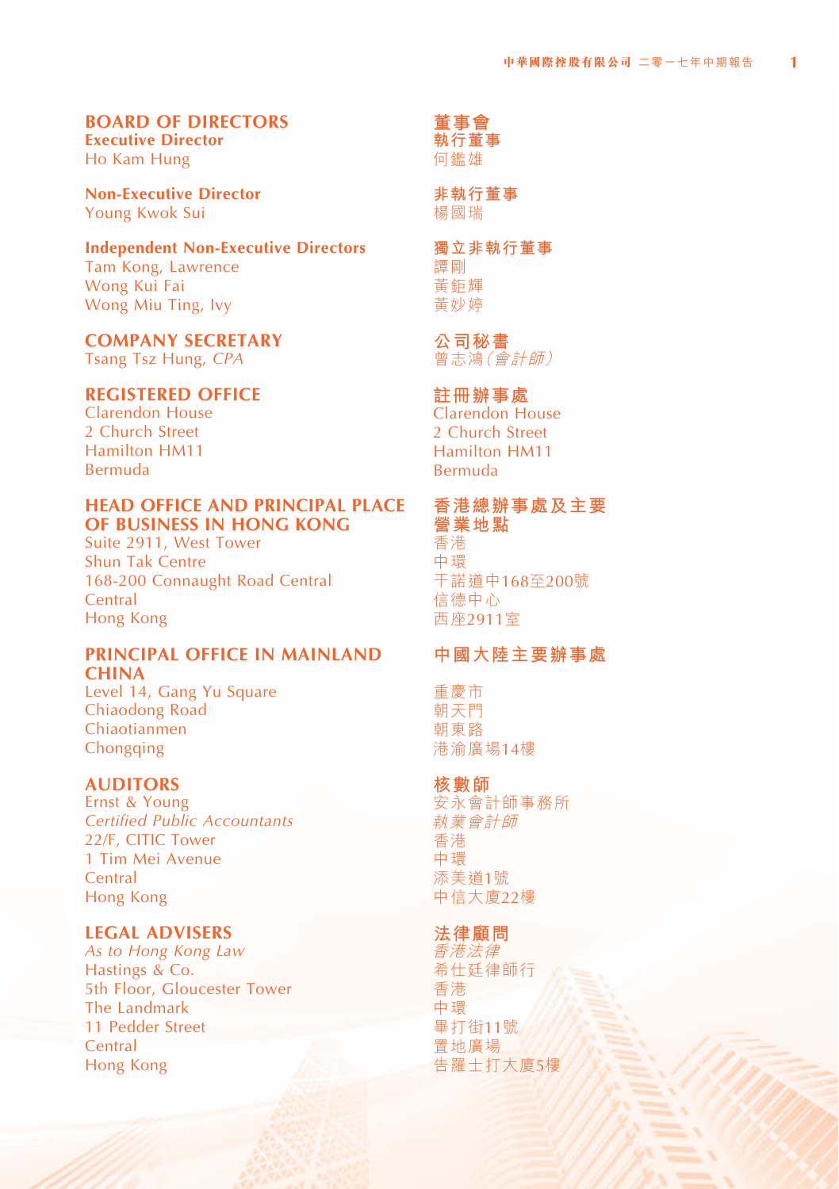## BOARD OF DIRECTORS

**Executive Director**
Ho Kam Hung

**Non-Executive Director**
Young Kwok Sui

**Independent Non-Executive Directors**
Tam Kong, Lawrence
Wong Kui Fai
Wong Miu Ting, Ivy

## COMPANY SECRETARY

Tsang Tsz Hung, *CPA*

## REGISTERED OFFICE

Clarendon House
2 Church Street
Hamilton HM11
Bermuda

## HEAD OFFICE AND PRINCIPAL PLACE OF BUSINESS IN HONG KONG

Suite 2911, West Tower
Shun Tak Centre
168-200 Connaught Road Central
Central
Hong Kong

## PRINCIPAL OFFICE IN MAINLAND CHINA

Level 14, Gang Yu Square
Chiaodong Road
Chiaotianmen
Chongqing

## AUDITORS

Ernst & Young
*Certified Public Accountants*
22/F, CITIC Tower
1 Tim Mei Avenue
Central
Hong Kong

## LEGAL ADVISERS

*As to Hong Kong Law*
Hastings & Co.
5th Floor, Gloucester Tower
The Landmark
11 Pedder Street
Central
Hong Kong

## 董事會

**執行董事**
何鑑雄

**非執行董事**
楊國瑞

**獨立非執行董事**
譚剛
黃鉅輝
黃妙婷

## 公司秘書

曾志鴻(*會計師*)

## 註冊辦事處

Clarendon House
2 Church Street
Hamilton HM11
Bermuda

## 香港總辦事處及主要營業地點

香港
中環
干諾道中168至200號
信德中心
西座2911室

## 中國大陸主要辦事處

重慶市
朝天門
朝東路
港渝廣場14樓

## 核數師

安永會計師事務所
*執業會計師*
香港
中環
添美道1號
中信大廈22樓

## 法律顧問

*香港法律*
希仕廷律師行
香港
中環
畢打街11號
置地廣場
告羅士打大廈5樓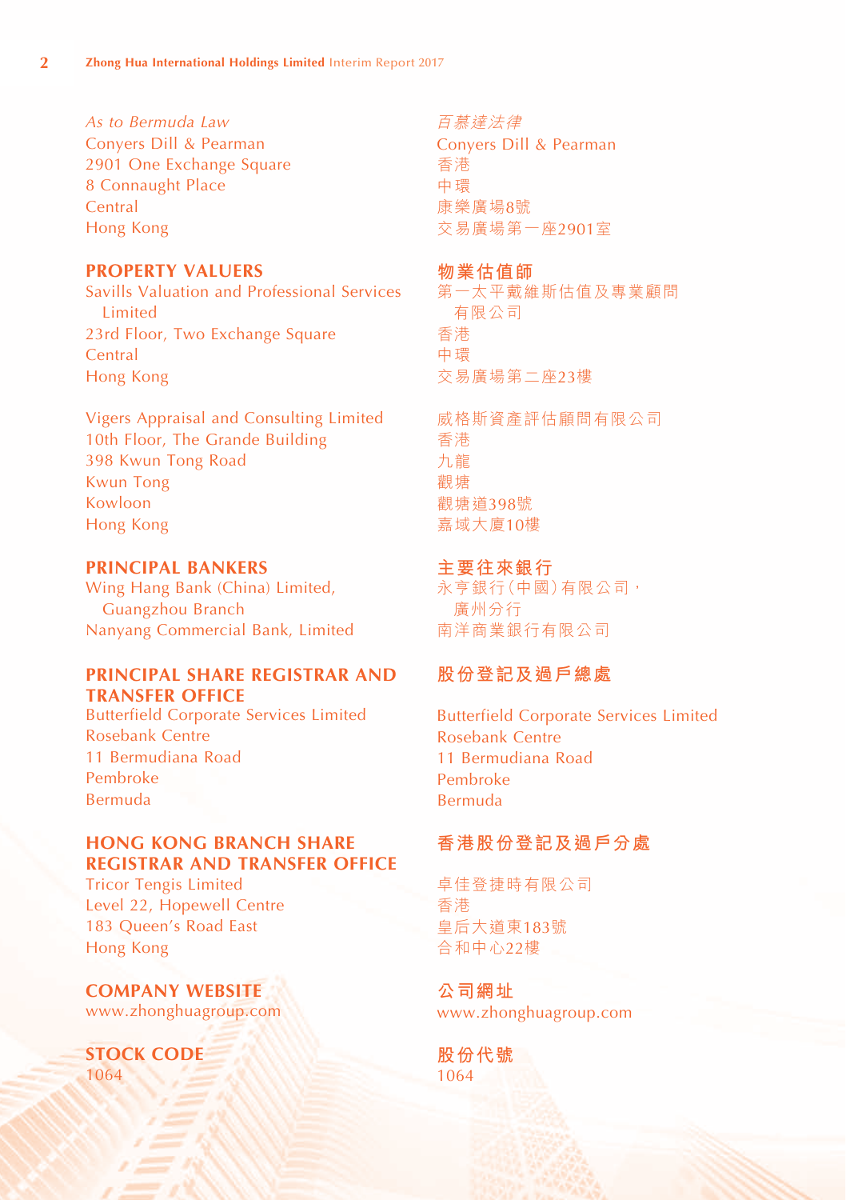*As to Bermuda Law*
Conyers Dill & Pearman
2901 One Exchange Square
8 Connaught Place
Central
Hong Kong

## PROPERTY VALUERS

Savills Valuation and Professional Services Limited
23rd Floor, Two Exchange Square
Central
Hong Kong

Vigers Appraisal and Consulting Limited
10th Floor, The Grande Building
398 Kwun Tong Road
Kwun Tong
Kowloon
Hong Kong

## PRINCIPAL BANKERS

Wing Hang Bank (China) Limited, Guangzhou Branch
Nanyang Commercial Bank, Limited

## PRINCIPAL SHARE REGISTRAR AND TRANSFER OFFICE

Butterfield Corporate Services Limited
Rosebank Centre
11 Bermudiana Road
Pembroke
Bermuda

## HONG KONG BRANCH SHARE REGISTRAR AND TRANSFER OFFICE

Tricor Tengis Limited
Level 22, Hopewell Centre
183 Queen's Road East
Hong Kong

## COMPANY WEBSITE

www.zhonghuagroup.com

## STOCK CODE

1064

*百慕達法律*
Conyers Dill & Pearman
香港
中環
康樂廣場8號
交易廣場第一座2901室

## 物業估值師

第一太平戴維斯估值及專業顧問有限公司
香港
中環
交易廣場第二座23樓

威格斯資產評估顧問有限公司
香港
九龍
觀塘
觀塘道398號
嘉域大廈10樓

## 主要往來銀行

永亨銀行（中國）有限公司，廣州分行
南洋商業銀行有限公司

## 股份登記及過戶總處

Butterfield Corporate Services Limited
Rosebank Centre
11 Bermudiana Road
Pembroke
Bermuda

## 香港股份登記及過戶分處

卓佳登捷時有限公司
香港
皇后大道東183號
合和中心22樓

## 公司網址

www.zhonghuagroup.com

## 股份代號

1064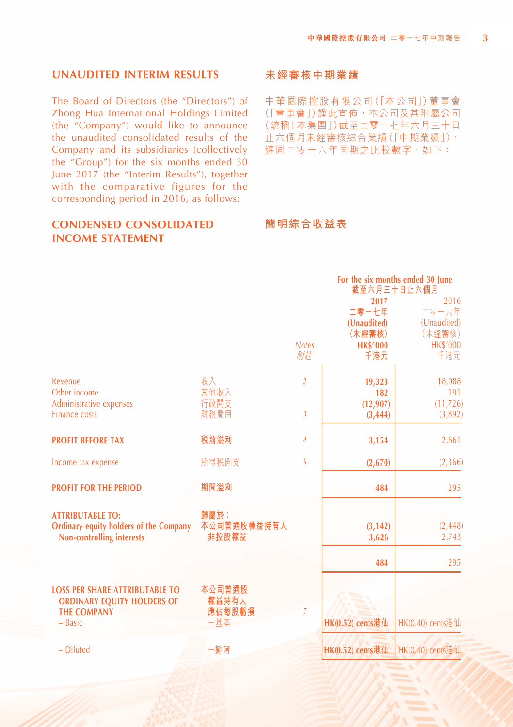## UNAUDITED INTERIM RESULTS

The Board of Directors (the "Directors") of Zhong Hua International Holdings Limited (the "Company") would like to announce the unaudited consolidated results of the Company and its subsidiaries (collectively the "Group") for the six months ended 30 June 2017 (the "Interim Results"), together with the comparative figures for the corresponding period in 2016, as follows:

## 未經審核中期業績

中華國際控股有限公司(「本公司」)董事會(「董事會」)謹此宣佈，本公司及其附屬公司(統稱「本集團」)截至二零一七年六月三十日止六個月未經審核綜合業績(「中期業績」)，連同二零一六年同期之比較數字，如下：

## CONDENSED CONSOLIDATED INCOME STATEMENT

## 簡明綜合收益表

| | | | For the six months ended 30 June 截至六月三十日止六個月 | |
|---|---|---|---|---|
| | | Notes 附註 | **2017 二零一七年 (Unaudited) (未經審核) HK$'000 千港元** | 2016 二零一六年 (Unaudited) (未經審核) HK$'000 千港元 |
| Revenue | 收入 | 2 | **19,323** | 18,088 |
| Other income | 其他收入 | | **182** | 191 |
| Administrative expenses | 行政開支 | | **(12,907)** | (11,726) |
| Finance costs | 財務費用 | 3 | **(3,444)** | (3,892) |
| **PROFIT BEFORE TAX** | **稅前溢利** | 4 | **3,154** | 2,661 |
| Income tax expense | 所得稅開支 | 5 | **(2,670)** | (2,366) |
| **PROFIT FOR THE PERIOD** | **期間溢利** | | **484** | 295 |
| **ATTRIBUTABLE TO:** | **歸屬於：** | | | |
| **Ordinary equity holders of the Company** | **本公司普通股權益持有人** | | **(3,142)** | (2,448) |
| **Non-controlling interests** | **非控股權益** | | **3,626** | 2,743 |
| | | | **484** | 295 |
| **LOSS PER SHARE ATTRIBUTABLE TO ORDINARY EQUITY HOLDERS OF THE COMPANY** | **本公司普通股權益持有人應佔每股虧損** | 7 | | |
| – Basic | －基本 | | **HK(0.52) cents港仙** | HK(0.40) cents港仙 |
| – Diluted | －攤薄 | | **HK(0.52) cents港仙** | HK(0.40) cents港仙 |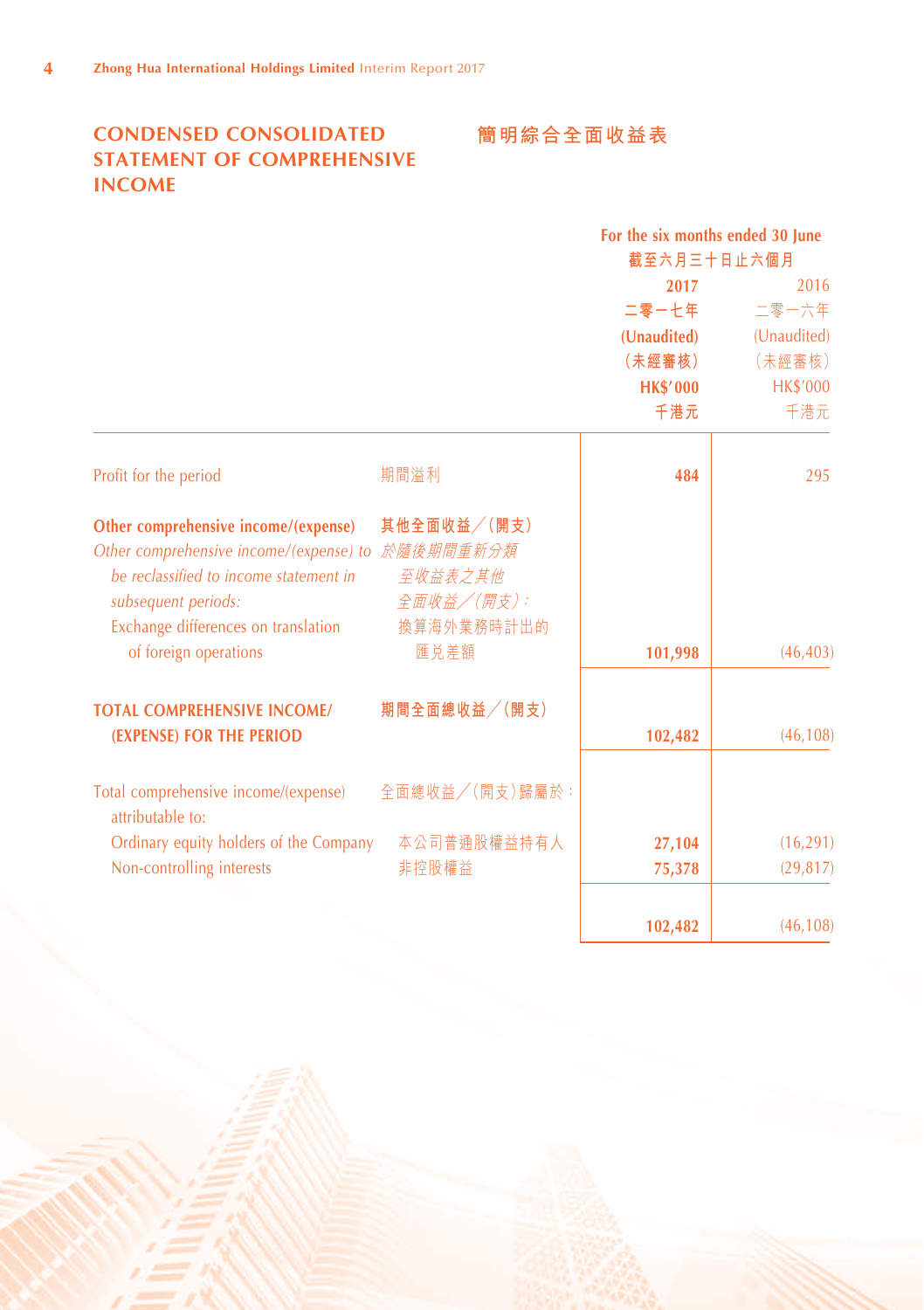# CONDENSED CONSOLIDATED STATEMENT OF COMPREHENSIVE INCOME

# 簡明綜合全面收益表

| | | For the six months ended 30 June 截至六月三十日止六個月 | |
|---|---|---|---|
| | | **2017** **二零一七年** **(Unaudited)** **(未經審核)** **HK$'000** **千港元** | 2016 二零一六年 (Unaudited) (未經審核) HK$'000 千港元 |
| Profit for the period | 期間溢利 | **484** | 295 |
| **Other comprehensive income/(expense)** | **其他全面收益╱(開支)** | | |
| *Other comprehensive income/(expense) to be reclassified to income statement in subsequent periods:* | *於隨後期間重新分類至收益表之其他全面收益╱(開支):* | | |
| Exchange differences on translation of foreign operations | 換算海外業務時計出的匯兑差額 | **101,998** | (46,403) |
| **TOTAL COMPREHENSIVE INCOME/(EXPENSE) FOR THE PERIOD** | **期間全面總收益╱(開支)** | **102,482** | (46,108) |
| Total comprehensive income/(expense) attributable to: | 全面總收益╱(開支)歸屬於: | | |
| Ordinary equity holders of the Company | 本公司普通股權益持有人 | **27,104** | (16,291) |
| Non-controlling interests | 非控股權益 | **75,378** | (29,817) |
| | | **102,482** | (46,108) |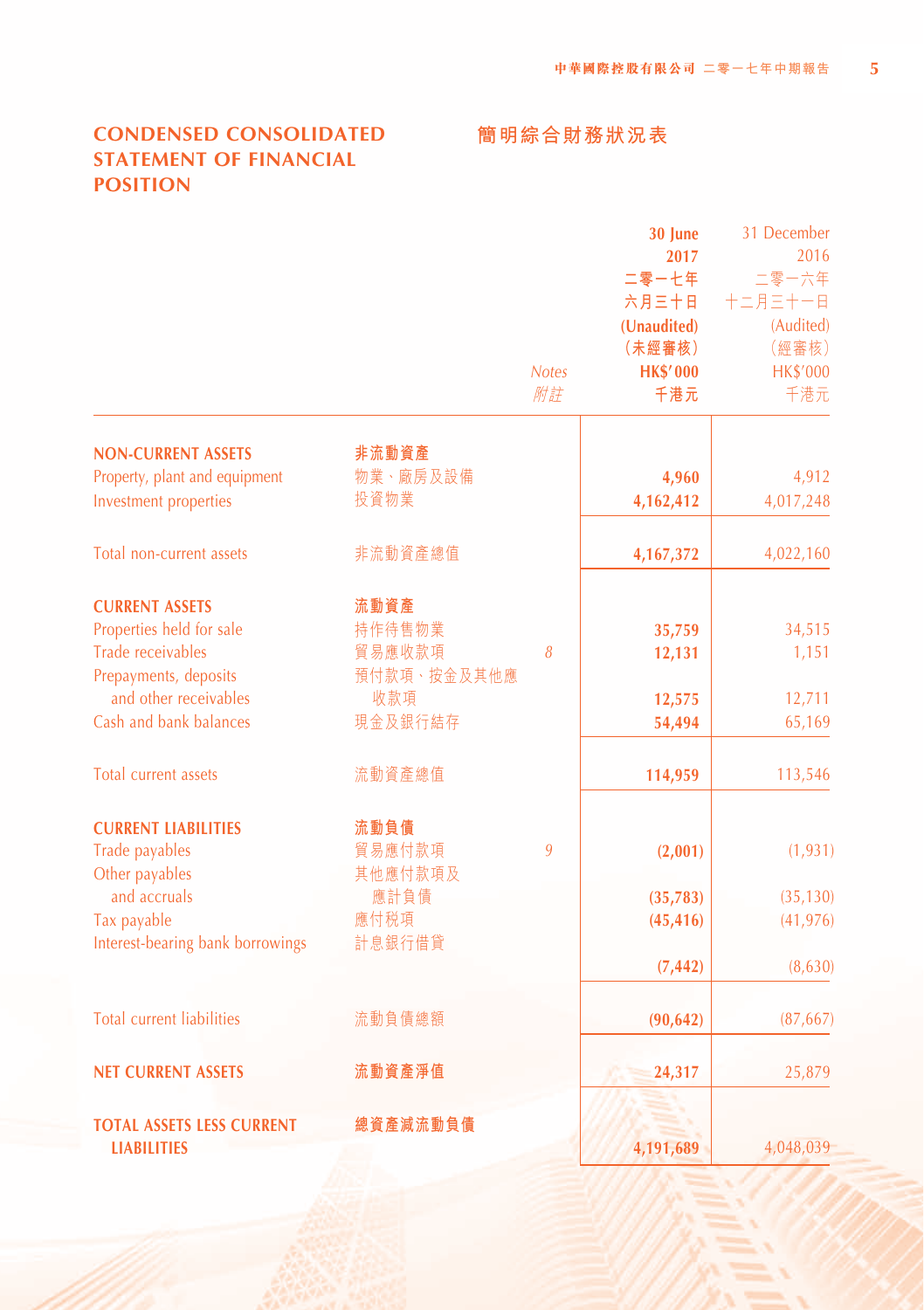## CONDENSED CONSOLIDATED STATEMENT OF FINANCIAL POSITION

## 簡明綜合財務狀況表

| | | Notes 附註 | 30 June 2017 二零一七年六月三十日 (Unaudited) (未經審核) HK$'000 千港元 | 31 December 2016 二零一六年十二月三十一日 (Audited) (經審核) HK$'000 千港元 |
|---|---|---|---|---|
| **NON-CURRENT ASSETS** | **非流動資產** | | | |
| Property, plant and equipment | 物業、廠房及設備 | | **4,960** | 4,912 |
| Investment properties | 投資物業 | | **4,162,412** | 4,017,248 |
| Total non-current assets | 非流動資產總值 | | **4,167,372** | 4,022,160 |
| **CURRENT ASSETS** | **流動資產** | | | |
| Properties held for sale | 持作待售物業 | | **35,759** | 34,515 |
| Trade receivables | 貿易應收款項 | 8 | **12,131** | 1,151 |
| Prepayments, deposits and other receivables | 預付款項、按金及其他應收款項 | | **12,575** | 12,711 |
| Cash and bank balances | 現金及銀行結存 | | **54,494** | 65,169 |
| Total current assets | 流動資產總值 | | **114,959** | 113,546 |
| **CURRENT LIABILITIES** | **流動負債** | | | |
| Trade payables | 貿易應付款項 | 9 | **(2,001)** | (1,931) |
| Other payables and accruals | 其他應付款項及應計負債 | | **(35,783)** | (35,130) |
| Tax payable | 應付税項 | | **(45,416)** | (41,976) |
| Interest-bearing bank borrowings | 計息銀行借貸 | | **(7,442)** | (8,630) |
| Total current liabilities | 流動負債總額 | | **(90,642)** | (87,667) |
| **NET CURRENT ASSETS** | **流動資產淨值** | | **24,317** | 25,879 |
| **TOTAL ASSETS LESS CURRENT LIABILITIES** | **總資產減流動負債** | | **4,191,689** | 4,048,039 |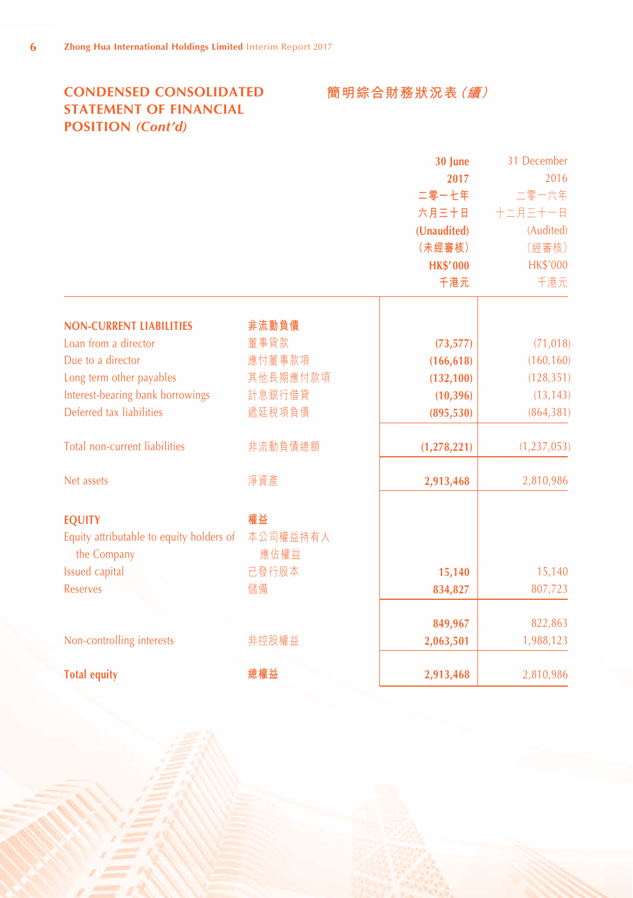# CONDENSED CONSOLIDATED STATEMENT OF FINANCIAL POSITION *(Cont'd)*

# 簡明綜合財務狀況表*(續)*

| | | 30 June 2017 二零一七年六月三十日 (Unaudited) (未經審核) HK$'000 千港元 | 31 December 2016 二零一六年十二月三十一日 (Audited) (經審核) HK$'000 千港元 |
|---|---|---|---|
| **NON-CURRENT LIABILITIES** | **非流動負債** | | |
| Loan from a director | 董事貸款 | **(73,577)** | (71,018) |
| Due to a director | 應付董事款項 | **(166,618)** | (160,160) |
| Long term other payables | 其他長期應付款項 | **(132,100)** | (128,351) |
| Interest-bearing bank borrowings | 計息銀行借貸 | **(10,396)** | (13,143) |
| Deferred tax liabilities | 遞延稅項負債 | **(895,530)** | (864,381) |
| Total non-current liabilities | 非流動負債總額 | **(1,278,221)** | (1,237,053) |
| Net assets | 淨資產 | **2,913,468** | 2,810,986 |
| **EQUITY** | **權益** | | |
| Equity attributable to equity holders of the Company | 本公司權益持有人應佔權益 | | |
| Issued capital | 已發行股本 | **15,140** | 15,140 |
| Reserves | 儲備 | **834,827** | 807,723 |
| | | **849,967** | 822,863 |
| Non-controlling interests | 非控股權益 | **2,063,501** | 1,988,123 |
| **Total equity** | **總權益** | **2,913,468** | 2,810,986 |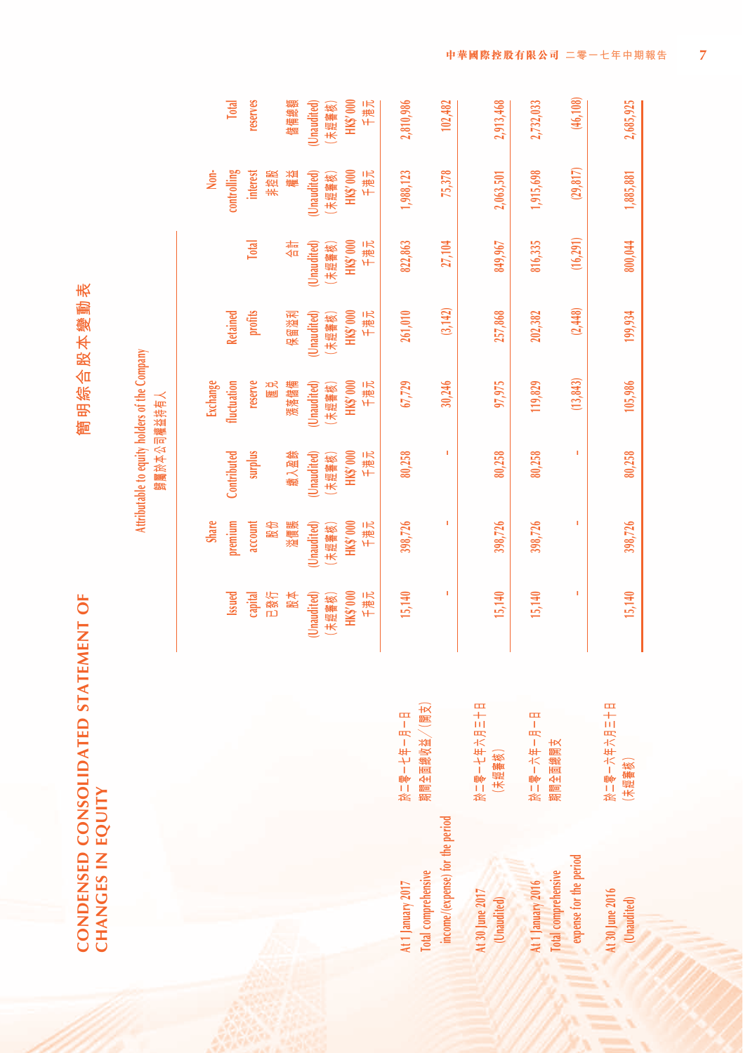# CONDENSED CONSOLIDATED STATEMENT OF CHANGES IN EQUITY

# 簡明綜合股本變動表

| | Attributable to equity holders of the Company 歸屬於本公司權益持有人 | | | | | | | | |
|---|---|---|---|---|---|---|---|---|---|
| | Issued capital 已發行股本 (Unaudited) (未經審核) HK$'000 千港元 | Share premium account 股份溢價賬 (Unaudited) (未經審核) HK$'000 千港元 | Contributed surplus 繳入盈餘 (Unaudited) (未經審核) HK$'000 千港元 | Exchange fluctuation reserve 匯兌波動儲備 (Unaudited) (未經審核) HK$'000 千港元 | Retained profits 保留溢利 (Unaudited) (未經審核) HK$'000 千港元 | Total 合計 (Unaudited) (未經審核) HK$'000 千港元 | Non-controlling interest 非控股權益 (Unaudited) (未經審核) HK$'000 千港元 | Total reserves 儲備總額 (Unaudited) (未經審核) HK$'000 千港元 |
| At 1 January 2017 於二零一七年一月一日 | 15,140 | 398,726 | 80,258 | 67,729 | 261,010 | 822,863 | 1,988,123 | 2,810,986 |
| Total comprehensive income/(expense) for the period 期間全面總收益/(開支) | - | - | - | 30,246 | (3,142) | 27,104 | 75,378 | 102,482 |
| At 30 June 2017 (Unaudited) 於二零一七年六月三十日(未經審核) | 15,140 | 398,726 | 80,258 | 97,975 | 257,868 | 849,967 | 2,063,501 | 2,913,468 |
| At 1 January 2016 於二零一六年一月一日 | 15,140 | 398,726 | 80,258 | 119,829 | 202,382 | 816,335 | 1,915,698 | 2,732,033 |
| Total comprehensive expense for the period 期間全面總開支 | - | - | - | (13,843) | (2,448) | (16,291) | (29,817) | (46,108) |
| At 30 June 2016 (Unaudited) 於二零一六年六月三十日(未經審核) | 15,140 | 398,726 | 80,258 | 105,986 | 199,934 | 800,044 | 1,885,881 | 2,685,925 |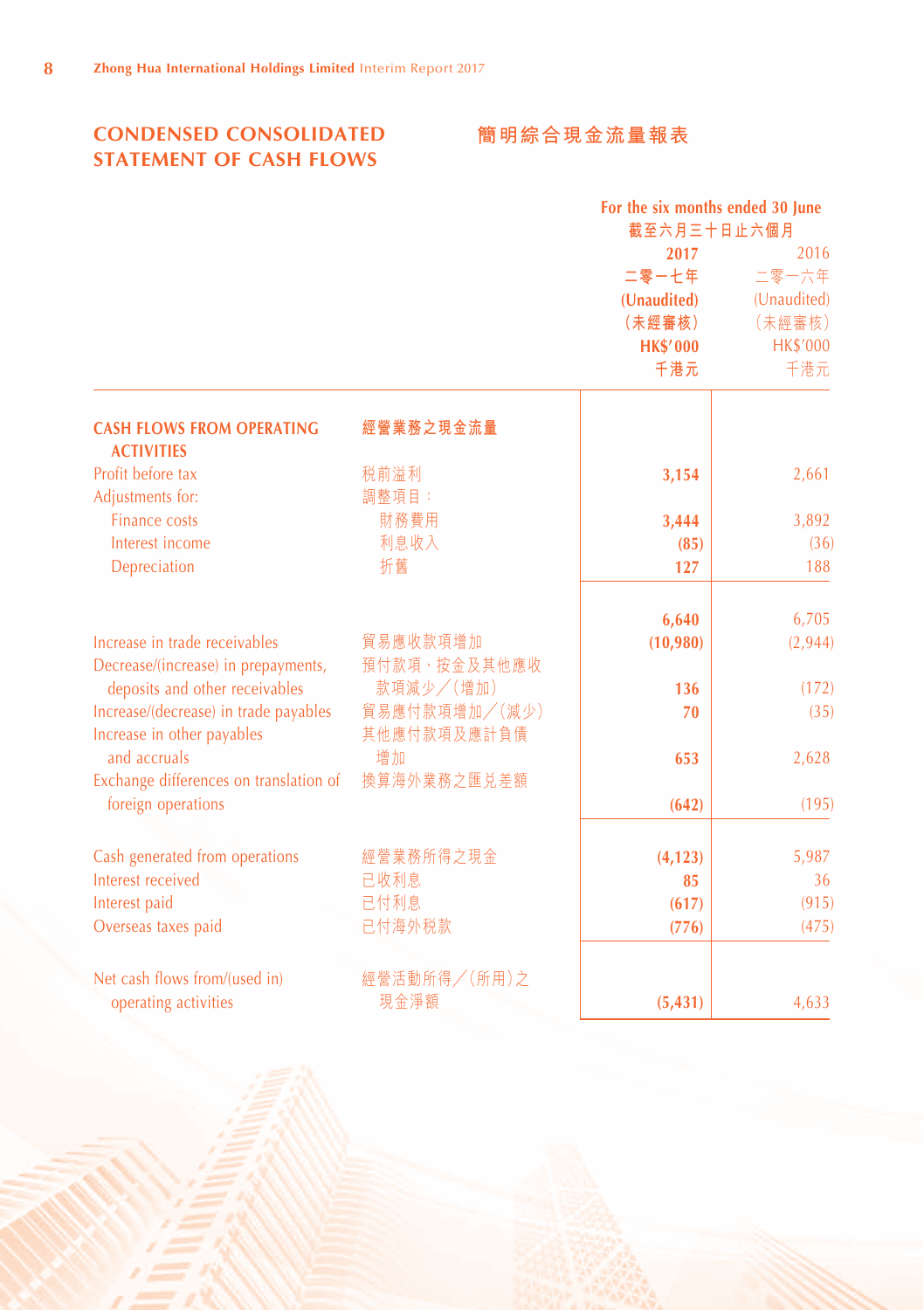# CONDENSED CONSOLIDATED STATEMENT OF CASH FLOWS

# 簡明綜合現金流量報表

| | | For the six months ended 30 June 截至六月三十日止六個月 | |
|---|---|---|---|
| | | **2017 二零一七年 (Unaudited) (未經審核) HK$'000 千港元** | 2016 二零一六年 (Unaudited) (未經審核) HK$'000 千港元 |
| **CASH FLOWS FROM OPERATING ACTIVITIES** | **經營業務之現金流量** | | |
| Profit before tax | 稅前溢利 | **3,154** | 2,661 |
| Adjustments for: | 調整項目： | | |
| Finance costs | 財務費用 | **3,444** | 3,892 |
| Interest income | 利息收入 | **(85)** | (36) |
| Depreciation | 折舊 | **127** | 188 |
| | | **6,640** | 6,705 |
| Increase in trade receivables | 貿易應收款項增加 | **(10,980)** | (2,944) |
| Decrease/(increase) in prepayments, deposits and other receivables | 預付款項、按金及其他應收款項減少／(增加) | **136** | (172) |
| Increase/(decrease) in trade payables | 貿易應付款項增加／(減少) | **70** | (35) |
| Increase in other payables and accruals | 其他應付款項及應計負債增加 | **653** | 2,628 |
| Exchange differences on translation of foreign operations | 換算海外業務之匯兌差額 | **(642)** | (195) |
| Cash generated from operations | 經營業務所得之現金 | **(4,123)** | 5,987 |
| Interest received | 已收利息 | **85** | 36 |
| Interest paid | 已付利息 | **(617)** | (915) |
| Overseas taxes paid | 已付海外稅款 | **(776)** | (475) |
| Net cash flows from/(used in) operating activities | 經營活動所得／(所用)之現金淨額 | **(5,431)** | 4,633 |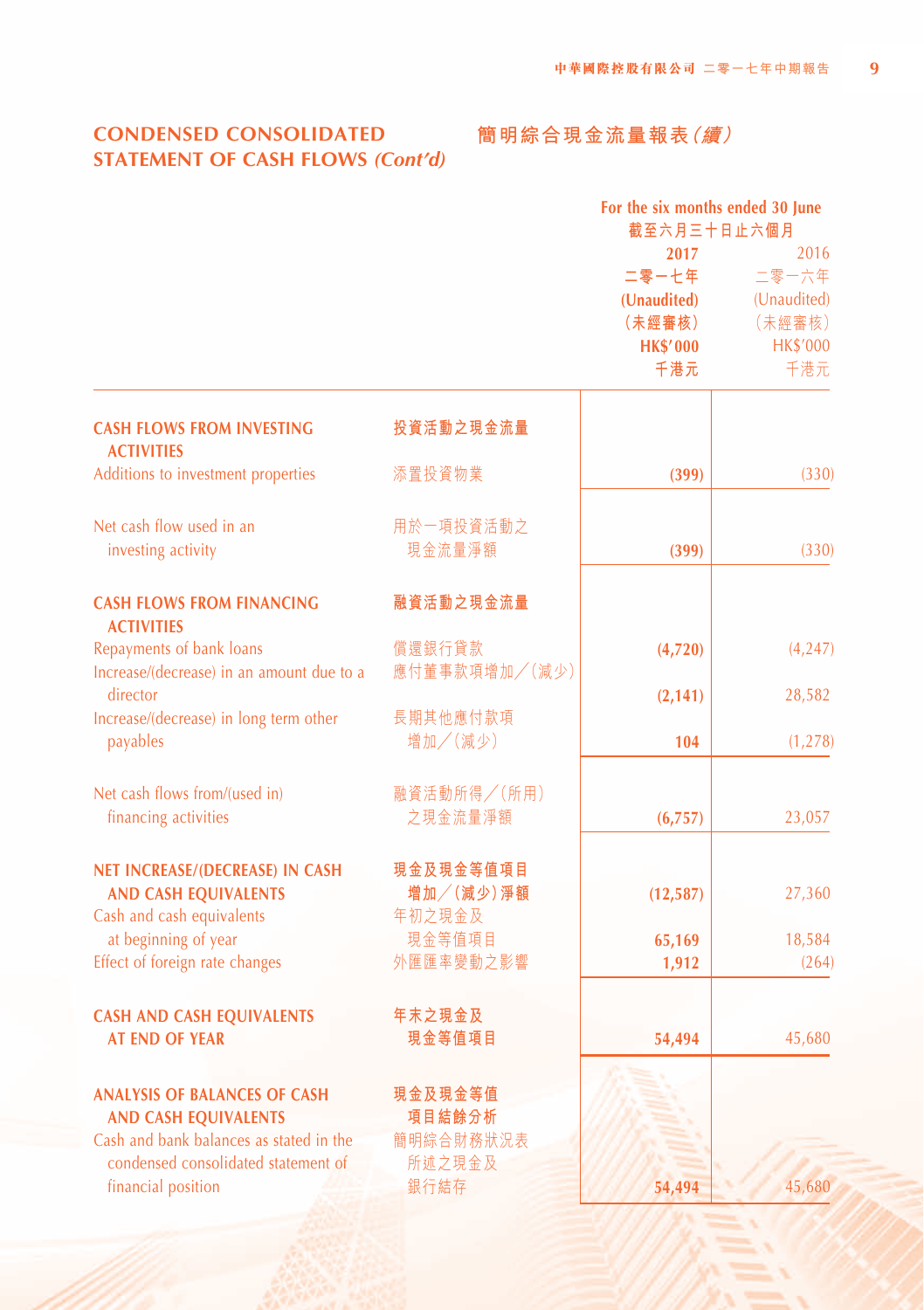## CONDENSED CONSOLIDATED STATEMENT OF CASH FLOWS *(Cont'd)*

## 簡明綜合現金流量報表*(續)*

| | | For the six months ended 30 June 截至六月三十日止六個月 | |
|---|---|---|---|
| | | **2017** | 2016 |
| | | **二零一七年** | 二零一六年 |
| | | **(Unaudited)** | (Unaudited) |
| | | **(未經審核)** | (未經審核) |
| | | **HK$'000** | HK$'000 |
| | | **千港元** | 千港元 |
| **CASH FLOWS FROM INVESTING ACTIVITIES** | **投資活動之現金流量** | | |
| Additions to investment properties | 添置投資物業 | **(399)** | (330) |
| Net cash flow used in an investing activity | 用於一項投資活動之現金流量淨額 | **(399)** | (330) |
| **CASH FLOWS FROM FINANCING ACTIVITIES** | **融資活動之現金流量** | | |
| Repayments of bank loans | 償還銀行貸款 | **(4,720)** | (4,247) |
| Increase/(decrease) in an amount due to a director | 應付董事款項增加/(減少) | **(2,141)** | 28,582 |
| Increase/(decrease) in long term other payables | 長期其他應付款項增加/(減少) | **104** | (1,278) |
| Net cash flows from/(used in) financing activities | 融資活動所得/(所用)之現金流量淨額 | **(6,757)** | 23,057 |
| **NET INCREASE/(DECREASE) IN CASH AND CASH EQUIVALENTS** | **現金及現金等值項目增加/(減少)淨額** | **(12,587)** | 27,360 |
| Cash and cash equivalents at beginning of year | 年初之現金及現金等值項目 | **65,169** | 18,584 |
| Effect of foreign rate changes | 外匯匯率變動之影響 | **1,912** | (264) |
| **CASH AND CASH EQUIVALENTS AT END OF YEAR** | **年末之現金及現金等值項目** | **54,494** | 45,680 |
| **ANALYSIS OF BALANCES OF CASH AND CASH EQUIVALENTS** | **現金及現金等值項目結餘分析** | | |
| Cash and bank balances as stated in the condensed consolidated statement of financial position | 簡明綜合財務狀況表所述之現金及銀行結存 | **54,494** | 45,680 |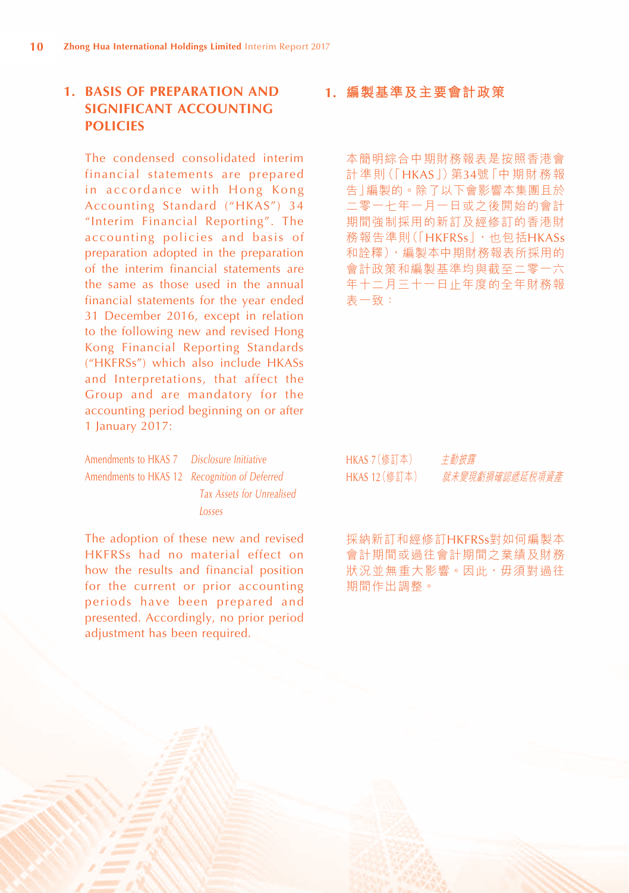## 1. BASIS OF PREPARATION AND SIGNIFICANT ACCOUNTING POLICIES

The condensed consolidated interim financial statements are prepared in accordance with Hong Kong Accounting Standard ("HKAS") 34 "Interim Financial Reporting". The accounting policies and basis of preparation adopted in the preparation of the interim financial statements are the same as those used in the annual financial statements for the year ended 31 December 2016, except in relation to the following new and revised Hong Kong Financial Reporting Standards ("HKFRSs") which also include HKASs and Interpretations, that affect the Group and are mandatory for the accounting period beginning on or after 1 January 2017:

| | |
|---|---|
| Amendments to HKAS 7 | *Disclosure Initiative* |
| Amendments to HKAS 12 | *Recognition of Deferred Tax Assets for Unrealised Losses* |

The adoption of these new and revised HKFRSs had no material effect on how the results and financial position for the current or prior accounting periods have been prepared and presented. Accordingly, no prior period adjustment has been required.

## 1. 編製基準及主要會計政策

本簡明綜合中期財務報表是按照香港會計準則（「HKAS」）第34號「中期財務報告」編製的。除了以下會影響本集團且於二零一七年一月一日或之後開始的會計期間強制採用的新訂及經修訂的香港財務報告準則（「HKFRSs」，也包括HKASs和詮釋），編製本中期財務報表所採用的會計政策和編製基準均與截至二零一六年十二月三十一日止年度的全年財務報表一致：

| | |
|---|---|
| HKAS 7（修訂本） | *主動披露* |
| HKAS 12（修訂本） | *就未變現虧損確認遞延稅項資產* |

採納新訂和經修訂HKFRSs對如何編製本會計期間或過往會計期間之業績及財務狀況並無重大影響。因此，毋須對過往期間作出調整。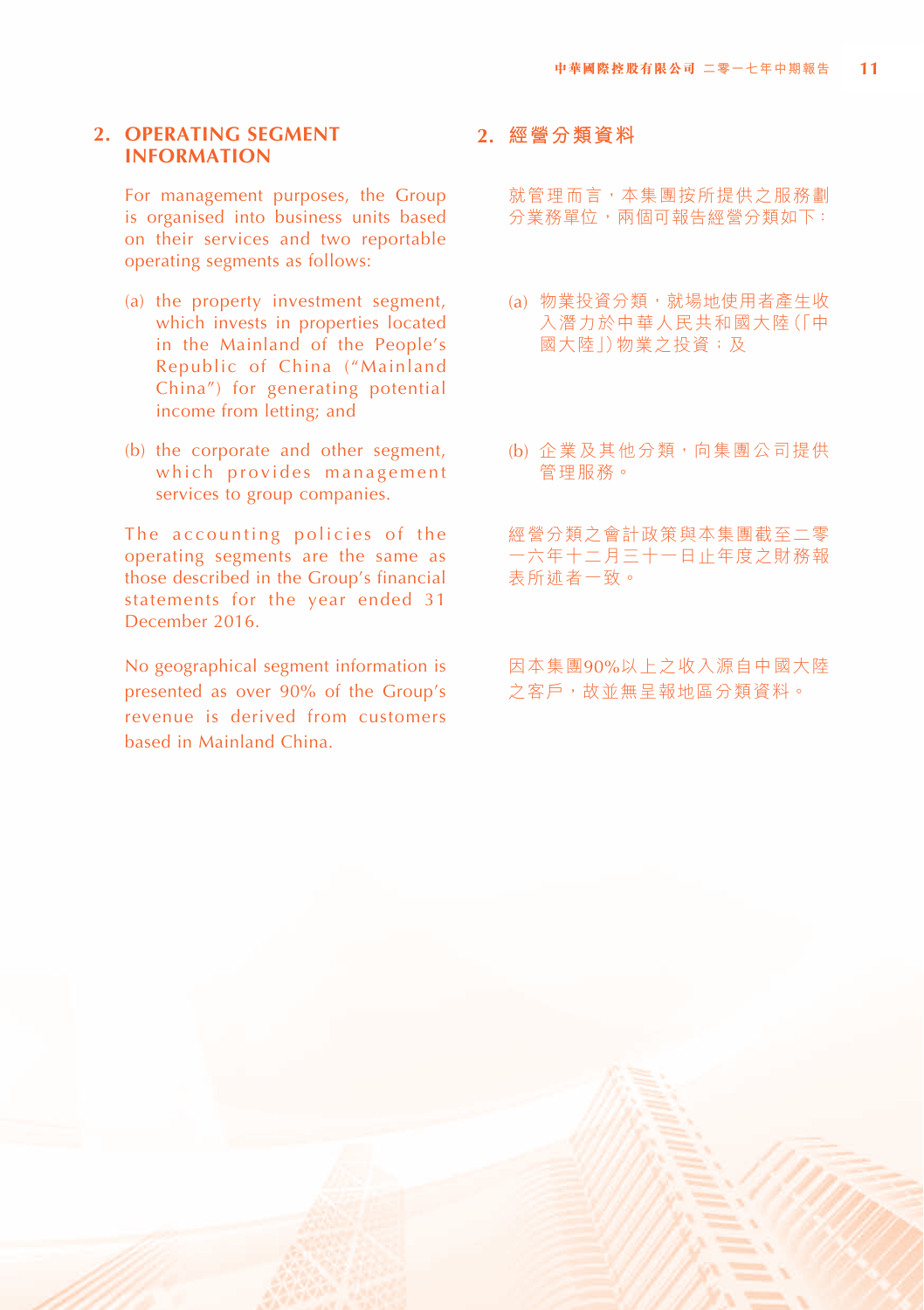## 2. OPERATING SEGMENT INFORMATION

For management purposes, the Group is organised into business units based on their services and two reportable operating segments as follows:

(a) the property investment segment, which invests in properties located in the Mainland of the People's Republic of China ("Mainland China") for generating potential income from letting; and

(b) the corporate and other segment, which provides management services to group companies.

The accounting policies of the operating segments are the same as those described in the Group's financial statements for the year ended 31 December 2016.

No geographical segment information is presented as over 90% of the Group's revenue is derived from customers based in Mainland China.

## 2. 經營分類資料

就管理而言，本集團按所提供之服務劃分業務單位，兩個可報告經營分類如下：

(a) 物業投資分類，就場地使用者產生收入潛力於中華人民共和國大陸(「中國大陸」)物業之投資；及

(b) 企業及其他分類，向集團公司提供管理服務。

經營分類之會計政策與本集團截至二零一六年十二月三十一日止年度之財務報表所述者一致。

因本集團90%以上之收入源自中國大陸之客戶，故並無呈報地區分類資料。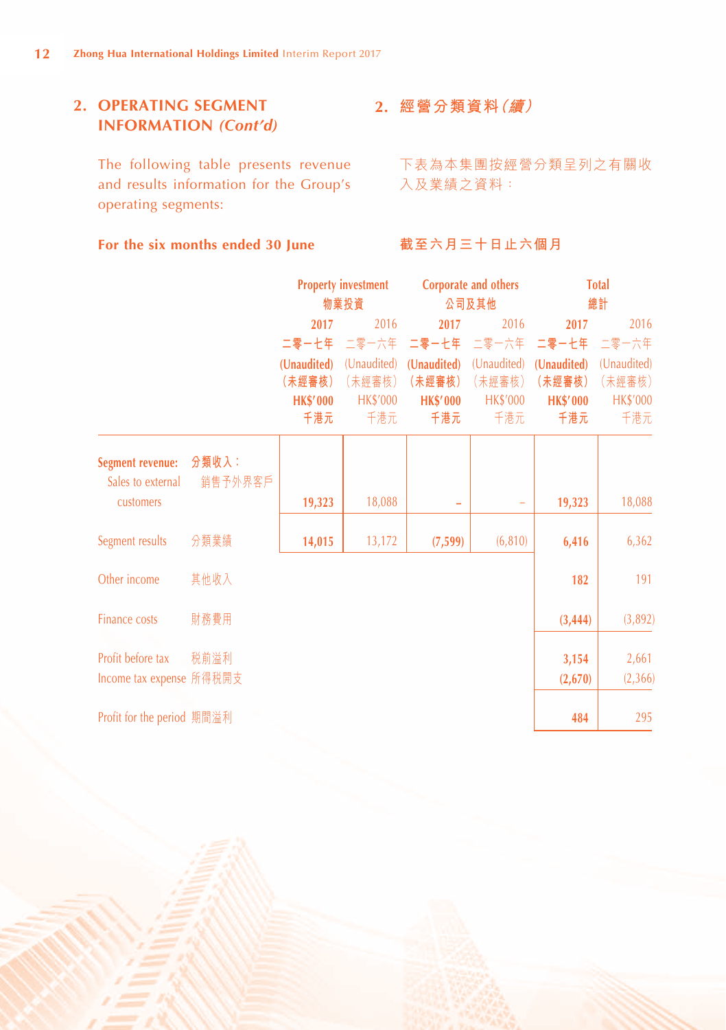## 2. OPERATING SEGMENT INFORMATION *(Cont'd)*

## 2. 經營分類資料*（續）*

The following table presents revenue and results information for the Group's operating segments:

下表為本集團按經營分類呈列之有關收入及業績之資料：

**For the six months ended 30 June**

**截至六月三十日止六個月**

| | Property investment 物業投資 | | Corporate and others 公司及其他 | | Total 總計 | |
|---|---|---|---|---|---|---|
| | **2017 二零一七年 (Unaudited) (未經審核) HK$'000 千港元** | 2016 二零一六年 (Unaudited) (未經審核) HK$'000 千港元 | **2017 二零一七年 (Unaudited) (未經審核) HK$'000 千港元** | 2016 二零一六年 (Unaudited) (未經審核) HK$'000 千港元 | **2017 二零一七年 (Unaudited) (未經審核) HK$'000 千港元** | 2016 二零一六年 (Unaudited) (未經審核) HK$'000 千港元 |
| **Segment revenue: 分類收入：** | | | | | | |
| Sales to external customers 銷售予外界客戶 | **19,323** | 18,088 | **–** | – | **19,323** | 18,088 |
| Segment results 分類業績 | **14,015** | 13,172 | **(7,599)** | (6,810) | **6,416** | 6,362 |
| Other income 其他收入 | | | | | **182** | 191 |
| Finance costs 財務費用 | | | | | **(3,444)** | (3,892) |
| Profit before tax 稅前溢利 | | | | | **3,154** | 2,661 |
| Income tax expense 所得稅開支 | | | | | **(2,670)** | (2,366) |
| Profit for the period 期間溢利 | | | | | **484** | 295 |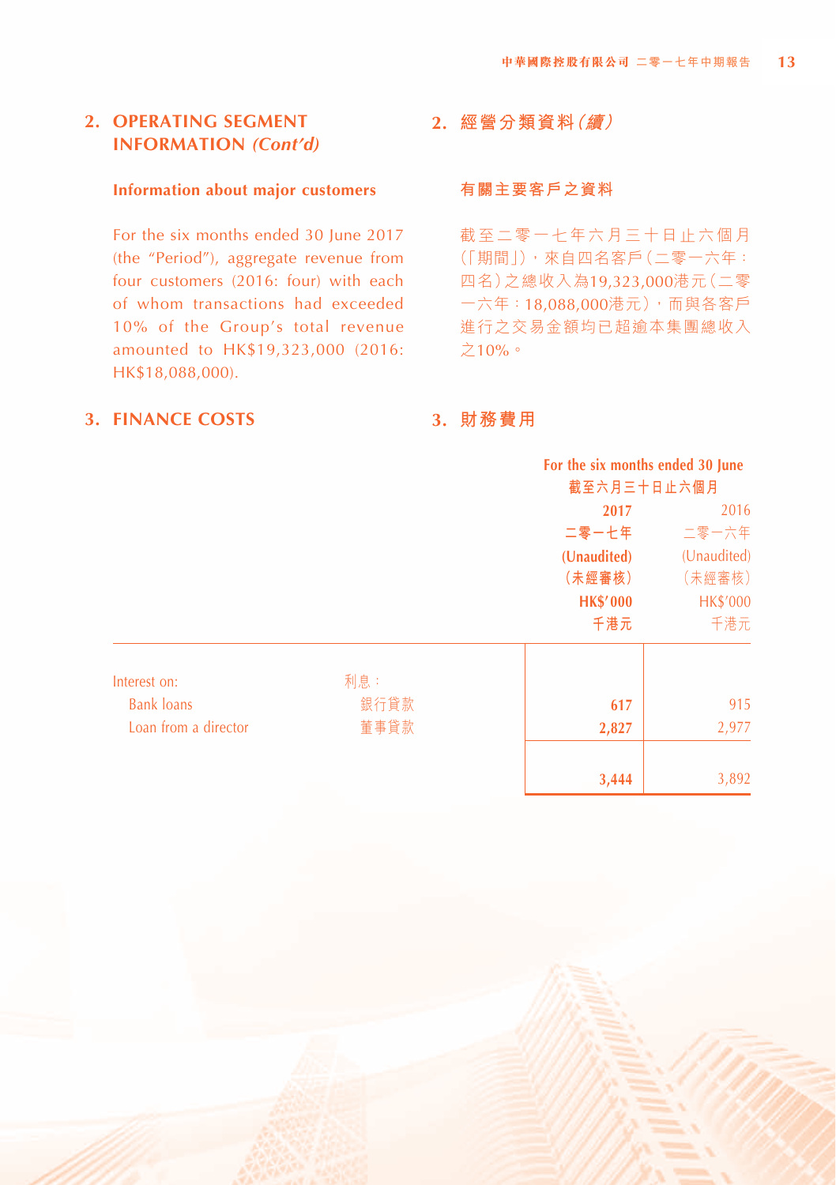## 2. OPERATING SEGMENT INFORMATION *(Cont'd)*

## 2. 經營分類資料*(續)*

### Information about major customers

For the six months ended 30 June 2017 (the "Period"), aggregate revenue from four customers (2016: four) with each of whom transactions had exceeded 10% of the Group's total revenue amounted to HK$19,323,000 (2016: HK$18,088,000).

### 有關主要客戶之資料

截至二零一七年六月三十日止六個月(「期間」)，來自四名客戶(二零一六年：四名)之總收入為19,323,000港元(二零一六年：18,088,000港元)，而與各客戶進行之交易金額均已超逾本集團總收入之10%。

## 3. FINANCE COSTS

## 3. 財務費用

| | | For the six months ended 30 June 截至六月三十日止六個月 | |
|---|---|---|---|
| | | **2017 二零一七年 (Unaudited) (未經審核) HK$'000 千港元** | 2016 二零一六年 (Unaudited) (未經審核) HK$'000 千港元 |
| Interest on: | 利息： | | |
| Bank loans | 銀行貸款 | **617** | 915 |
| Loan from a director | 董事貸款 | **2,827** | 2,977 |
| | | **3,444** | 3,892 |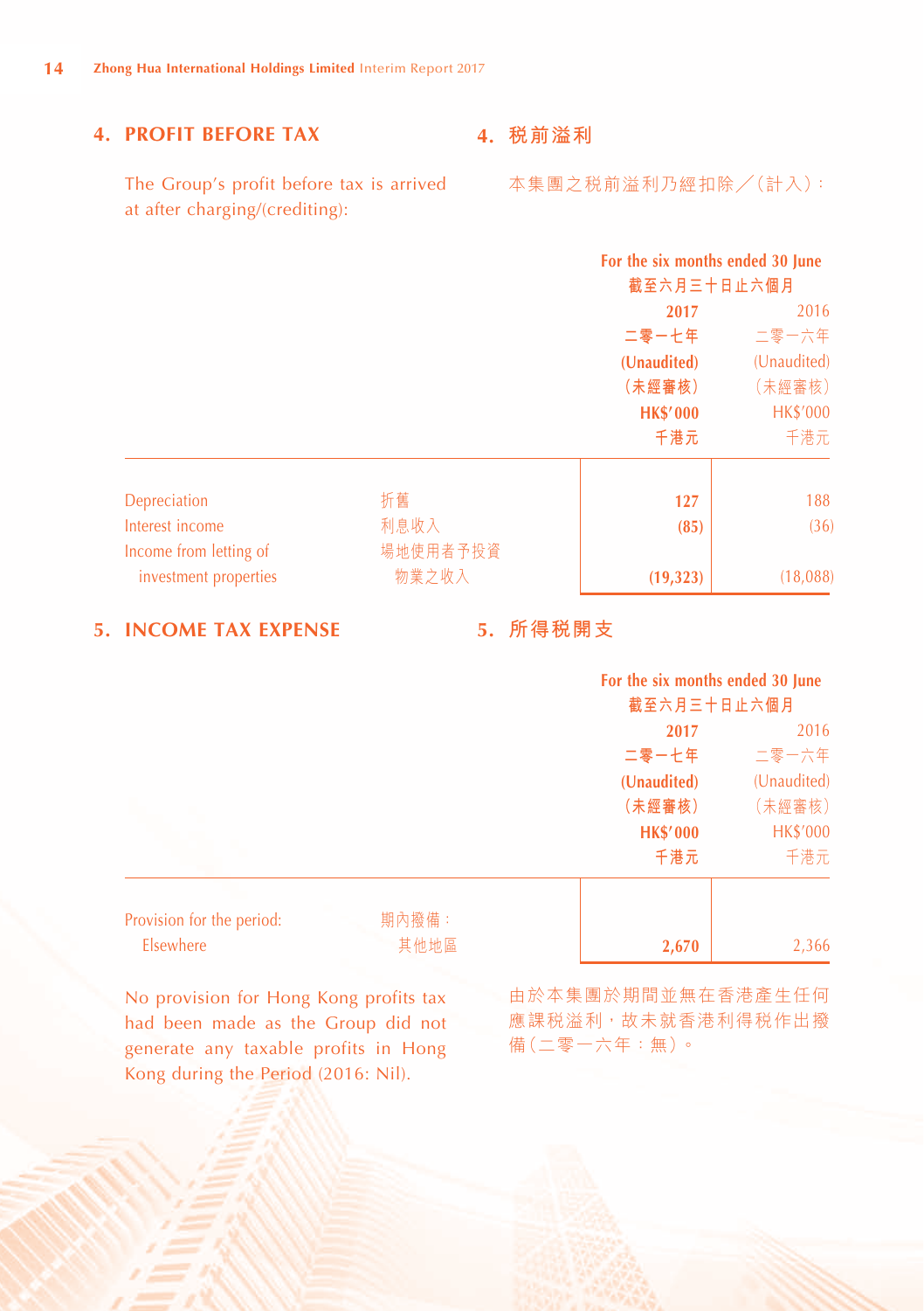## 4. PROFIT BEFORE TAX

## 4. 稅前溢利

The Group's profit before tax is arrived at after charging/(crediting):

本集團之稅前溢利乃經扣除╱(計入)：

| | | For the six months ended 30 June 截至六月三十日止六個月 | |
|---|---|---|---|
| | | **2017 二零一七年 (Unaudited) (未經審核) HK$'000 千港元** | 2016 二零一六年 (Unaudited) (未經審核) HK$'000 千港元 |
| Depreciation | 折舊 | **127** | 188 |
| Interest income | 利息收入 | **(85)** | (36) |
| Income from letting of investment properties | 場地使用者予投資物業之收入 | **(19,323)** | (18,088) |

## 5. INCOME TAX EXPENSE

## 5. 所得稅開支

| | | For the six months ended 30 June 截至六月三十日止六個月 | |
|---|---|---|---|
| | | **2017 二零一七年 (Unaudited) (未經審核) HK$'000 千港元** | 2016 二零一六年 (Unaudited) (未經審核) HK$'000 千港元 |
| Provision for the period: | 期內撥備： | | |
| Elsewhere | 其他地區 | **2,670** | 2,366 |

No provision for Hong Kong profits tax had been made as the Group did not generate any taxable profits in Hong Kong during the Period (2016: Nil).

由於本集團於期間並無在香港產生任何應課稅溢利，故未就香港利得稅作出撥備(二零一六年：無)。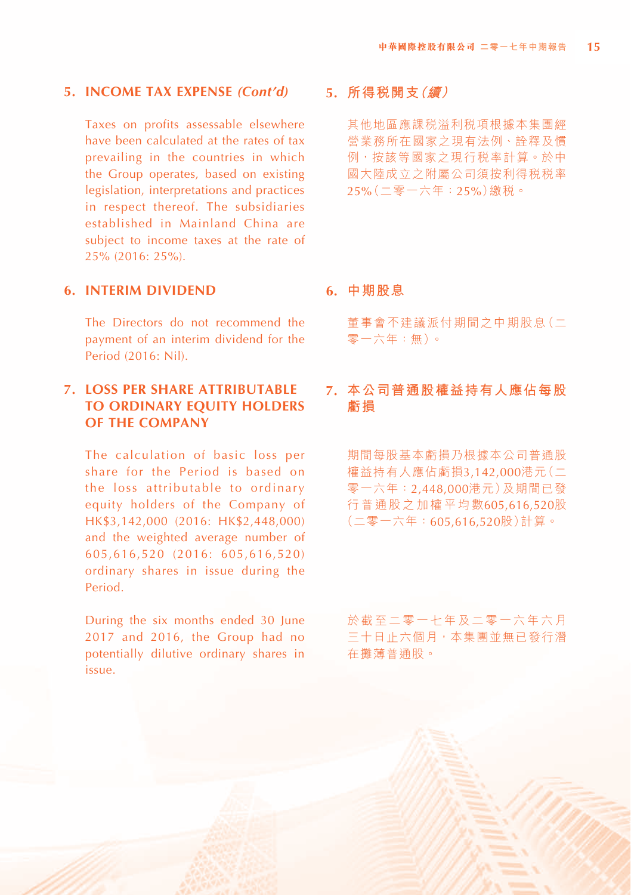## 5. INCOME TAX EXPENSE *(Cont'd)*

Taxes on profits assessable elsewhere have been calculated at the rates of tax prevailing in the countries in which the Group operates, based on existing legislation, interpretations and practices in respect thereof. The subsidiaries established in Mainland China are subject to income taxes at the rate of 25% (2016: 25%).

## 6. INTERIM DIVIDEND

The Directors do not recommend the payment of an interim dividend for the Period (2016: Nil).

## 7. LOSS PER SHARE ATTRIBUTABLE TO ORDINARY EQUITY HOLDERS OF THE COMPANY

The calculation of basic loss per share for the Period is based on the loss attributable to ordinary equity holders of the Company of HK$3,142,000 (2016: HK$2,448,000) and the weighted average number of 605,616,520 (2016: 605,616,520) ordinary shares in issue during the Period.

During the six months ended 30 June 2017 and 2016, the Group had no potentially dilutive ordinary shares in issue.

## 5. 所得稅開支*（續）*

其他地區應課稅溢利稅項根據本集團經營業務所在國家之現有法例、詮釋及慣例，按該等國家之現行稅率計算。於中國大陸成立之附屬公司須按利得稅稅率25%（二零一六年：25%）繳稅。

## 6. 中期股息

董事會不建議派付期間之中期股息（二零一六年：無）。

## 7. 本公司普通股權益持有人應佔每股虧損

期間每股基本虧損乃根據本公司普通股權益持有人應佔虧損3,142,000港元（二零一六年：2,448,000港元）及期間已發行普通股之加權平均數605,616,520股（二零一六年：605,616,520股）計算。

於截至二零一七年及二零一六年六月三十日止六個月，本集團並無已發行潛在攤薄普通股。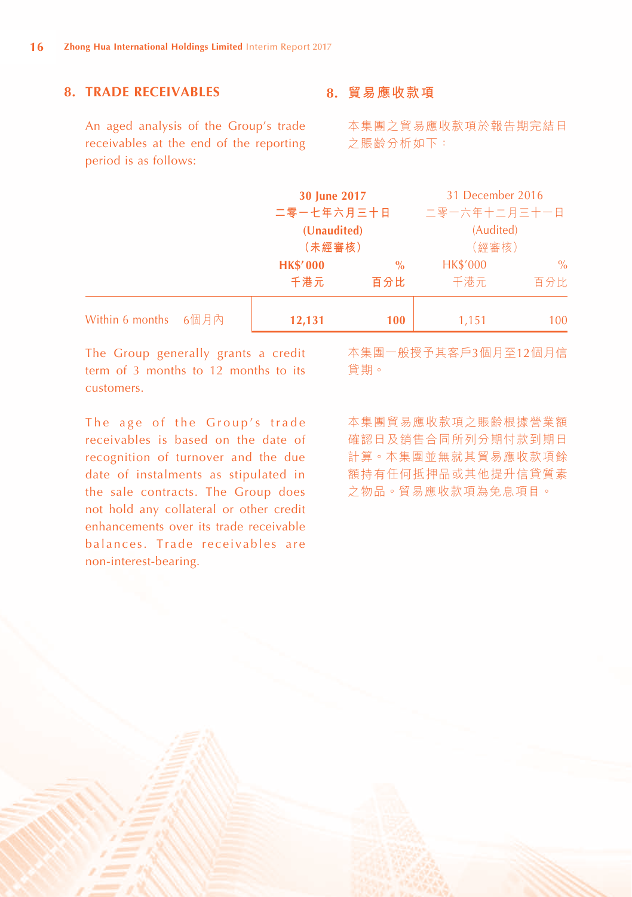## 8. TRADE RECEIVABLES

## 8. 貿易應收款項

An aged analysis of the Group's trade receivables at the end of the reporting period is as follows:

本集團之貿易應收款項於報告期完結日之賬齡分析如下：

| | **30 June 2017 二零一七年六月三十日 (Unaudited) (未經審核)** | | 31 December 2016 二零一六年十二月三十一日 (Audited) (經審核) | |
|---|---|---|---|---|
| | **HK$'000 千港元** | **% 百分比** | HK$'000 千港元 | % 百分比 |
| Within 6 months 6個月內 | **12,131** | **100** | 1,151 | 100 |

The Group generally grants a credit term of 3 months to 12 months to its customers.

本集團一般授予其客戶3個月至12個月信貸期。

The age of the Group's trade receivables is based on the date of recognition of turnover and the due date of instalments as stipulated in the sale contracts. The Group does not hold any collateral or other credit enhancements over its trade receivable balances. Trade receivables are non-interest-bearing.

本集團貿易應收款項之賬齡根據營業額確認日及銷售合同所列分期付款到期日計算。本集團並無就其貿易應收款項餘額持有任何抵押品或其他提升信貸質素之物品。貿易應收款項為免息項目。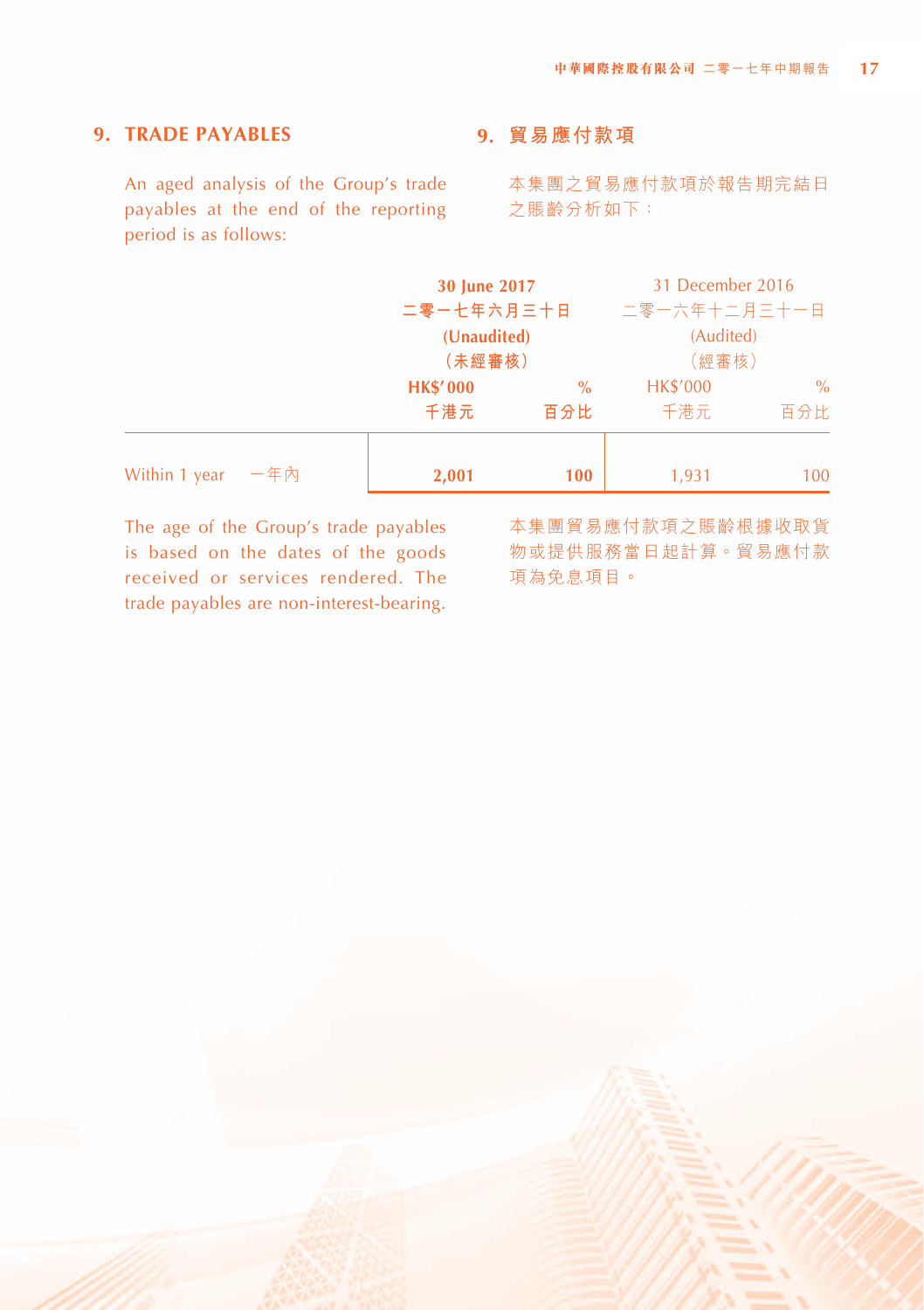## 9. TRADE PAYABLES

An aged analysis of the Group's trade payables at the end of the reporting period is as follows:

## 9. 貿易應付款項

本集團之貿易應付款項於報告期完結日之賬齡分析如下：

| | **30 June 2017 二零一七年六月三十日 (Unaudited) (未經審核)** | | 31 December 2016 二零一六年十二月三十一日 (Audited) (經審核) | |
|---|---|---|---|---|
| | **HK$'000 千港元** | **% 百分比** | HK$'000 千港元 | % 百分比 |
| Within 1 year 一年內 | **2,001** | **100** | 1,931 | 100 |

The age of the Group's trade payables is based on the dates of the goods received or services rendered. The trade payables are non-interest-bearing.

本集團貿易應付款項之賬齡根據收取貨物或提供服務當日起計算。貿易應付款項為免息項目。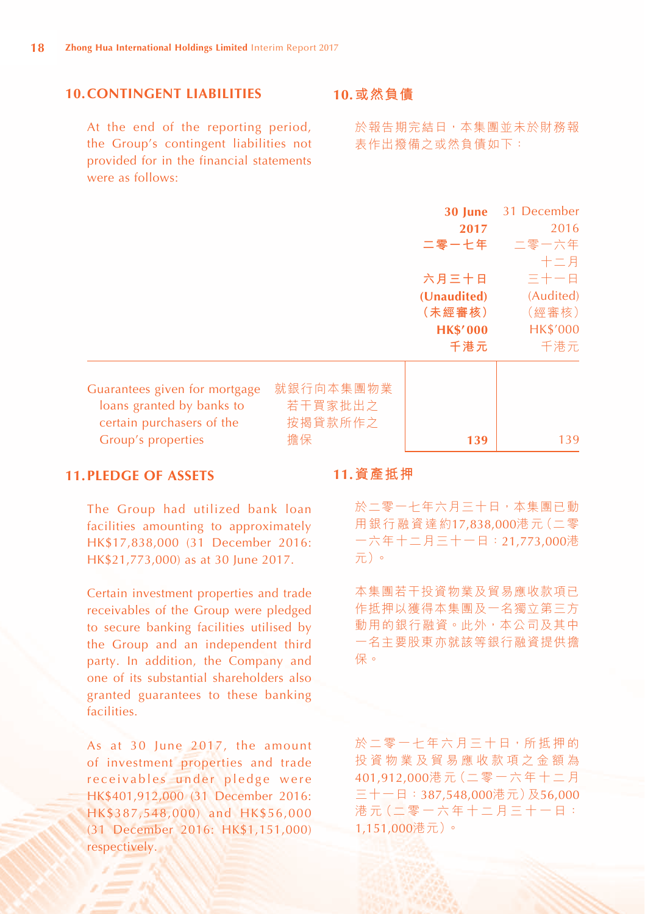## 10. CONTINGENT LIABILITIES

At the end of the reporting period, the Group's contingent liabilities not provided for in the financial statements were as follows:

## 10. 或然負債

於報告期完結日，本集團並未於財務報表作出撥備之或然負債如下：

| | | **30 June 2017 二零一七年六月三十日 (Unaudited) (未經審核) HK$'000 千港元** | 31 December 2016 二零一六年十二月三十一日 (Audited) (經審核) HK$'000 千港元 |
|---|---|---|---|
| Guarantees given for mortgage loans granted by banks to certain purchasers of the Group's properties | 就銀行向本集團物業若干買家批出之按揭貸款所作之擔保 | **139** | 139 |

## 11. PLEDGE OF ASSETS

The Group had utilized bank loan facilities amounting to approximately HK$17,838,000 (31 December 2016: HK$21,773,000) as at 30 June 2017.

Certain investment properties and trade receivables of the Group were pledged to secure banking facilities utilised by the Group and an independent third party. In addition, the Company and one of its substantial shareholders also granted guarantees to these banking facilities.

As at 30 June 2017, the amount of investment properties and trade receivables under pledge were HK$401,912,000 (31 December 2016: HK$387,548,000) and HK$56,000 (31 December 2016: HK$1,151,000) respectively.

## 11. 資產抵押

於二零一七年六月三十日，本集團已動用銀行融資達約17,838,000港元（二零一六年十二月三十一日：21,773,000港元）。

本集團若干投資物業及貿易應收款項已作抵押以獲得本集團及一名獨立第三方動用的銀行融資。此外，本公司及其中一名主要股東亦就該等銀行融資提供擔保。

於二零一七年六月三十日，所抵押的投資物業及貿易應收款項之金額為401,912,000港元（二零一六年十二月三十一日：387,548,000港元）及56,000港元（二零一六年十二月三十一日：1,151,000港元）。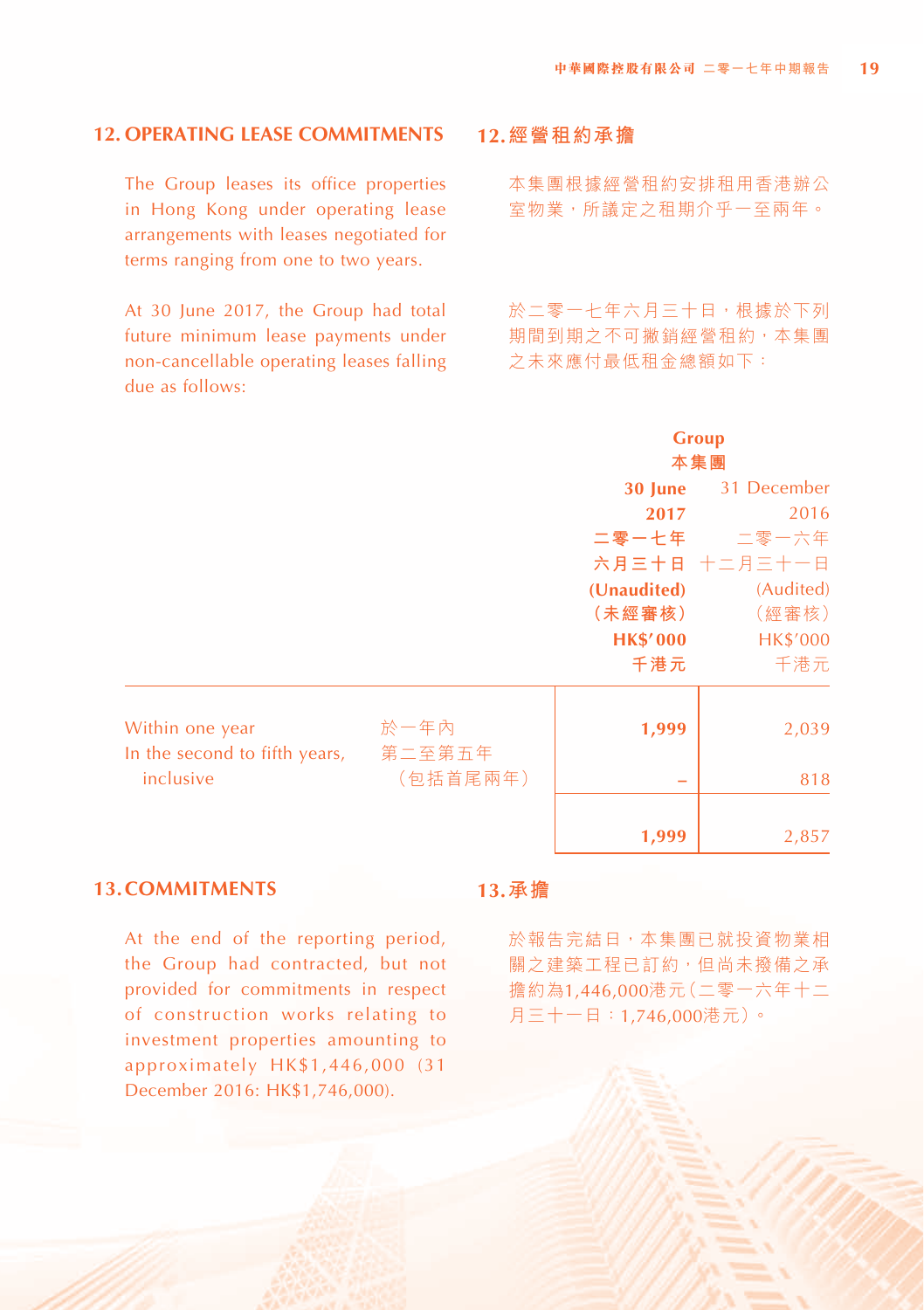## 12. OPERATING LEASE COMMITMENTS

## 12. 經營租約承擔

The Group leases its office properties in Hong Kong under operating lease arrangements with leases negotiated for terms ranging from one to two years.

本集團根據經營租約安排租用香港辦公室物業，所議定之租期介乎一至兩年。

At 30 June 2017, the Group had total future minimum lease payments under non-cancellable operating leases falling due as follows:

於二零一七年六月三十日，根據於下列期間到期之不可撤銷經營租約，本集團之未來應付最低租金總額如下：

| | | Group 本集團 | |
|---|---|---|---|
| | | **30 June 2017 二零一七年六月三十日 (Unaudited) (未經審核) HK$'000 千港元** | 31 December 2016 二零一六年十二月三十一日 (Audited) (經審核) HK$'000 千港元 |
| Within one year | 於一年內 | **1,999** | 2,039 |
| In the second to fifth years, inclusive | 第二至第五年（包括首尾兩年） | **–** | 818 |
| | | **1,999** | 2,857 |

## 13. COMMITMENTS

## 13. 承擔

At the end of the reporting period, the Group had contracted, but not provided for commitments in respect of construction works relating to investment properties amounting to approximately HK$1,446,000 (31 December 2016: HK$1,746,000).

於報告完結日，本集團已就投資物業相關之建築工程已訂約，但尚未撥備之承擔約為1,446,000港元（二零一六年十二月三十一日：1,746,000港元）。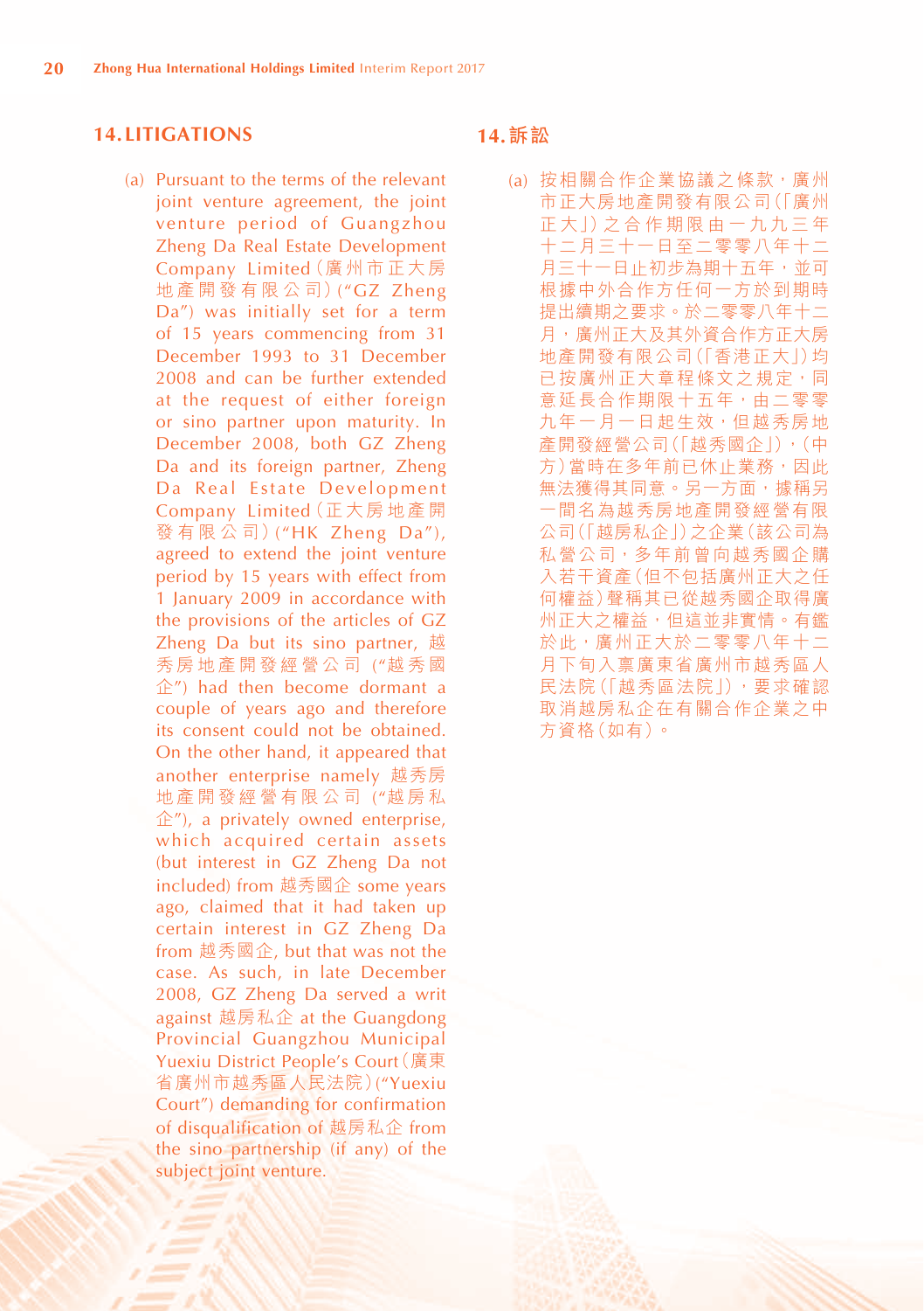## 14. LITIGATIONS

(a) Pursuant to the terms of the relevant joint venture agreement, the joint venture period of Guangzhou Zheng Da Real Estate Development Company Limited（廣州市正大房地產開發有限公司）("GZ Zheng Da") was initially set for a term of 15 years commencing from 31 December 1993 to 31 December 2008 and can be further extended at the request of either foreign or sino partner upon maturity. In December 2008, both GZ Zheng Da and its foreign partner, Zheng Da Real Estate Development Company Limited（正大房地產開發有限公司）("HK Zheng Da"), agreed to extend the joint venture period by 15 years with effect from 1 January 2009 in accordance with the provisions of the articles of GZ Zheng Da but its sino partner, 越秀房地產開發經營公司 ("越秀國企") had then become dormant a couple of years ago and therefore its consent could not be obtained. On the other hand, it appeared that another enterprise namely 越秀房地產開發經營有限公司 ("越房私企"), a privately owned enterprise, which acquired certain assets (but interest in GZ Zheng Da not included) from 越秀國企 some years ago, claimed that it had taken up certain interest in GZ Zheng Da from 越秀國企, but that was not the case. As such, in late December 2008, GZ Zheng Da served a writ against 越房私企 at the Guangdong Provincial Guangzhou Municipal Yuexiu District People's Court（廣東省廣州市越秀區人民法院）("Yuexiu Court") demanding for confirmation of disqualification of 越房私企 from the sino partnership (if any) of the subject joint venture.

## 14. 訴訟

(a) 按相關合作企業協議之條款，廣州市正大房地產開發有限公司（「廣州正大」）之合作期限由一九九三年十二月三十一日至二零零八年十二月三十一日止初步為期十五年，並可根據中外合作方任何一方於到期時提出續期之要求。於二零零八年十二月，廣州正大及其外資合作方正大房地產開發有限公司（「香港正大」）均已按廣州正大章程條文之規定，同意延長合作期限十五年，由二零零九年一月一日起生效，但越秀房地產開發經營公司（「越秀國企」），（中方）當時在多年前已休止業務，因此無法獲得其同意。另一方面，據稱另一間名為越秀房地產開發經營有限公司（「越房私企」）之企業（該公司為私營公司，多年前曾向越秀國企購入若干資產（但不包括廣州正大之任何權益）聲稱其已從越秀國企取得廣州正大之權益，但這並非實情。有鑑於此，廣州正大於二零零八年十二月下旬入稟廣東省廣州市越秀區人民法院（「越秀區法院」），要求確認取消越房私企在有關合作企業之中方資格（如有）。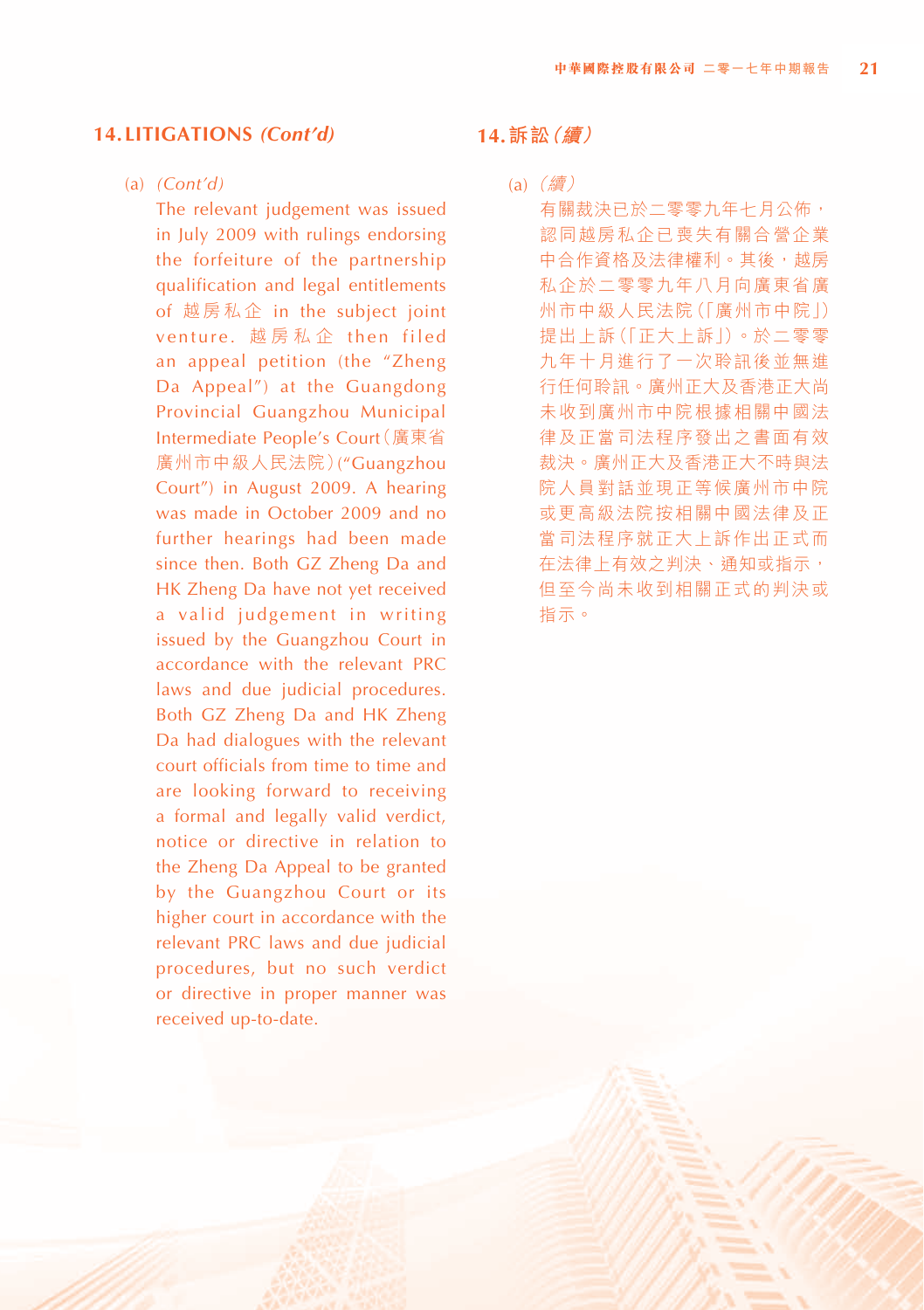## 14. LITIGATIONS *(Cont'd)*

(a) *(Cont'd)*

The relevant judgement was issued in July 2009 with rulings endorsing the forfeiture of the partnership qualification and legal entitlements of 越房私企 in the subject joint venture. 越房私企 then filed an appeal petition (the "Zheng Da Appeal") at the Guangdong Provincial Guangzhou Municipal Intermediate People's Court (廣東省廣州市中級人民法院) ("Guangzhou Court") in August 2009. A hearing was made in October 2009 and no further hearings had been made since then. Both GZ Zheng Da and HK Zheng Da have not yet received a valid judgement in writing issued by the Guangzhou Court in accordance with the relevant PRC laws and due judicial procedures. Both GZ Zheng Da and HK Zheng Da had dialogues with the relevant court officials from time to time and are looking forward to receiving a formal and legally valid verdict, notice or directive in relation to the Zheng Da Appeal to be granted by the Guangzhou Court or its higher court in accordance with the relevant PRC laws and due judicial procedures, but no such verdict or directive in proper manner was received up-to-date.

## 14. 訴訟（續）

(a) （續）

有關裁決已於二零零九年七月公佈，認同越房私企已喪失有關合營企業中合作資格及法律權利。其後，越房私企於二零零九年八月向廣東省廣州市中級人民法院（「廣州市中院」）提出上訴（「正大上訴」）。於二零零九年十月進行了一次聆訊後並無進行任何聆訊。廣州正大及香港正大尚未收到廣州市中院根據相關中國法律及正當司法程序發出之書面有效裁決。廣州正大及香港正大不時與法院人員對話並現正等候廣州市中院或更高級法院按相關中國法律及正當司法程序就正大上訴作出正式而在法律上有效之判決、通知或指示，但至今尚未收到相關正式的判決或指示。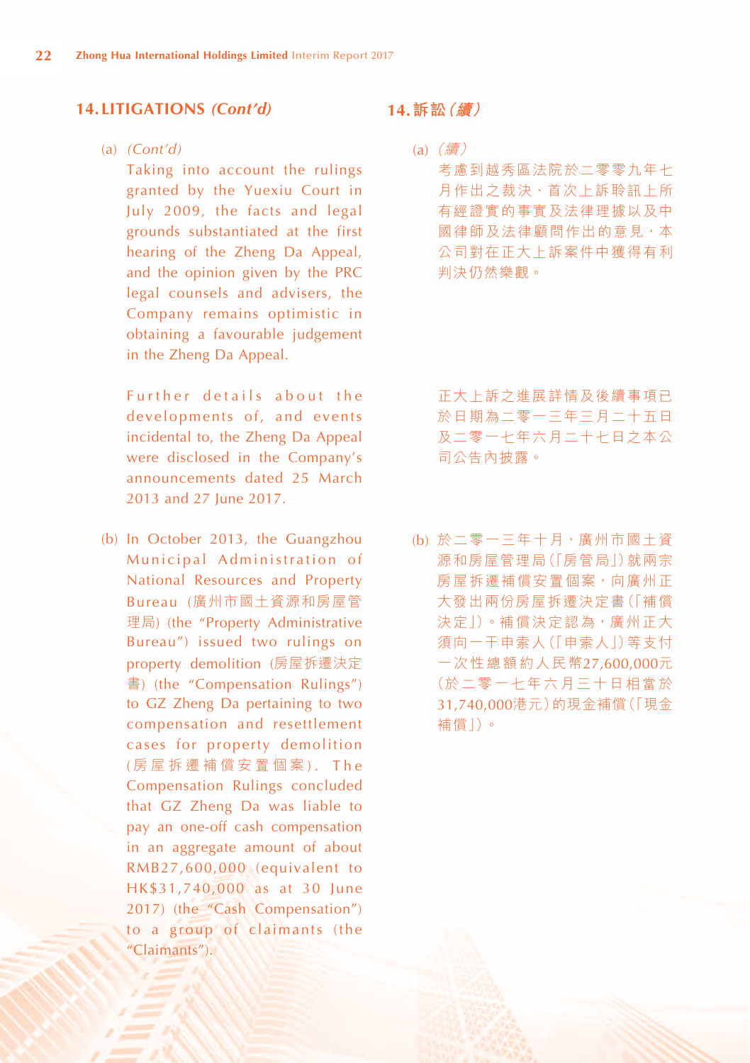## 14. LITIGATIONS *(Cont'd)*

(a) *(Cont'd)*

Taking into account the rulings granted by the Yuexiu Court in July 2009, the facts and legal grounds substantiated at the first hearing of the Zheng Da Appeal, and the opinion given by the PRC legal counsels and advisers, the Company remains optimistic in obtaining a favourable judgement in the Zheng Da Appeal.

Further details about the developments of, and events incidental to, the Zheng Da Appeal were disclosed in the Company's announcements dated 25 March 2013 and 27 June 2017.

(b) In October 2013, the Guangzhou Municipal Administration of National Resources and Property Bureau (廣州市國土資源和房屋管理局) (the "Property Administrative Bureau") issued two rulings on property demolition (房屋拆遷決定書) (the "Compensation Rulings") to GZ Zheng Da pertaining to two compensation and resettlement cases for property demolition (房屋拆遷補償安置個案). The Compensation Rulings concluded that GZ Zheng Da was liable to pay an one-off cash compensation in an aggregate amount of about RMB27,600,000 (equivalent to HK$31,740,000 as at 30 June 2017) (the "Cash Compensation") to a group of claimants (the "Claimants").

## 14. 訴訟*（續）*

(a) *（續）*

考慮到越秀區法院於二零零九年七月作出之裁決、首次上訴聆訊上所有經證實的事實及法律理據以及中國律師及法律顧問作出的意見，本公司對在正大上訴案件中獲得有利判決仍然樂觀。

正大上訴之進展詳情及後續事項已於日期為二零一三年三月二十五日及二零一七年六月二十七日之本公司公告內披露。

(b) 於二零一三年十月，廣州市國土資源和房屋管理局（「房管局」）就兩宗房屋拆遷補償安置個案，向廣州正大發出兩份房屋拆遷決定書（「補償決定」）。補償決定認為，廣州正大須向一干申索人（「申索人」）等支付一次性總額約人民幣27,600,000元（於二零一七年六月三十日相當於31,740,000港元）的現金補償（「現金補償」）。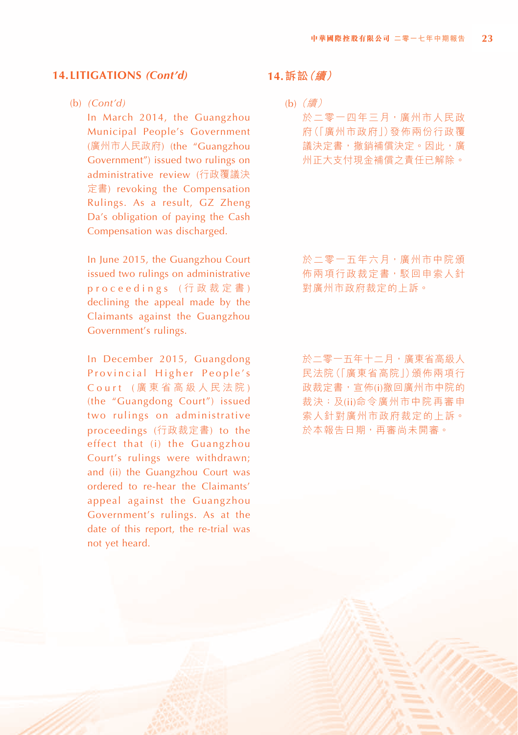## 14. LITIGATIONS *(Cont'd)*

(b) *(Cont'd)*

In March 2014, the Guangzhou Municipal People's Government (廣州市人民政府) (the "Guangzhou Government") issued two rulings on administrative review (行政覆議決定書) revoking the Compensation Rulings. As a result, GZ Zheng Da's obligation of paying the Cash Compensation was discharged.

In June 2015, the Guangzhou Court issued two rulings on administrative proceedings (行政裁定書) declining the appeal made by the Claimants against the Guangzhou Government's rulings.

In December 2015, Guangdong Provincial Higher People's Court (廣東省高級人民法院) (the "Guangdong Court") issued two rulings on administrative proceedings (行政裁定書) to the effect that (i) the Guangzhou Court's rulings were withdrawn; and (ii) the Guangzhou Court was ordered to re-hear the Claimants' appeal against the Guangzhou Government's rulings. As at the date of this report, the re-trial was not yet heard.

## 14. 訴訟（續）

(b) （續）

於二零一四年三月，廣州市人民政府（「廣州市政府」）發佈兩份行政覆議決定書，撤銷補償決定。因此，廣州正大支付現金補償之責任已解除。

於二零一五年六月，廣州市中院頒佈兩項行政裁定書，駁回申索人針對廣州市政府裁定的上訴。

於二零一五年十二月，廣東省高級人民法院（「廣東省高院」）頒佈兩項行政裁定書，宣佈(i)撤回廣州市中院的裁決；及(ii)命令廣州市中院再審申索人針對廣州市政府裁定的上訴。於本報告日期，再審尚未開審。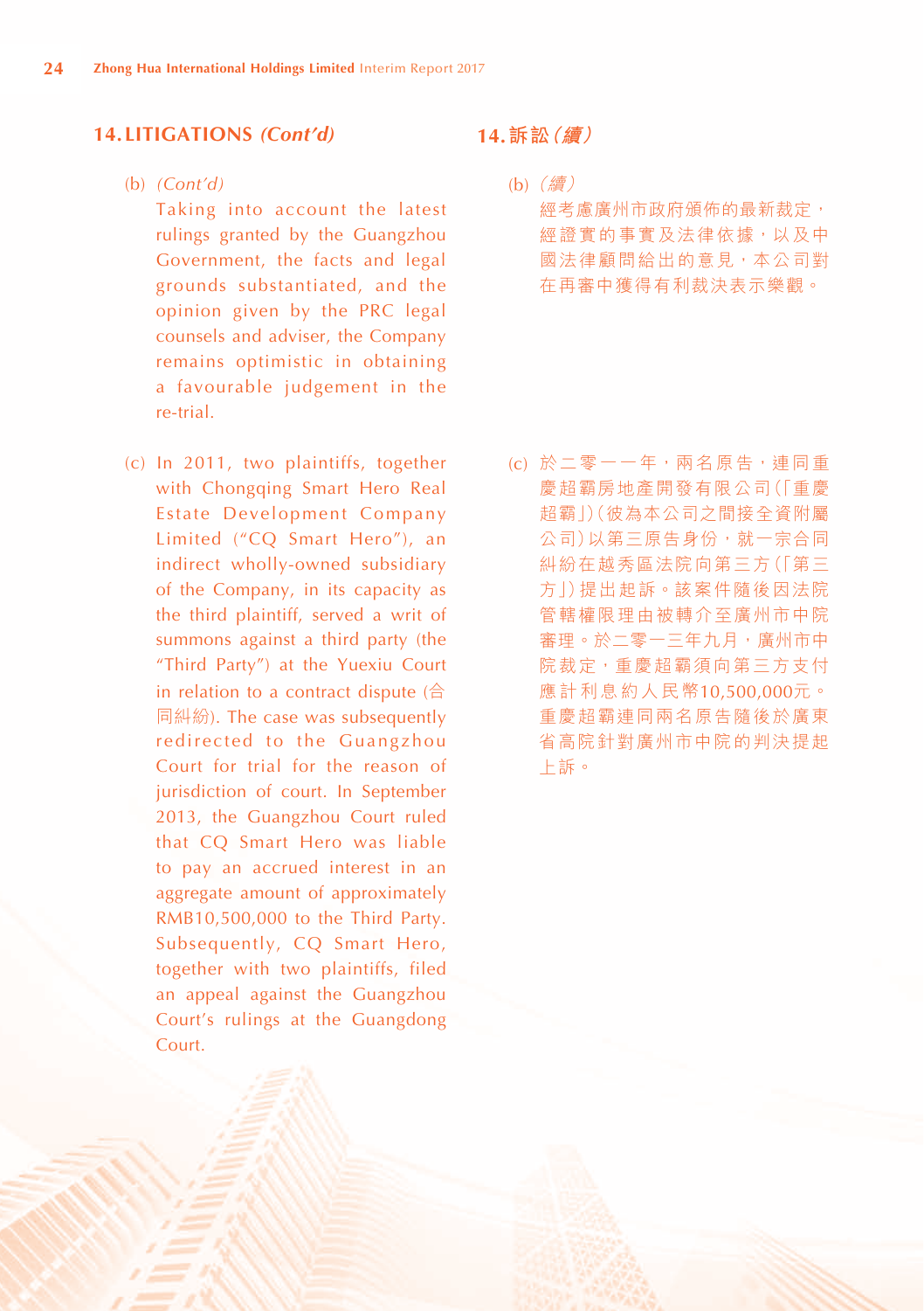## 14. LITIGATIONS *(Cont'd)*

(b) *(Cont'd)*

Taking into account the latest rulings granted by the Guangzhou Government, the facts and legal grounds substantiated, and the opinion given by the PRC legal counsels and adviser, the Company remains optimistic in obtaining a favourable judgement in the re-trial.

(c) In 2011, two plaintiffs, together with Chongqing Smart Hero Real Estate Development Company Limited ("CQ Smart Hero"), an indirect wholly-owned subsidiary of the Company, in its capacity as the third plaintiff, served a writ of summons against a third party (the "Third Party") at the Yuexiu Court in relation to a contract dispute (合同糾紛). The case was subsequently redirected to the Guangzhou Court for trial for the reason of jurisdiction of court. In September 2013, the Guangzhou Court ruled that CQ Smart Hero was liable to pay an accrued interest in an aggregate amount of approximately RMB10,500,000 to the Third Party. Subsequently, CQ Smart Hero, together with two plaintiffs, filed an appeal against the Guangzhou Court's rulings at the Guangdong Court.

## 14. 訴訟 *(續)*

(b) *(續)*

經考慮廣州市政府頒佈的最新裁定，經證實的事實及法律依據，以及中國法律顧問給出的意見，本公司對在再審中獲得有利裁決表示樂觀。

(c) 於二零一一年，兩名原告，連同重慶超霸房地產開發有限公司(「重慶超霸」)(彼為本公司之間接全資附屬公司)以第三原告身份，就一宗合同糾紛在越秀區法院向第三方(「第三方」)提出起訴。該案件隨後因法院管轄權限理由被轉介至廣州市中院審理。於二零一三年九月，廣州市中院裁定，重慶超霸須向第三方支付應計利息約人民幣10,500,000元。重慶超霸連同兩名原告隨後於廣東省高院針對廣州市中院的判決提起上訴。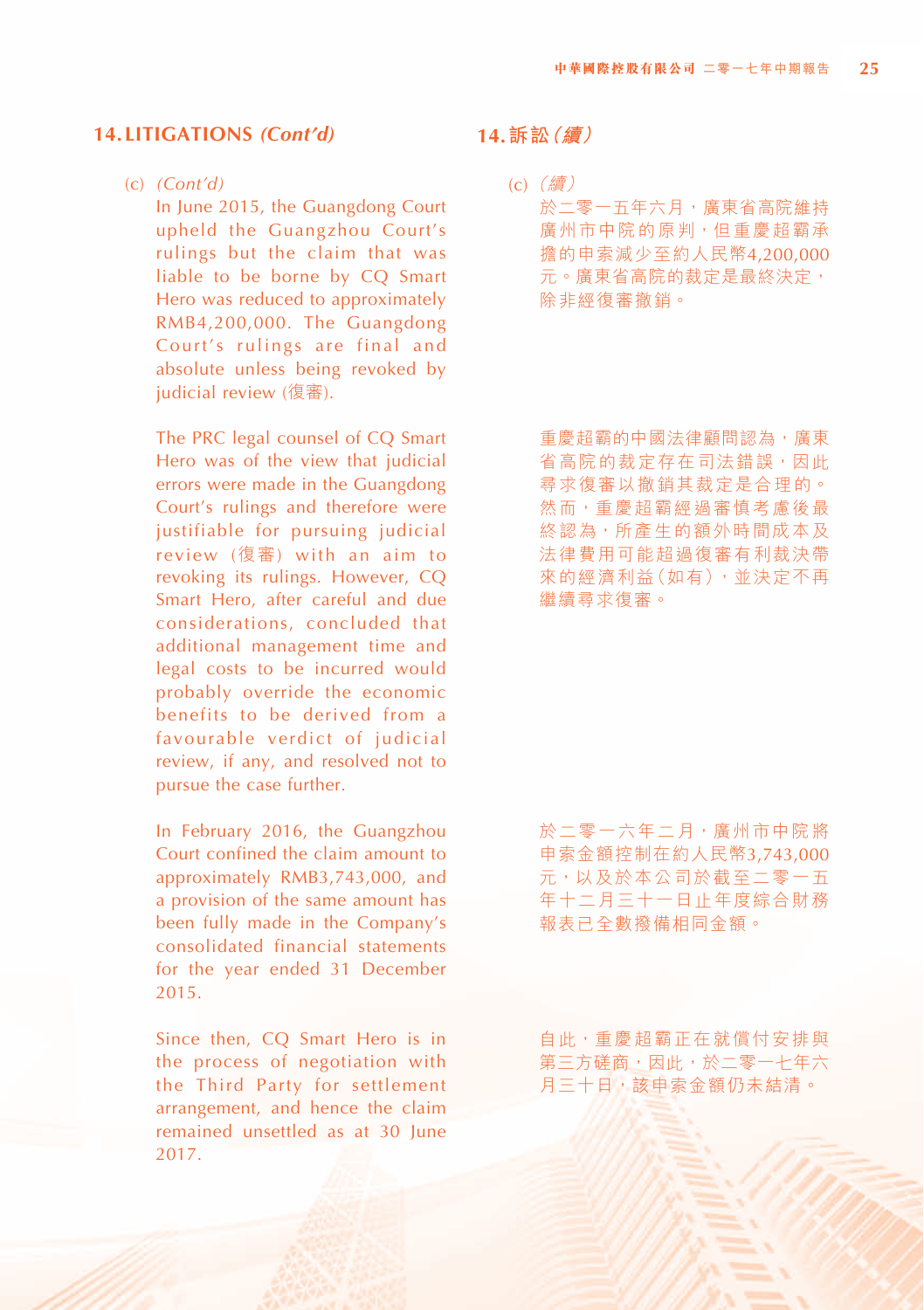## 14. LITIGATIONS *(Cont'd)*

(c) *(Cont'd)*

In June 2015, the Guangdong Court upheld the Guangzhou Court's rulings but the claim that was liable to be borne by CQ Smart Hero was reduced to approximately RMB4,200,000. The Guangdong Court's rulings are final and absolute unless being revoked by judicial review (復審).

The PRC legal counsel of CQ Smart Hero was of the view that judicial errors were made in the Guangdong Court's rulings and therefore were justifiable for pursuing judicial review (復審) with an aim to revoking its rulings. However, CQ Smart Hero, after careful and due considerations, concluded that additional management time and legal costs to be incurred would probably override the economic benefits to be derived from a favourable verdict of judicial review, if any, and resolved not to pursue the case further.

In February 2016, the Guangzhou Court confined the claim amount to approximately RMB3,743,000, and a provision of the same amount has been fully made in the Company's consolidated financial statements for the year ended 31 December 2015.

Since then, CQ Smart Hero is in the process of negotiation with the Third Party for settlement arrangement, and hence the claim remained unsettled as at 30 June 2017.

## 14. 訴訟 *(續)*

(c) *(續)*

於二零一五年六月，廣東省高院維持廣州市中院的原判，但重慶超霸承擔的申索減少至約人民幣4,200,000元。廣東省高院的裁定是最終決定，除非經復審撤銷。

重慶超霸的中國法律顧問認為，廣東省高院的裁定存在司法錯誤，因此尋求復審以撤銷其裁定是合理的。然而，重慶超霸經過審慎考慮後最終認為，所產生的額外時間成本及法律費用可能超過復審有利裁決帶來的經濟利益（如有），並決定不再繼續尋求復審。

於二零一六年二月，廣州市中院將申索金額控制在約人民幣3,743,000元，以及於本公司於截至二零一五年十二月三十一日止年度綜合財務報表已全數撥備相同金額。

自此，重慶超霸正在就償付安排與第三方磋商，因此，於二零一七年六月三十日，該申索金額仍未結清。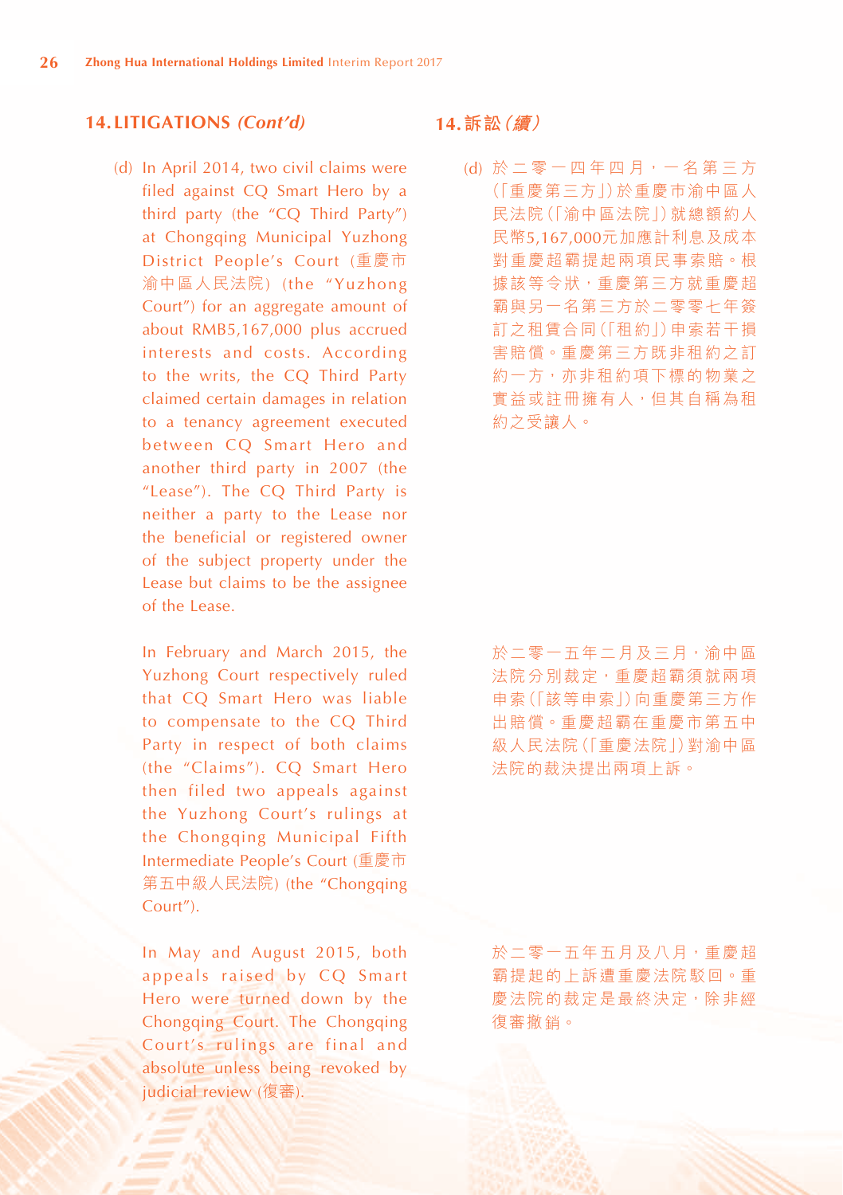## 14. LITIGATIONS *(Cont'd)*

(d) In April 2014, two civil claims were filed against CQ Smart Hero by a third party (the "CQ Third Party") at Chongqing Municipal Yuzhong District People's Court (重慶市渝中區人民法院) (the "Yuzhong Court") for an aggregate amount of about RMB5,167,000 plus accrued interests and costs. According to the writs, the CQ Third Party claimed certain damages in relation to a tenancy agreement executed between CQ Smart Hero and another third party in 2007 (the "Lease"). The CQ Third Party is neither a party to the Lease nor the beneficial or registered owner of the subject property under the Lease but claims to be the assignee of the Lease.

In February and March 2015, the Yuzhong Court respectively ruled that CQ Smart Hero was liable to compensate to the CQ Third Party in respect of both claims (the "Claims"). CQ Smart Hero then filed two appeals against the Yuzhong Court's rulings at the Chongqing Municipal Fifth Intermediate People's Court (重慶市第五中級人民法院) (the "Chongqing Court").

In May and August 2015, both appeals raised by CQ Smart Hero were turned down by the Chongqing Court. The Chongqing Court's rulings are final and absolute unless being revoked by judicial review (復審).

## 14. 訴訟 *(續)*

(d) 於二零一四年四月，一名第三方(「重慶第三方」)於重慶市渝中區人民法院(「渝中區法院」)就總額約人民幣5,167,000元加應計利息及成本對重慶超霸提起兩項民事索賠。根據該等令狀，重慶第三方就重慶超霸與另一名第三方於二零零七年簽訂之租賃合同(「租約」)申索若干損害賠償。重慶第三方既非租約之訂約一方，亦非租約項下標的物業之實益或註冊擁有人，但其自稱為租約之受讓人。

於二零一五年二月及三月，渝中區法院分別裁定，重慶超霸須就兩項申索(「該等申索」)向重慶第三方作出賠償。重慶超霸在重慶市第五中級人民法院(「重慶法院」)對渝中區法院的裁決提出兩項上訴。

於二零一五年五月及八月，重慶超霸提起的上訴遭重慶法院駁回。重慶法院的裁定是最終決定，除非經復審撤銷。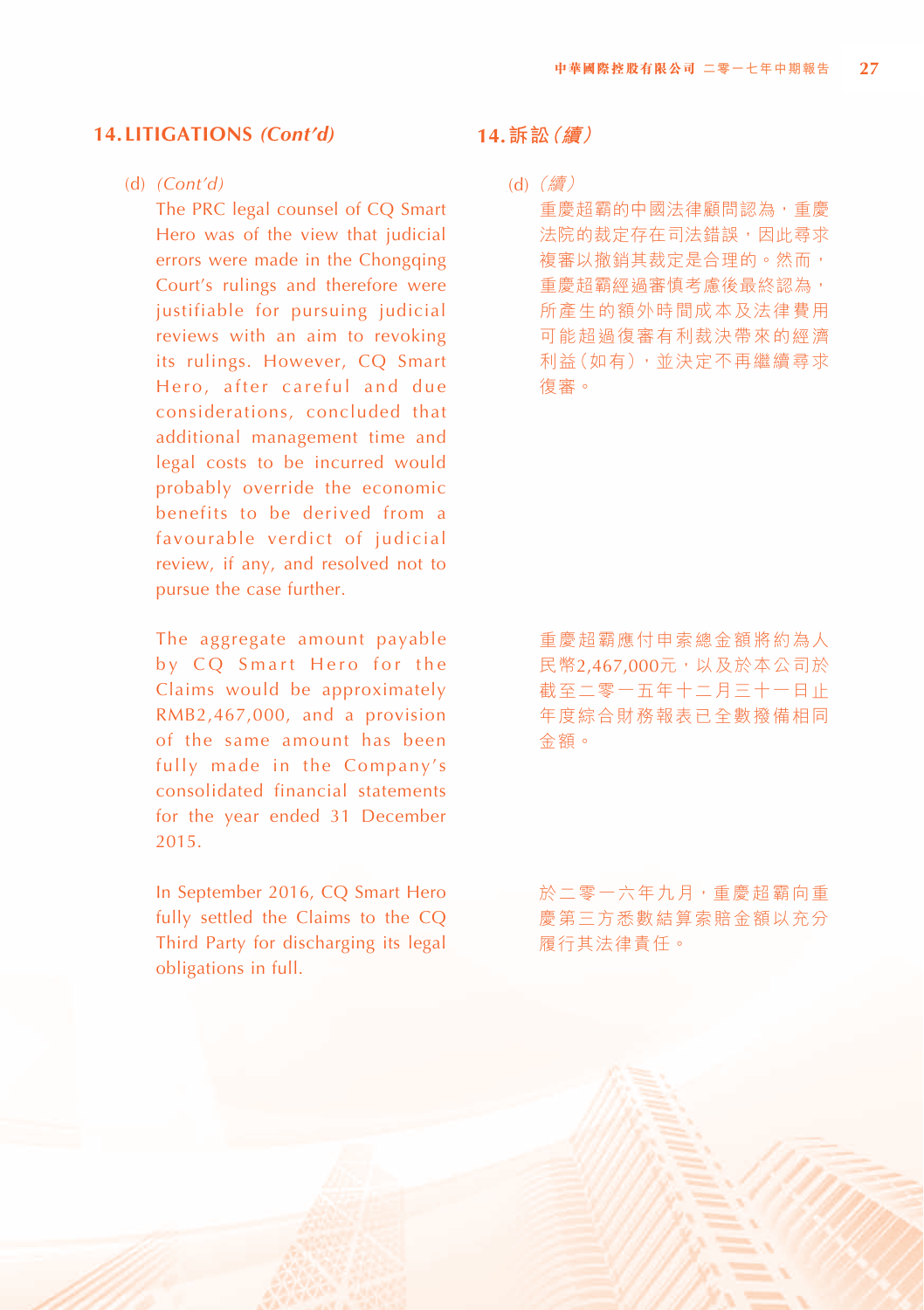## 14. LITIGATIONS *(Cont'd)*

(d) *(Cont'd)*

The PRC legal counsel of CQ Smart Hero was of the view that judicial errors were made in the Chongqing Court's rulings and therefore were justifiable for pursuing judicial reviews with an aim to revoking its rulings. However, CQ Smart Hero, after careful and due considerations, concluded that additional management time and legal costs to be incurred would probably override the economic benefits to be derived from a favourable verdict of judicial review, if any, and resolved not to pursue the case further.

The aggregate amount payable by CQ Smart Hero for the Claims would be approximately RMB2,467,000, and a provision of the same amount has been fully made in the Company's consolidated financial statements for the year ended 31 December 2015.

In September 2016, CQ Smart Hero fully settled the Claims to the CQ Third Party for discharging its legal obligations in full.

## 14. 訴訟 *(續)*

(d) *(續)*

重慶超霸的中國法律顧問認為，重慶法院的裁定存在司法錯誤，因此尋求複審以撤銷其裁定是合理的。然而，重慶超霸經過審慎考慮後最終認為，所產生的額外時間成本及法律費用可能超過復審有利裁決帶來的經濟利益（如有），並決定不再繼續尋求復審。

重慶超霸應付申索總金額將約為人民幣2,467,000元，以及於本公司於截至二零一五年十二月三十一日止年度綜合財務報表已全數撥備相同金額。

於二零一六年九月，重慶超霸向重慶第三方悉數結算索賠金額以充分履行其法律責任。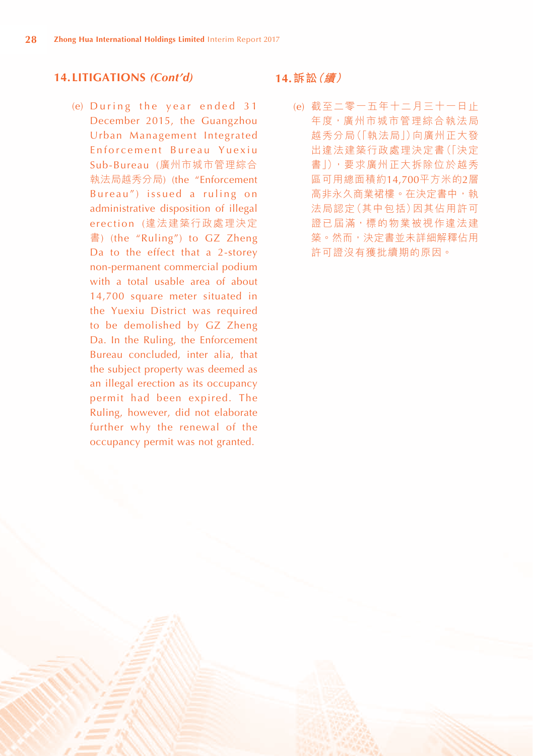## 14. LITIGATIONS *(Cont'd)*

(e) During the year ended 31 December 2015, the Guangzhou Urban Management Integrated Enforcement Bureau Yuexiu Sub-Bureau (廣州市城市管理綜合執法局越秀分局) (the "Enforcement Bureau") issued a ruling on administrative disposition of illegal erection (違法建築行政處理決定書) (the "Ruling") to GZ Zheng Da to the effect that a 2-storey non-permanent commercial podium with a total usable area of about 14,700 square meter situated in the Yuexiu District was required to be demolished by GZ Zheng Da. In the Ruling, the Enforcement Bureau concluded, inter alia, that the subject property was deemed as an illegal erection as its occupancy permit had been expired. The Ruling, however, did not elaborate further why the renewal of the occupancy permit was not granted.

## 14. 訴訟*（續）*

(e) 截至二零一五年十二月三十一日止年度，廣州市城市管理綜合執法局越秀分局（「執法局」）向廣州正大發出違法建築行政處理決定書（「決定書」），要求廣州正大拆除位於越秀區可用總面積約14,700平方米的2層高非永久商業裙樓。在決定書中，執法局認定（其中包括）因其佔用許可證已屆滿，標的物業被視作違法建築。然而，決定書並未詳細解釋佔用許可證沒有獲批續期的原因。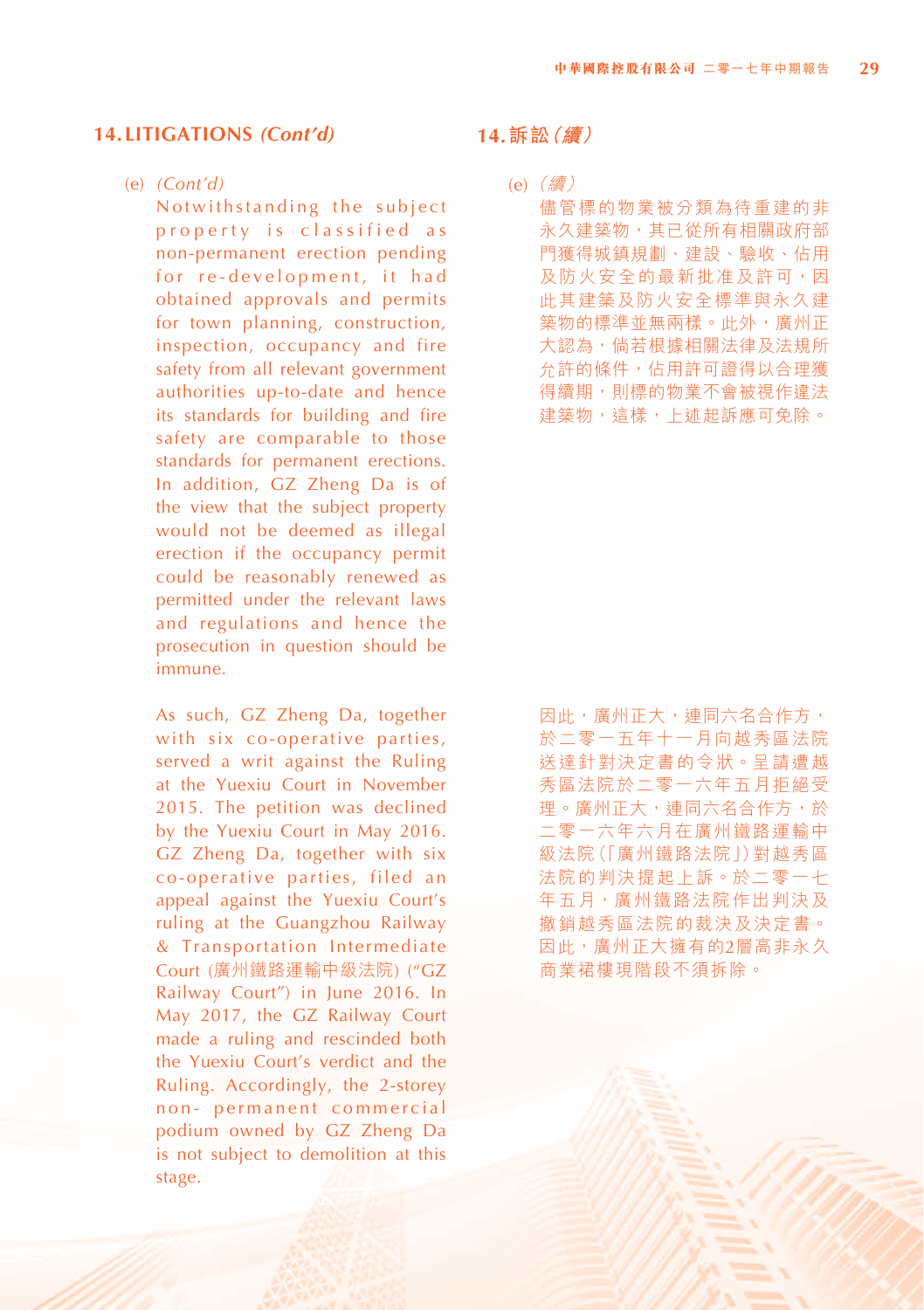## 14. LITIGATIONS *(Cont'd)*

(e) *(Cont'd)*

Notwithstanding the subject property is classified as non-permanent erection pending for re-development, it had obtained approvals and permits for town planning, construction, inspection, occupancy and fire safety from all relevant government authorities up-to-date and hence its standards for building and fire safety are comparable to those standards for permanent erections. In addition, GZ Zheng Da is of the view that the subject property would not be deemed as illegal erection if the occupancy permit could be reasonably renewed as permitted under the relevant laws and regulations and hence the prosecution in question should be immune.

As such, GZ Zheng Da, together with six co-operative parties, served a writ against the Ruling at the Yuexiu Court in November 2015. The petition was declined by the Yuexiu Court in May 2016. GZ Zheng Da, together with six co-operative parties, filed an appeal against the Yuexiu Court's ruling at the Guangzhou Railway & Transportation Intermediate Court (廣州鐵路運輸中級法院) ("GZ Railway Court") in June 2016. In May 2017, the GZ Railway Court made a ruling and rescinded both the Yuexiu Court's verdict and the Ruling. Accordingly, the 2-storey non- permanent commercial podium owned by GZ Zheng Da is not subject to demolition at this stage.

## 14. 訴訟*（續）*

(e) *（續）*

儘管標的物業被分類為待重建的非永久建築物，其已從所有相關政府部門獲得城鎮規劃、建設、驗收、佔用及防火安全的最新批准及許可，因此其建築及防火安全標準與永久建築物的標準並無兩樣。此外，廣州正大認為，倘若根據相關法律及法規所允許的條件，佔用許可證得以合理獲得續期，則標的物業不會被視作違法建築物，這樣，上述起訴應可免除。

因此，廣州正大，連同六名合作方，於二零一五年十一月向越秀區法院送達針對決定書的令狀。呈請遭越秀區法院於二零一六年五月拒絕受理。廣州正大，連同六名合作方，於二零一六年六月在廣州鐵路運輸中級法院（「廣州鐵路法院」）對越秀區法院的判決提起上訴。於二零一七年五月，廣州鐵路法院作出判決及撤銷越秀區法院的裁決及決定書。因此，廣州正大擁有的2層高非永久商業裙樓現階段不須拆除。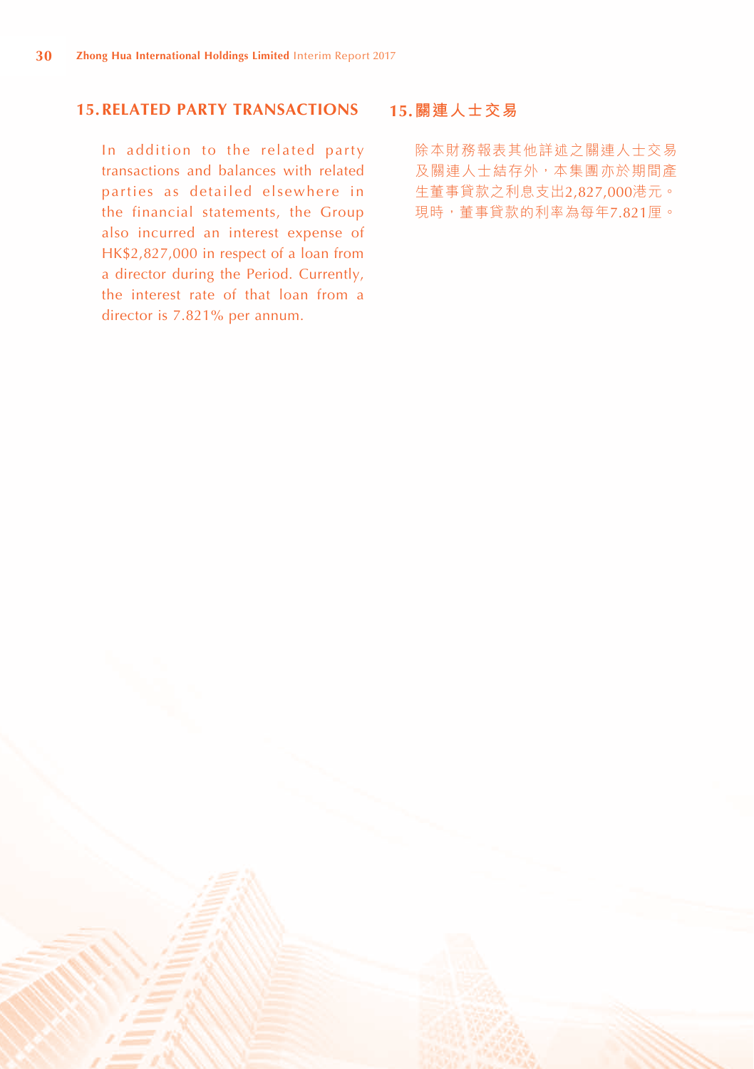## 15. RELATED PARTY TRANSACTIONS

In addition to the related party transactions and balances with related parties as detailed elsewhere in the financial statements, the Group also incurred an interest expense of HK$2,827,000 in respect of a loan from a director during the Period. Currently, the interest rate of that loan from a director is 7.821% per annum.

## 15. 關連人士交易

除本財務報表其他詳述之關連人士交易及關連人士結存外，本集團亦於期間產生董事貸款之利息支出2,827,000港元。現時，董事貸款的利率為每年7.821厘。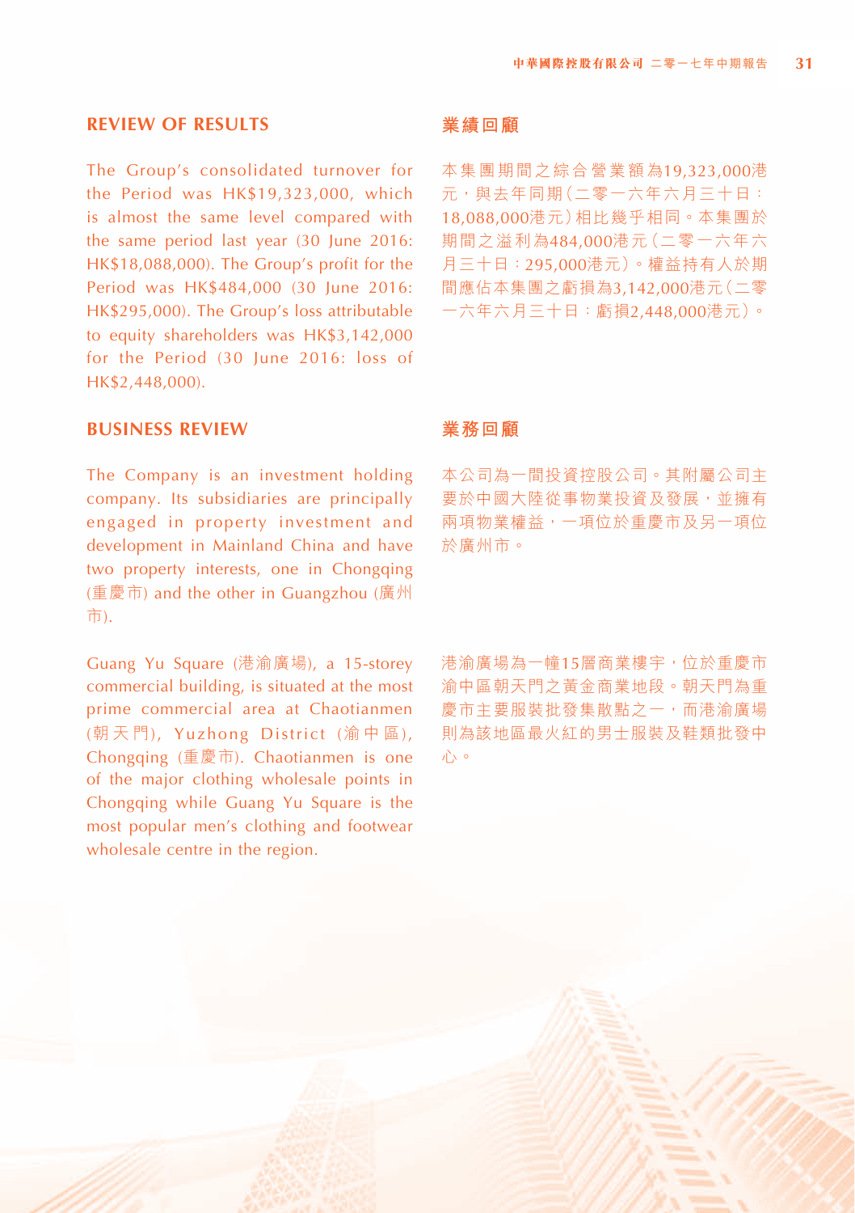## REVIEW OF RESULTS

The Group's consolidated turnover for the Period was HK$19,323,000, which is almost the same level compared with the same period last year (30 June 2016: HK$18,088,000). The Group's profit for the Period was HK$484,000 (30 June 2016: HK$295,000). The Group's loss attributable to equity shareholders was HK$3,142,000 for the Period (30 June 2016: loss of HK$2,448,000).

## 業績回顧

本集團期間之綜合營業額為19,323,000港元，與去年同期（二零一六年六月三十日：18,088,000港元）相比幾乎相同。本集團於期間之溢利為484,000港元（二零一六年六月三十日：295,000港元）。權益持有人於期間應佔本集團之虧損為3,142,000港元（二零一六年六月三十日：虧損2,448,000港元）。

## BUSINESS REVIEW

The Company is an investment holding company. Its subsidiaries are principally engaged in property investment and development in Mainland China and have two property interests, one in Chongqing (重慶市) and the other in Guangzhou (廣州市).

Guang Yu Square (港渝廣場), a 15-storey commercial building, is situated at the most prime commercial area at Chaotianmen (朝天門), Yuzhong District (渝中區), Chongqing (重慶市). Chaotianmen is one of the major clothing wholesale points in Chongqing while Guang Yu Square is the most popular men's clothing and footwear wholesale centre in the region.

## 業務回顧

本公司為一間投資控股公司。其附屬公司主要於中國大陸從事物業投資及發展，並擁有兩項物業權益，一項位於重慶市及另一項位於廣州市。

港渝廣場為一幢15層商業樓宇，位於重慶市渝中區朝天門之黃金商業地段。朝天門為重慶市主要服裝批發集散點之一，而港渝廣場則為該地區最火紅的男士服裝及鞋類批發中心。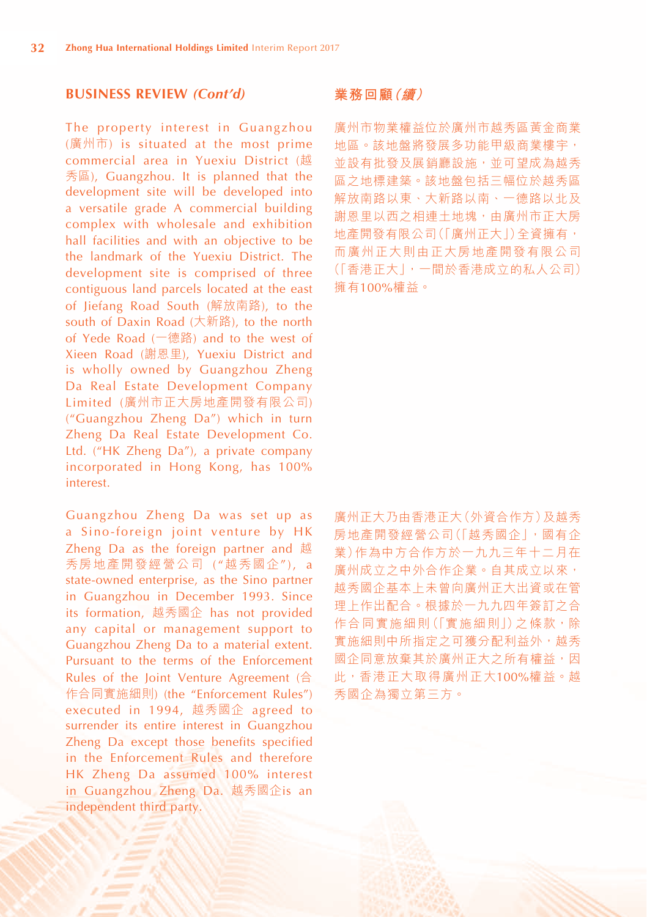## BUSINESS REVIEW *(Cont'd)*

The property interest in Guangzhou (廣州市) is situated at the most prime commercial area in Yuexiu District (越秀區), Guangzhou. It is planned that the development site will be developed into a versatile grade A commercial building complex with wholesale and exhibition hall facilities and with an objective to be the landmark of the Yuexiu District. The development site is comprised of three contiguous land parcels located at the east of Jiefang Road South (解放南路), to the south of Daxin Road (大新路), to the north of Yede Road (一德路) and to the west of Xieen Road (謝恩里), Yuexiu District and is wholly owned by Guangzhou Zheng Da Real Estate Development Company Limited (廣州市正大房地產開發有限公司) ("Guangzhou Zheng Da") which in turn Zheng Da Real Estate Development Co. Ltd. ("HK Zheng Da"), a private company incorporated in Hong Kong, has 100% interest.

Guangzhou Zheng Da was set up as a Sino-foreign joint venture by HK Zheng Da as the foreign partner and 越秀房地產開發經營公司 ("越秀國企"), a state-owned enterprise, as the Sino partner in Guangzhou in December 1993. Since its formation, 越秀國企 has not provided any capital or management support to Guangzhou Zheng Da to a material extent. Pursuant to the terms of the Enforcement Rules of the Joint Venture Agreement (合作合同實施細則) (the "Enforcement Rules") executed in 1994, 越秀國企 agreed to surrender its entire interest in Guangzhou Zheng Da except those benefits specified in the Enforcement Rules and therefore HK Zheng Da assumed 100% interest in Guangzhou Zheng Da. 越秀國企is an independent third party.

## 業務回顧（續）

廣州市物業權益位於廣州市越秀區黃金商業地區。該地盤將發展多功能甲級商業樓宇，並設有批發及展銷廳設施，並可望成為越秀區之地標建築。該地盤包括三幅位於越秀區解放南路以東、大新路以南、一德路以北及謝恩里以西之相連土地塊，由廣州市正大房地產開發有限公司（「廣州正大」）全資擁有，而廣州正大則由正大房地產開發有限公司（「香港正大」，一間於香港成立的私人公司）擁有100%權益。

廣州正大乃由香港正大（外資合作方）及越秀房地產開發經營公司（「越秀國企」，國有企業）作為中方合作方於一九九三年十二月在廣州成立之中外合作企業。自其成立以來，越秀國企基本上未曾向廣州正大出資或在管理上作出配合。根據於一九九四年簽訂之合作合同實施細則（「實施細則」）之條款，除實施細則中所指定之可獲分配利益外，越秀國企同意放棄其於廣州正大之所有權益，因此，香港正大取得廣州正大100%權益。越秀國企為獨立第三方。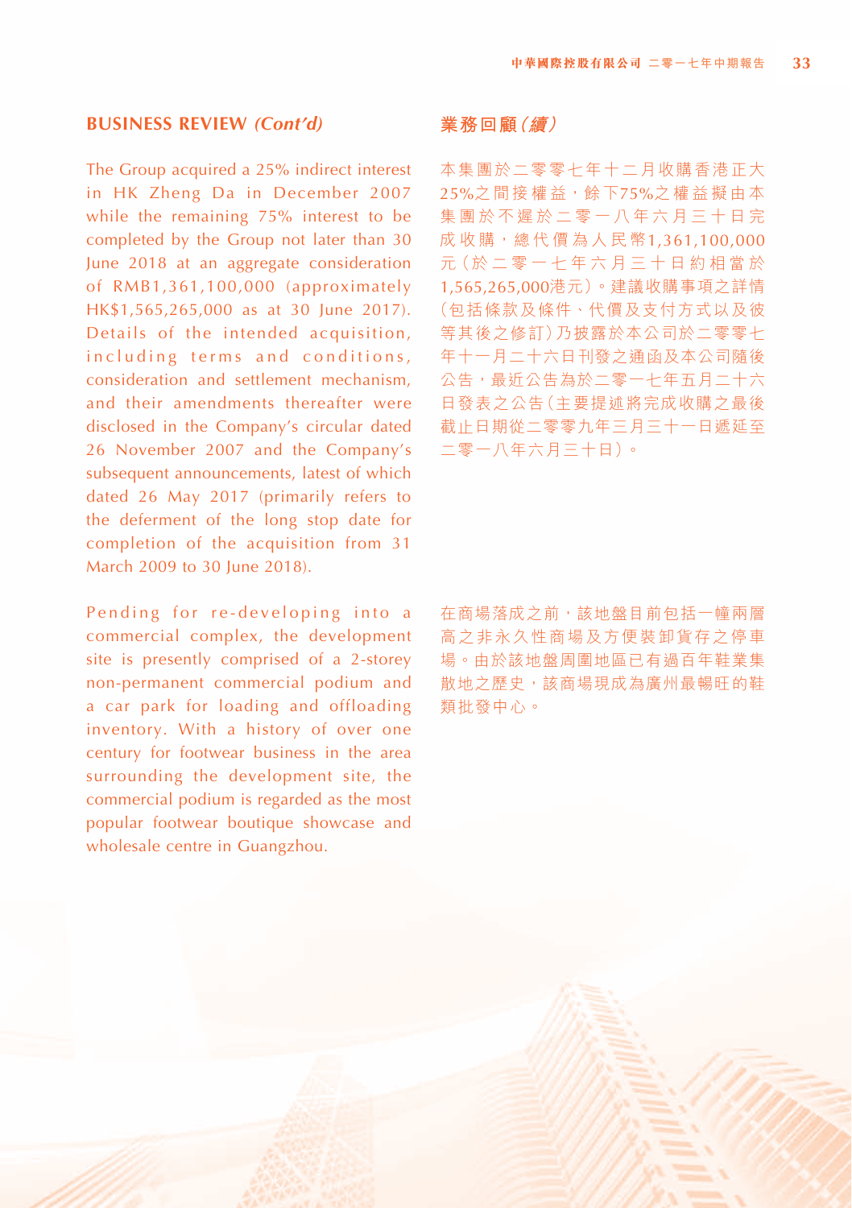## BUSINESS REVIEW *(Cont'd)*

The Group acquired a 25% indirect interest in HK Zheng Da in December 2007 while the remaining 75% interest to be completed by the Group not later than 30 June 2018 at an aggregate consideration of RMB1,361,100,000 (approximately HK$1,565,265,000 as at 30 June 2017). Details of the intended acquisition, including terms and conditions, consideration and settlement mechanism, and their amendments thereafter were disclosed in the Company's circular dated 26 November 2007 and the Company's subsequent announcements, latest of which dated 26 May 2017 (primarily refers to the deferment of the long stop date for completion of the acquisition from 31 March 2009 to 30 June 2018).

Pending for re-developing into a commercial complex, the development site is presently comprised of a 2-storey non-permanent commercial podium and a car park for loading and offloading inventory. With a history of over one century for footwear business in the area surrounding the development site, the commercial podium is regarded as the most popular footwear boutique showcase and wholesale centre in Guangzhou.

## 業務回顧(續)

本集團於二零零七年十二月收購香港正大25%之間接權益，餘下75%之權益擬由本集團於不遲於二零一八年六月三十日完成收購，總代價為人民幣1,361,100,000元(於二零一七年六月三十日約相當於1,565,265,000港元)。建議收購事項之詳情(包括條款及條件、代價及支付方式以及彼等其後之修訂)乃披露於本公司於二零零七年十一月二十六日刊發之通函及本公司隨後公告，最近公告為於二零一七年五月二十六日發表之公告(主要提述將完成收購之最後截止日期從二零零九年三月三十一日遞延至二零一八年六月三十日)。

在商場落成之前，該地盤目前包括一幢兩層高之非永久性商場及方便裝卸貨存之停車場。由於該地盤周圍地區已有過百年鞋業集散地之歷史，該商場現成為廣州最暢旺的鞋類批發中心。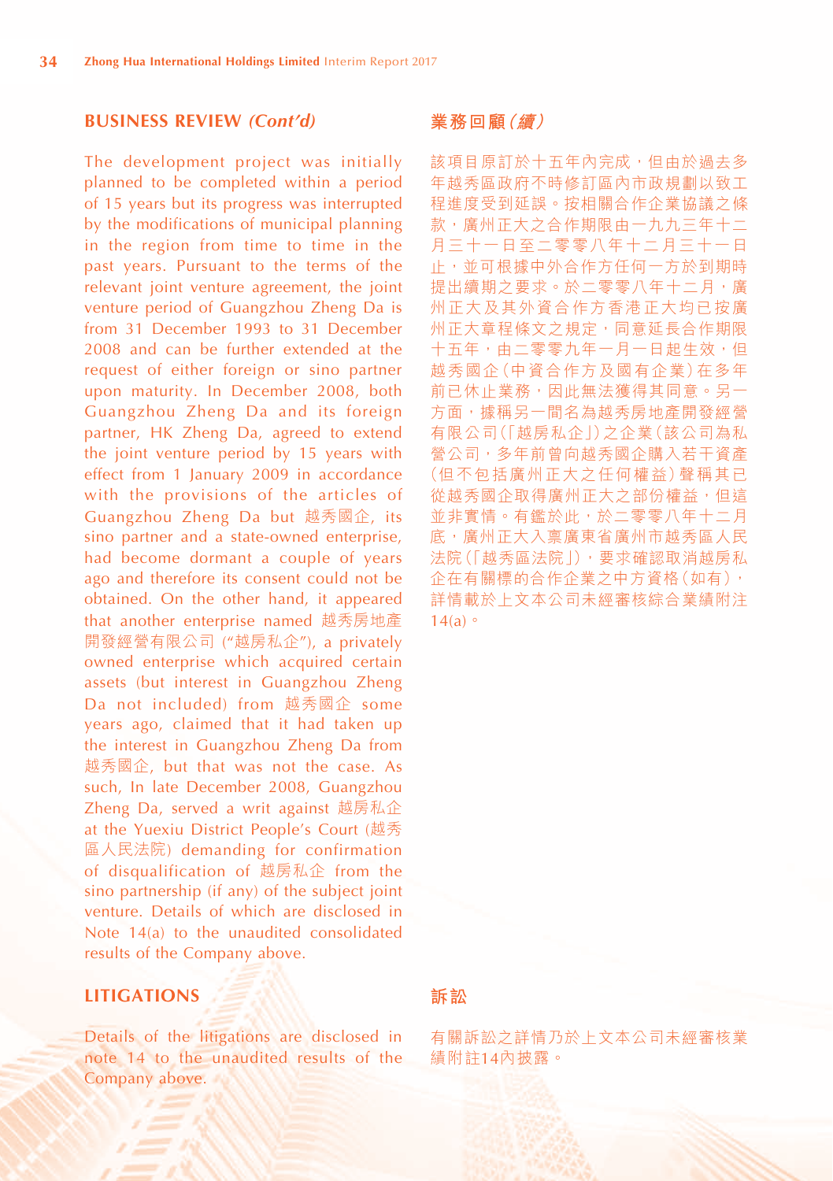## BUSINESS REVIEW *(Cont'd)*

The development project was initially planned to be completed within a period of 15 years but its progress was interrupted by the modifications of municipal planning in the region from time to time in the past years. Pursuant to the terms of the relevant joint venture agreement, the joint venture period of Guangzhou Zheng Da is from 31 December 1993 to 31 December 2008 and can be further extended at the request of either foreign or sino partner upon maturity. In December 2008, both Guangzhou Zheng Da and its foreign partner, HK Zheng Da, agreed to extend the joint venture period by 15 years with effect from 1 January 2009 in accordance with the provisions of the articles of Guangzhou Zheng Da but 越秀國企, its sino partner and a state-owned enterprise, had become dormant a couple of years ago and therefore its consent could not be obtained. On the other hand, it appeared that another enterprise named 越秀房地產開發經營有限公司 ("越房私企"), a privately owned enterprise which acquired certain assets (but interest in Guangzhou Zheng Da not included) from 越秀國企 some years ago, claimed that it had taken up the interest in Guangzhou Zheng Da from 越秀國企, but that was not the case. As such, In late December 2008, Guangzhou Zheng Da, served a writ against 越房私企 at the Yuexiu District People's Court (越秀區人民法院) demanding for confirmation of disqualification of 越房私企 from the sino partnership (if any) of the subject joint venture. Details of which are disclosed in Note 14(a) to the unaudited consolidated results of the Company above.

## 業務回顧*(續)*

該項目原訂於十五年內完成，但由於過去多年越秀區政府不時修訂區內市政規劃以致工程進度受到延誤。按相關合作企業協議之條款，廣州正大之合作期限由一九九三年十二月三十一日至二零零八年十二月三十一日止，並可根據中外合作方任何一方於到期時提出續期之要求。於二零零八年十二月，廣州正大及其外資合作方香港正大均已按廣州正大章程條文之規定，同意延長合作期限十五年，由二零零九年一月一日起生效，但越秀國企（中資合作方及國有企業）在多年前已休止業務，因此無法獲得其同意。另一方面，據稱另一間名為越秀房地產開發經營有限公司（「越房私企」）之企業（該公司為私營公司，多年前曾向越秀國企購入若干資產（但不包括廣州正大之任何權益）聲稱其已從越秀國企取得廣州正大之部份權益，但這並非實情。有鑑於此，於二零零八年十二月底，廣州正大入禀廣東省廣州市越秀區人民法院（「越秀區法院」），要求確認取消越房私企在有關標的合作企業之中方資格（如有），詳情載於上文本公司未經審核綜合業績附注14(a)。

## LITIGATIONS

Details of the litigations are disclosed in note 14 to the unaudited results of the Company above.

## 訴訟

有關訴訟之詳情乃於上文本公司未經審核業績附註14內披露。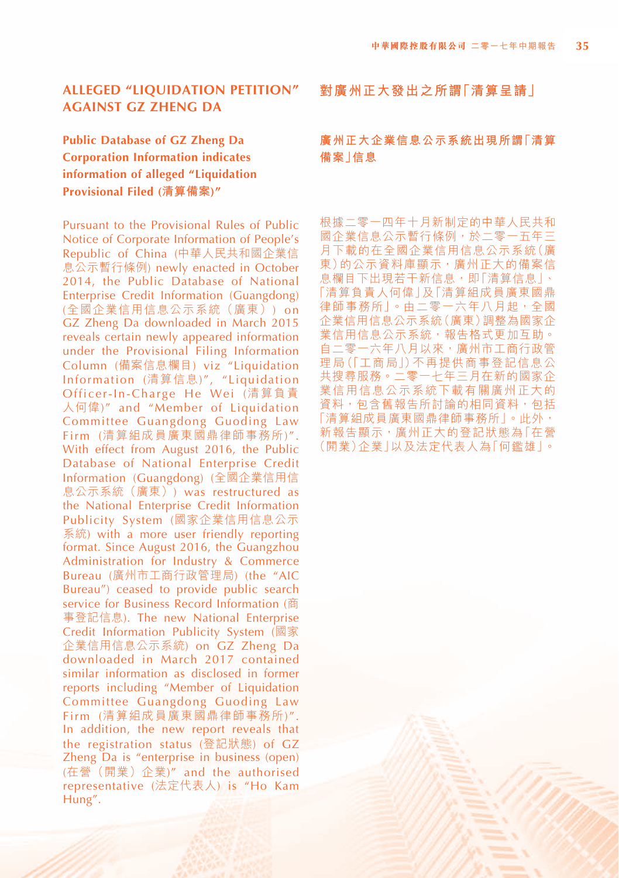## ALLEGED "LIQUIDATION PETITION" AGAINST GZ ZHENG DA

### Public Database of GZ Zheng Da Corporation Information indicates information of alleged "Liquidation Provisional Filed (清算備案)"

Pursuant to the Provisional Rules of Public Notice of Corporate Information of People's Republic of China (中華人民共和國企業信息公示暫行條例) newly enacted in October 2014, the Public Database of National Enterprise Credit Information (Guangdong) (全國企業信用信息公示系統（廣東）) on GZ Zheng Da downloaded in March 2015 reveals certain newly appeared information under the Provisional Filing Information Column (備案信息欄目) viz "Liquidation Information (清算信息)", "Liquidation Officer-In-Charge He Wei (清算負責人何偉)" and "Member of Liquidation Committee Guangdong Guoding Law Firm (清算組成員廣東國鼎律師事務所)". With effect from August 2016, the Public Database of National Enterprise Credit Information (Guangdong) (全國企業信用信息公示系統（廣東）) was restructured as the National Enterprise Credit Information Publicity System (國家企業信用信息公示系統) with a more user friendly reporting format. Since August 2016, the Guangzhou Administration for Industry & Commerce Bureau (廣州市工商行政管理局) (the "AIC Bureau") ceased to provide public search service for Business Record Information (商事登記信息). The new National Enterprise Credit Information Publicity System (國家企業信用信息公示系統) on GZ Zheng Da downloaded in March 2017 contained similar information as disclosed in former reports including "Member of Liquidation Committee Guangdong Guoding Law Firm (清算組成員廣東國鼎律師事務所)". In addition, the new report reveals that the registration status (登記狀態) of GZ Zheng Da is "enterprise in business (open) (在營（開業）企業)" and the authorised representative (法定代表人) is "Ho Kam Hung".

## 對廣州正大發出之所謂「清算呈請」

### 廣州正大企業信息公示系統出現所謂「清算備案」信息

根據二零一四年十月新制定的中華人民共和國企業信息公示暫行條例，於二零一五年三月下載的在全國企業信用信息公示系統(廣東)的公示資料庫顯示，廣州正大的備案信息欄目下出現若干新信息，即「清算信息」、「清算負責人何偉」及「清算組成員廣東國鼎律師事務所」。由二零一六年八月起，全國企業信用信息公示系統(廣東)調整為國家企業信用信息公示系統，報告格式更加互助。自二零一六年八月以來，廣州市工商行政管理局(「工商局」)不再提供商事登記信息公共搜尋服務。二零一七年三月在新的國家企業信用信息公示系統下載有關廣州正大的資料，包含舊報告所討論的相同資料，包括「清算組成員廣東國鼎律師事務所」。此外，新報告顯示，廣州正大的登記狀態為「在營(開業)企業」以及法定代表人為「何鑑雄」。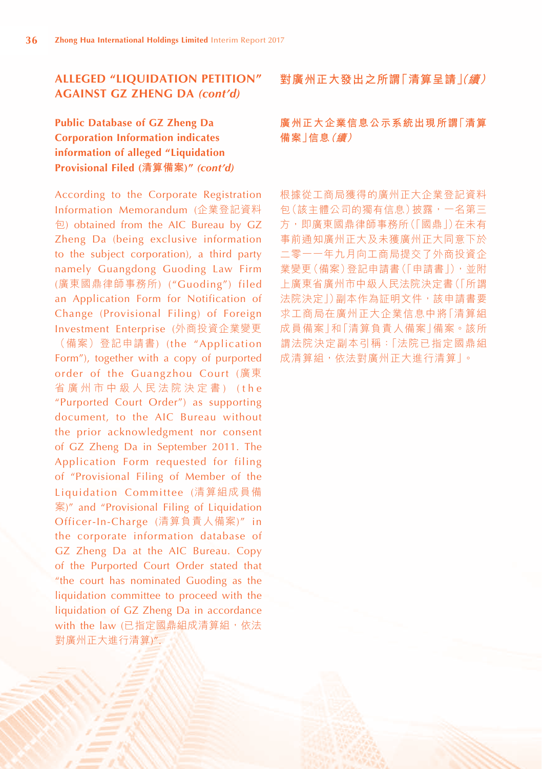## ALLEGED "LIQUIDATION PETITION" AGAINST GZ ZHENG DA *(cont'd)*

### Public Database of GZ Zheng Da Corporation Information indicates information of alleged "Liquidation Provisional Filed (清算備案)" *(cont'd)*

According to the Corporate Registration Information Memorandum (企業登記資料包) obtained from the AIC Bureau by GZ Zheng Da (being exclusive information to the subject corporation), a third party namely Guangdong Guoding Law Firm (廣東國鼎律師事務所) ("Guoding") filed an Application Form for Notification of Change (Provisional Filing) of Foreign Investment Enterprise (外商投資企業變更(備案)登記申請書) (the "Application Form"), together with a copy of purported order of the Guangzhou Court (廣東省廣州市中級人民法院決定書) (the "Purported Court Order") as supporting document, to the AIC Bureau without the prior acknowledgment nor consent of GZ Zheng Da in September 2011. The Application Form requested for filing of "Provisional Filing of Member of the Liquidation Committee (清算組成員備案)" and "Provisional Filing of Liquidation Officer-In-Charge (清算負責人備案)" in the corporate information database of GZ Zheng Da at the AIC Bureau. Copy of the Purported Court Order stated that "the court has nominated Guoding as the liquidation committee to proceed with the liquidation of GZ Zheng Da in accordance with the law (已指定國鼎組成清算組，依法對廣州正大進行清算)".

## 對廣州正大發出之所謂「清算呈請」*(續)*

### 廣州正大企業信息公示系統出現所謂「清算備案」信息*(續)*

根據從工商局獲得的廣州正大企業登記資料包（該主體公司的獨有信息）披露，一名第三方，即廣東國鼎律師事務所（「國鼎」）在未有事前通知廣州正大及未獲廣州正大同意下於二零一一年九月向工商局提交了外商投資企業變更（備案）登記申請書（「申請書」），並附上廣東省廣州市中級人民法院決定書（「所謂法院決定」）副本作為証明文件，該申請書要求工商局在廣州正大企業信息中將「清算組成員備案」和「清算負責人備案」備案。該所謂法院決定副本引稱：「法院已指定國鼎組成清算組，依法對廣州正大進行清算」。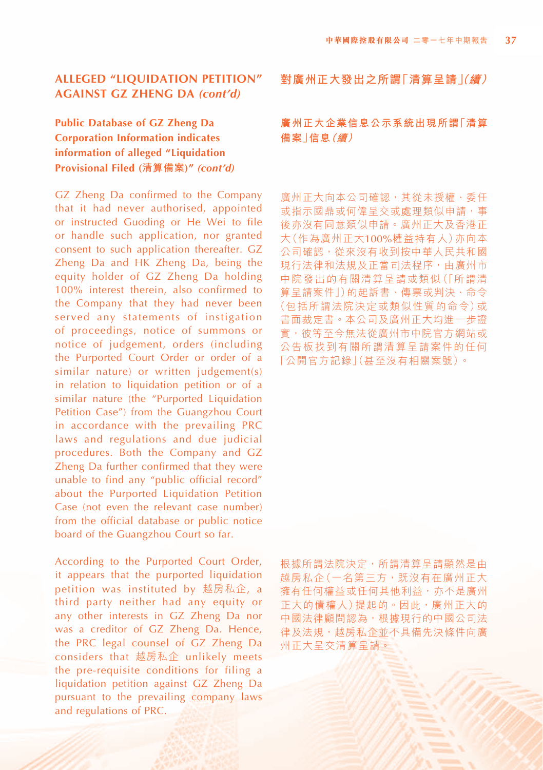## ALLEGED "LIQUIDATION PETITION" AGAINST GZ ZHENG DA *(cont'd)*

### Public Database of GZ Zheng Da Corporation Information indicates information of alleged "Liquidation Provisional Filed (清算備案)" *(cont'd)*

GZ Zheng Da confirmed to the Company that it had never authorised, appointed or instructed Guoding or He Wei to file or handle such application, nor granted consent to such application thereafter. GZ Zheng Da and HK Zheng Da, being the equity holder of GZ Zheng Da holding 100% interest therein, also confirmed to the Company that they had never been served any statements of instigation of proceedings, notice of summons or notice of judgement, orders (including the Purported Court Order or order of a similar nature) or written judgement(s) in relation to liquidation petition or of a similar nature (the "Purported Liquidation Petition Case") from the Guangzhou Court in accordance with the prevailing PRC laws and regulations and due judicial procedures. Both the Company and GZ Zheng Da further confirmed that they were unable to find any "public official record" about the Purported Liquidation Petition Case (not even the relevant case number) from the official database or public notice board of the Guangzhou Court so far.

According to the Purported Court Order, it appears that the purported liquidation petition was instituted by 越房私企, a third party neither had any equity or any other interests in GZ Zheng Da nor was a creditor of GZ Zheng Da. Hence, the PRC legal counsel of GZ Zheng Da considers that 越房私企 unlikely meets the pre-requisite conditions for filing a liquidation petition against GZ Zheng Da pursuant to the prevailing company laws and regulations of PRC.

## 對廣州正大發出之所謂「清算呈請」*(續)*

### 廣州正大企業信息公示系統出現所謂「清算備案」信息 *(續)*

廣州正大向本公司確認，其從未授權、委任或指示國鼎或何偉呈交或處理類似申請，事後亦沒有同意類似申請。廣州正大及香港正大（作為廣州正大100%權益持有人）亦向本公司確認，從來沒有收到按中華人民共和國現行法律和法規及正當司法程序，由廣州市中院發出的有關清算呈請或類似（「所謂清算呈請案件」）的起訴書、傳票或判決、命令（包括所謂法院決定或類似性質的命令）或書面裁定書。本公司及廣州正大均進一步證實，彼等至今無法從廣州市中院官方網站或公告板找到有關所謂清算呈請案件的任何「公開官方記錄」（甚至沒有相關案號）。

根據所謂法院決定，所謂清算呈請顯然是由越房私企（一名第三方，既沒有在廣州正大擁有任何權益或任何其他利益，亦不是廣州正大的債權人）提起的。因此，廣州正大的中國法律顧問認為，根據現行的中國公司法律及法規，越房私企並不具備先決條件向廣州正大呈交清算呈請。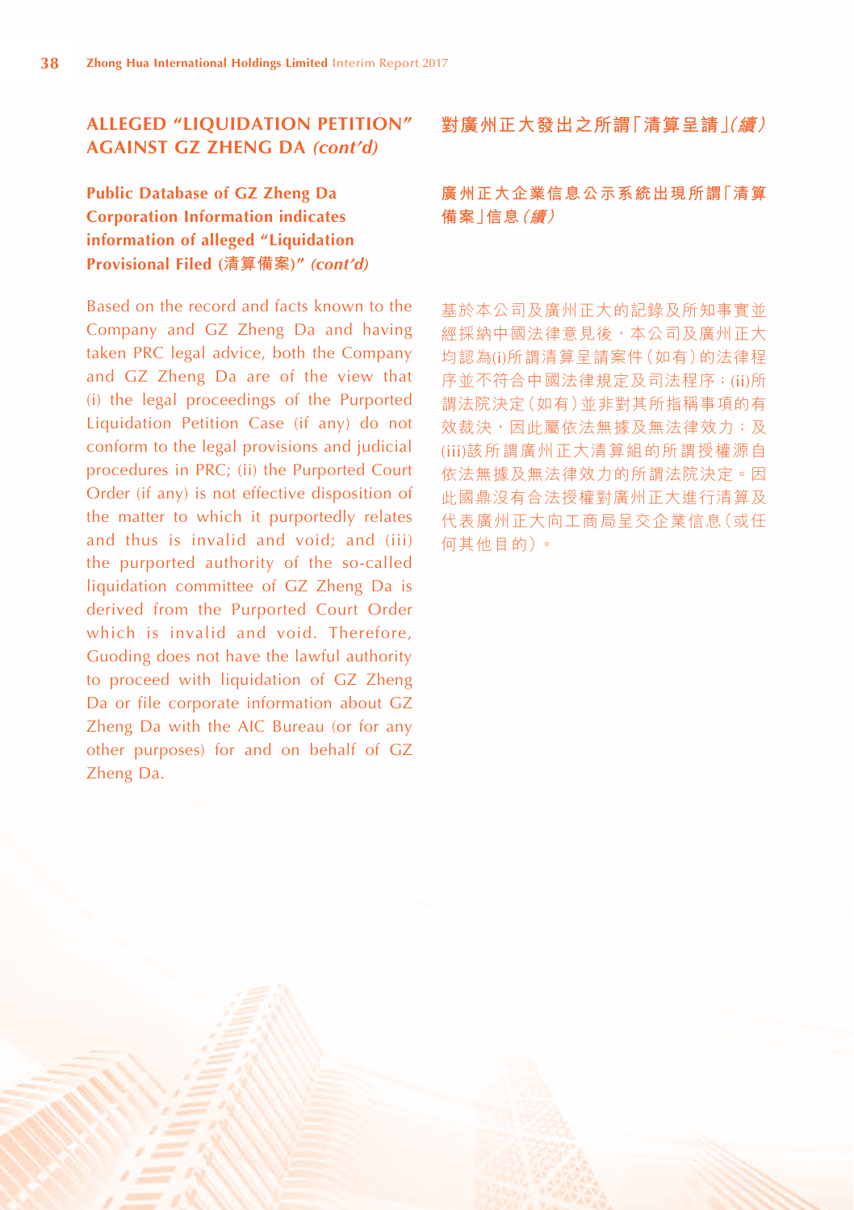## ALLEGED "LIQUIDATION PETITION" AGAINST GZ ZHENG DA *(cont'd)*

### Public Database of GZ Zheng Da Corporation Information indicates information of alleged "Liquidation Provisional Filed (清算備案)" *(cont'd)*

Based on the record and facts known to the Company and GZ Zheng Da and having taken PRC legal advice, both the Company and GZ Zheng Da are of the view that (i) the legal proceedings of the Purported Liquidation Petition Case (if any) do not conform to the legal provisions and judicial procedures in PRC; (ii) the Purported Court Order (if any) is not effective disposition of the matter to which it purportedly relates and thus is invalid and void; and (iii) the purported authority of the so-called liquidation committee of GZ Zheng Da is derived from the Purported Court Order which is invalid and void. Therefore, Guoding does not have the lawful authority to proceed with liquidation of GZ Zheng Da or file corporate information about GZ Zheng Da with the AIC Bureau (or for any other purposes) for and on behalf of GZ Zheng Da.

## 對廣州正大發出之所謂「清算呈請」*(續)*

### 廣州正大企業信息公示系統出現所謂「清算備案」信息*(續)*

基於本公司及廣州正大的記錄及所知事實並經採納中國法律意見後，本公司及廣州正大均認為(i)所謂清算呈請案件（如有）的法律程序並不符合中國法律規定及司法程序；(ii)所謂法院決定（如有）並非對其所指稱事項的有效裁決，因此屬依法無據及無法律效力；及(iii)該所謂廣州正大清算組的所謂授權源自依法無據及無法律效力的所謂法院決定。因此國鼎沒有合法授權對廣州正大進行清算及代表廣州正大向工商局呈交企業信息（或任何其他目的）。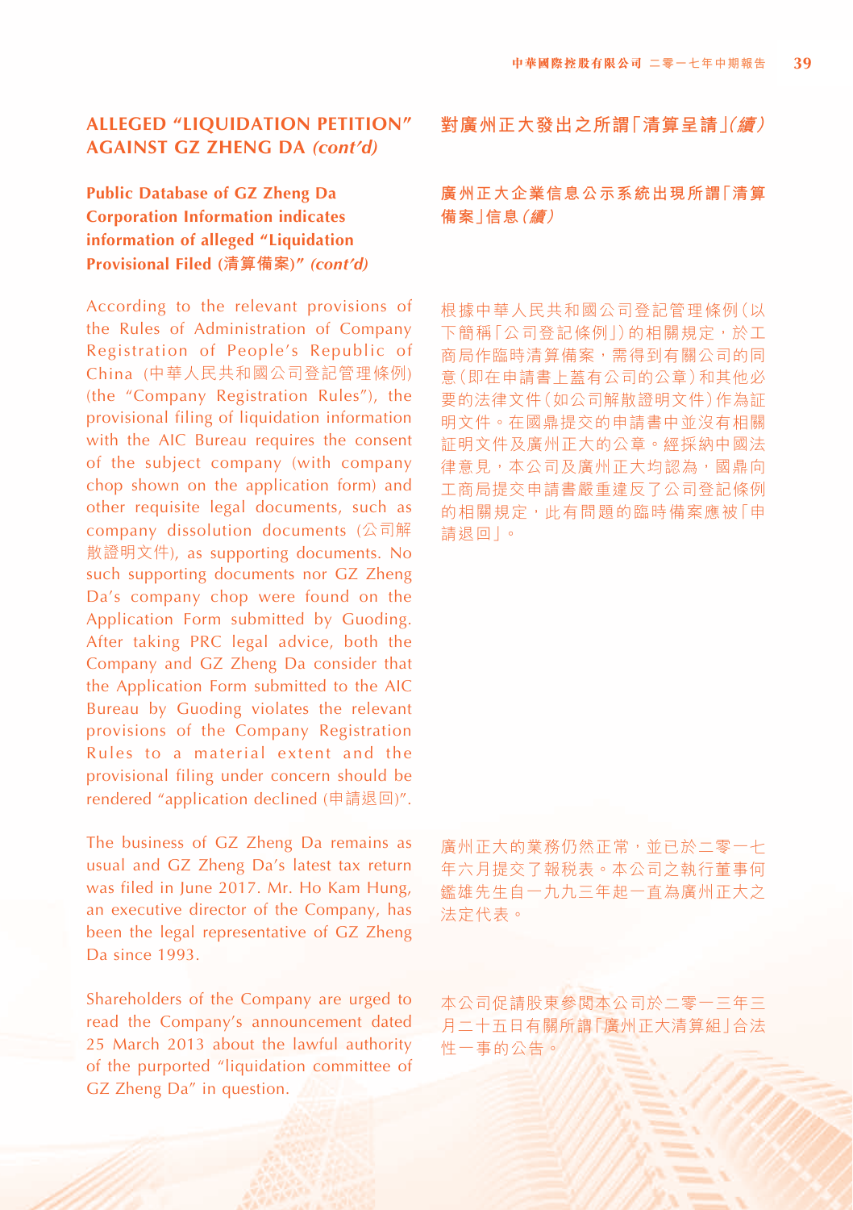## ALLEGED "LIQUIDATION PETITION" AGAINST GZ ZHENG DA *(cont'd)*

## 對廣州正大發出之所謂「清算呈請」*(續)*

### Public Database of GZ Zheng Da Corporation Information indicates information of alleged "Liquidation Provisional Filed (清算備案)" *(cont'd)*

### 廣州正大企業信息公示系統出現所謂「清算備案」信息*(續)*

According to the relevant provisions of the Rules of Administration of Company Registration of People's Republic of China (中華人民共和國公司登記管理條例) (the "Company Registration Rules"), the provisional filing of liquidation information with the AIC Bureau requires the consent of the subject company (with company chop shown on the application form) and other requisite legal documents, such as company dissolution documents (公司解散證明文件), as supporting documents. No such supporting documents nor GZ Zheng Da's company chop were found on the Application Form submitted by Guoding. After taking PRC legal advice, both the Company and GZ Zheng Da consider that the Application Form submitted to the AIC Bureau by Guoding violates the relevant provisions of the Company Registration Rules to a material extent and the provisional filing under concern should be rendered "application declined (申請退回)".

根據中華人民共和國公司登記管理條例(以下簡稱「公司登記條例」)的相關規定，於工商局作臨時清算備案，需得到有關公司的同意(即在申請書上蓋有公司的公章)和其他必要的法律文件(如公司解散證明文件)作為証明文件。在國鼎提交的申請書中並沒有相關証明文件及廣州正大的公章。經採納中國法律意見，本公司及廣州正大均認為，國鼎向工商局提交申請書嚴重違反了公司登記條例的相關規定，此有問題的臨時備案應被「申請退回」。

The business of GZ Zheng Da remains as usual and GZ Zheng Da's latest tax return was filed in June 2017. Mr. Ho Kam Hung, an executive director of the Company, has been the legal representative of GZ Zheng Da since 1993.

廣州正大的業務仍然正常，並已於二零一七年六月提交了報稅表。本公司之執行董事何鑑雄先生自一九九三年起一直為廣州正大之法定代表。

Shareholders of the Company are urged to read the Company's announcement dated 25 March 2013 about the lawful authority of the purported "liquidation committee of GZ Zheng Da" in question.

本公司促請股東參閱本公司於二零一三年三月二十五日有關所謂「廣州正大清算組」合法性一事的公告。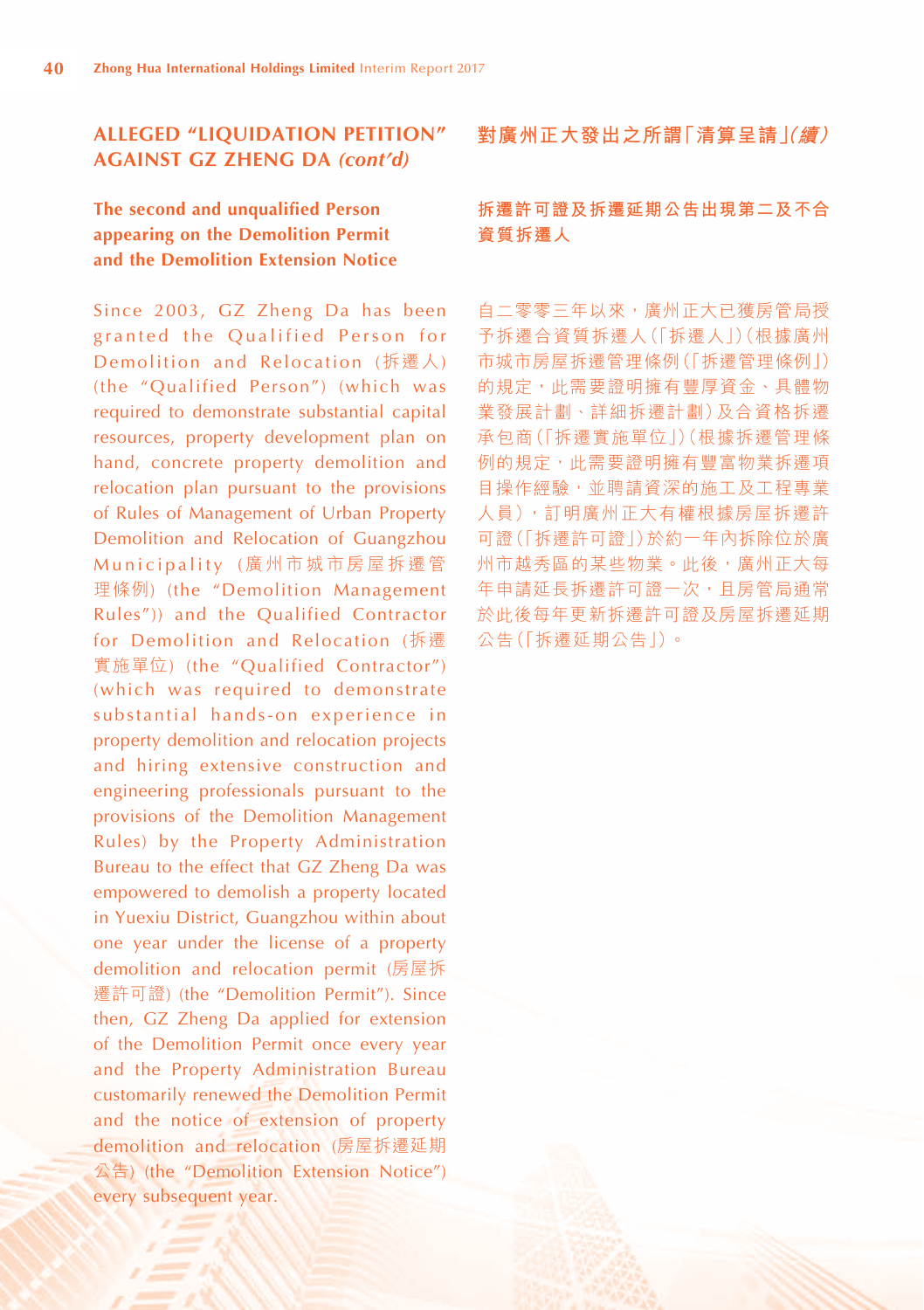## ALLEGED "LIQUIDATION PETITION" AGAINST GZ ZHENG DA *(cont'd)*

### The second and unqualified Person appearing on the Demolition Permit and the Demolition Extension Notice

Since 2003, GZ Zheng Da has been granted the Qualified Person for Demolition and Relocation (拆遷人) (the "Qualified Person") (which was required to demonstrate substantial capital resources, property development plan on hand, concrete property demolition and relocation plan pursuant to the provisions of Rules of Management of Urban Property Demolition and Relocation of Guangzhou Municipality (廣州市城市房屋拆遷管理條例) (the "Demolition Management Rules")) and the Qualified Contractor for Demolition and Relocation (拆遷實施單位) (the "Qualified Contractor") (which was required to demonstrate substantial hands-on experience in property demolition and relocation projects and hiring extensive construction and engineering professionals pursuant to the provisions of the Demolition Management Rules) by the Property Administration Bureau to the effect that GZ Zheng Da was empowered to demolish a property located in Yuexiu District, Guangzhou within about one year under the license of a property demolition and relocation permit (房屋拆遷許可證) (the "Demolition Permit"). Since then, GZ Zheng Da applied for extension of the Demolition Permit once every year and the Property Administration Bureau customarily renewed the Demolition Permit and the notice of extension of property demolition and relocation (房屋拆遷延期公告) (the "Demolition Extension Notice") every subsequent year.

## 對廣州正大發出之所謂「清算呈請」*(續)*

### 拆遷許可證及拆遷延期公告出現第二及不合資質拆遷人

自二零零三年以來，廣州正大已獲房管局授予拆遷合資質拆遷人（「拆遷人」）（根據廣州市城市房屋拆遷管理條例（「拆遷管理條例」）的規定，此需要證明擁有豐厚資金、具體物業發展計劃、詳細拆遷計劃）及合資格拆遷承包商（「拆遷實施單位」）（根據拆遷管理條例的規定，此需要證明擁有豐富物業拆遷項目操作經驗，並聘請資深的施工及工程專業人員），訂明廣州正大有權根據房屋拆遷許可證（「拆遷許可證」）於約一年內拆除位於廣州市越秀區的某些物業。此後，廣州正大每年申請延長拆遷許可證一次，且房管局通常於此後每年更新拆遷許可證及房屋拆遷延期公告（「拆遷延期公告」）。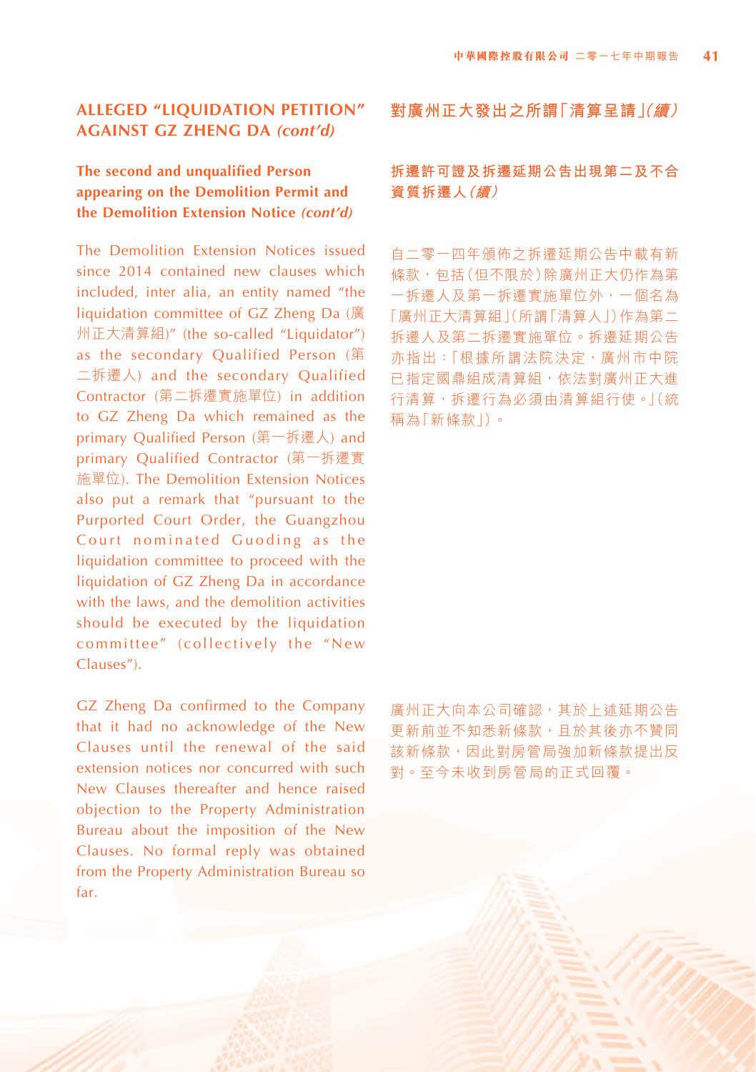## ALLEGED "LIQUIDATION PETITION" AGAINST GZ ZHENG DA *(cont'd)*

### The second and unqualified Person appearing on the Demolition Permit and the Demolition Extension Notice *(cont'd)*

The Demolition Extension Notices issued since 2014 contained new clauses which included, inter alia, an entity named "the liquidation committee of GZ Zheng Da (廣州正大清算組)" (the so-called "Liquidator") as the secondary Qualified Person (第二拆遷人) and the secondary Qualified Contractor (第二拆遷實施單位) in addition to GZ Zheng Da which remained as the primary Qualified Person (第一拆遷人) and primary Qualified Contractor (第一拆遷實施單位). The Demolition Extension Notices also put a remark that "pursuant to the Purported Court Order, the Guangzhou Court nominated Guoding as the liquidation committee to proceed with the liquidation of GZ Zheng Da in accordance with the laws, and the demolition activities should be executed by the liquidation committee" (collectively the "New Clauses").

GZ Zheng Da confirmed to the Company that it had no acknowledge of the New Clauses until the renewal of the said extension notices nor concurred with such New Clauses thereafter and hence raised objection to the Property Administration Bureau about the imposition of the New Clauses. No formal reply was obtained from the Property Administration Bureau so far.

## 對廣州正大發出之所謂「清算呈請」*(續)*

### 拆遷許可證及拆遷延期公告出現第二及不合資質拆遷人*(續)*

自二零一四年頒佈之拆遷延期公告中載有新條款，包括(但不限於)除廣州正大仍作為第一拆遷人及第一拆遷實施單位外，一個名為「廣州正大清算組」(所謂「清算人」)作為第二拆遷人及第二拆遷實施單位。拆遷延期公告亦指出：「根據所謂法院決定，廣州市中院已指定國鼎組成清算組，依法對廣州正大進行清算，拆遷行為必須由清算組行使。」(統稱為「新條款」)。

廣州正大向本公司確認，其於上述延期公告更新前並不知悉新條款，且於其後亦不贊同該新條款，因此對房管局強加新條款提出反對。至今未收到房管局的正式回覆。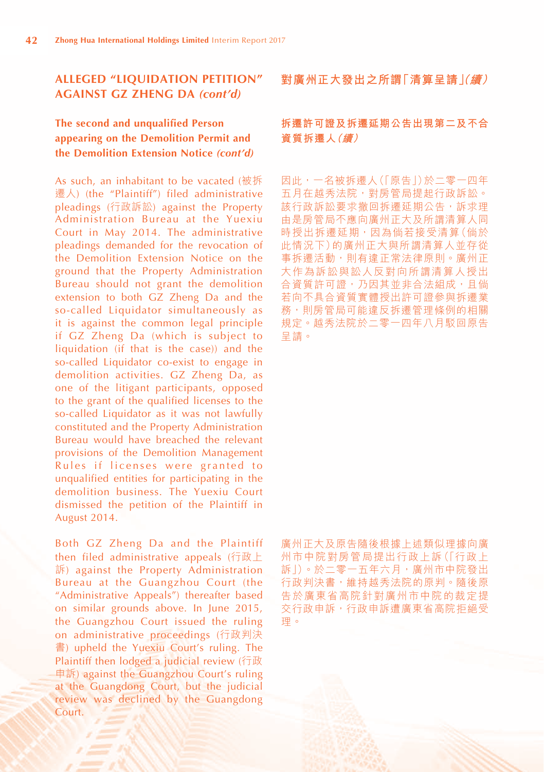## ALLEGED "LIQUIDATION PETITION" AGAINST GZ ZHENG DA *(cont'd)*

### The second and unqualified Person appearing on the Demolition Permit and the Demolition Extension Notice *(cont'd)*

As such, an inhabitant to be vacated (被拆遷人) (the "Plaintiff") filed administrative pleadings (行政訴訟) against the Property Administration Bureau at the Yuexiu Court in May 2014. The administrative pleadings demanded for the revocation of the Demolition Extension Notice on the ground that the Property Administration Bureau should not grant the demolition extension to both GZ Zheng Da and the so-called Liquidator simultaneously as it is against the common legal principle if GZ Zheng Da (which is subject to liquidation (if that is the case)) and the so-called Liquidator co-exist to engage in demolition activities. GZ Zheng Da, as one of the litigant participants, opposed to the grant of the qualified licenses to the so-called Liquidator as it was not lawfully constituted and the Property Administration Bureau would have breached the relevant provisions of the Demolition Management Rules if licenses were granted to unqualified entities for participating in the demolition business. The Yuexiu Court dismissed the petition of the Plaintiff in August 2014.

Both GZ Zheng Da and the Plaintiff then filed administrative appeals (行政上訴) against the Property Administration Bureau at the Guangzhou Court (the "Administrative Appeals") thereafter based on similar grounds above. In June 2015, the Guangzhou Court issued the ruling on administrative proceedings (行政判決書) upheld the Yuexiu Court's ruling. The Plaintiff then lodged a judicial review (行政申訴) against the Guangzhou Court's ruling at the Guangdong Court, but the judicial review was declined by the Guangdong Court.

## 對廣州正大發出之所謂「清算呈請」*(續)*

### 拆遷許可證及拆遷延期公告出現第二及不合資質拆遷人*(續)*

因此，一名被拆遷人（「原告」）於二零一四年五月在越秀法院，對房管局提起行政訴訟。該行政訴訟要求撤回拆遷延期公告，訴求理由是房管局不應向廣州正大及所謂清算人同時授出拆遷延期，因為倘若接受清算（倘於此情況下）的廣州正大與所謂清算人並存從事拆遷活動，則有違正常法律原則。廣州正大作為訴訟與訟人反對向所謂清算人授出合資質許可證，乃因其並非合法組成，且倘若向不具合資質實體授出許可證參與拆遷業務，則房管局可能違反拆遷管理條例的相關規定。越秀法院於二零一四年八月駁回原告呈請。

廣州正大及原告隨後根據上述類似理據向廣州市中院對房管局提出行政上訴（「行政上訴」）。於二零一五年六月，廣州市中院發出行政判決書，維持越秀法院的原判。隨後原告於廣東省高院針對廣州市中院的裁定提交行政申訴，行政申訴遭廣東省高院拒絕受理。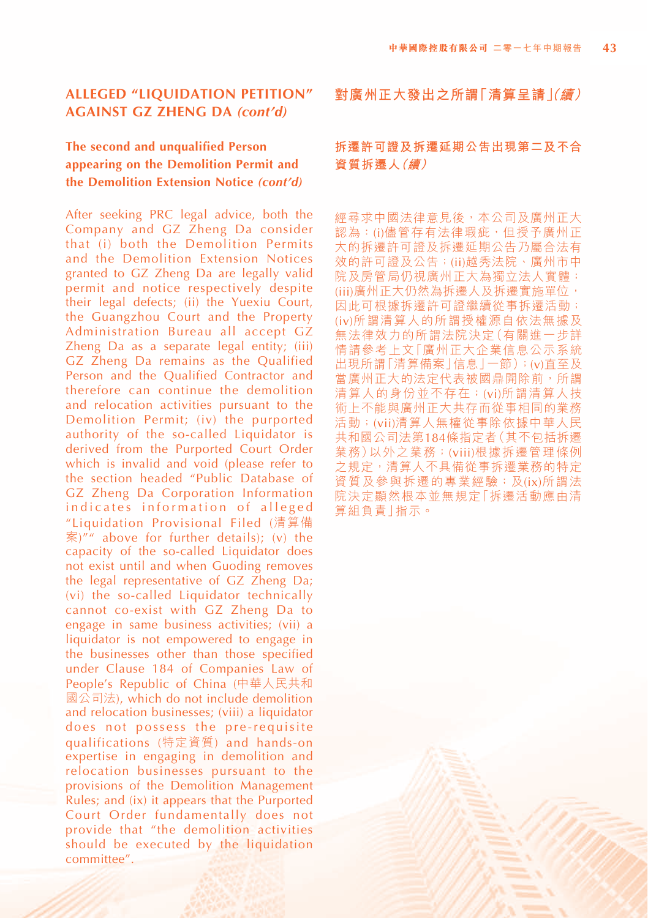## ALLEGED "LIQUIDATION PETITION" AGAINST GZ ZHENG DA *(cont'd)*

### The second and unqualified Person appearing on the Demolition Permit and the Demolition Extension Notice *(cont'd)*

After seeking PRC legal advice, both the Company and GZ Zheng Da consider that (i) both the Demolition Permits and the Demolition Extension Notices granted to GZ Zheng Da are legally valid permit and notice respectively despite their legal defects; (ii) the Yuexiu Court, the Guangzhou Court and the Property Administration Bureau all accept GZ Zheng Da as a separate legal entity; (iii) GZ Zheng Da remains as the Qualified Person and the Qualified Contractor and therefore can continue the demolition and relocation activities pursuant to the Demolition Permit; (iv) the purported authority of the so-called Liquidator is derived from the Purported Court Order which is invalid and void (please refer to the section headed "Public Database of GZ Zheng Da Corporation Information indicates information of alleged "Liquidation Provisional Filed (清算備案)"" above for further details); (v) the capacity of the so-called Liquidator does not exist until and when Guoding removes the legal representative of GZ Zheng Da; (vi) the so-called Liquidator technically cannot co-exist with GZ Zheng Da to engage in same business activities; (vii) a liquidator is not empowered to engage in the businesses other than those specified under Clause 184 of Companies Law of People's Republic of China (中華人民共和國公司法), which do not include demolition and relocation businesses; (viii) a liquidator does not possess the pre-requisite qualifications (特定資質) and hands-on expertise in engaging in demolition and relocation businesses pursuant to the provisions of the Demolition Management Rules; and (ix) it appears that the Purported Court Order fundamentally does not provide that "the demolition activities should be executed by the liquidation committee".

## 對廣州正大發出之所謂「清算呈請」*(續)*

### 拆遷許可證及拆遷延期公告出現第二及不合資質拆遷人 *(續)*

經尋求中國法律意見後，本公司及廣州正大認為：(i)儘管存有法律瑕疵，但授予廣州正大的拆遷許可證及拆遷延期公告乃屬合法有效的許可證及公告；(ii)越秀法院、廣州市中院及房管局仍視廣州正大為獨立法人實體；(iii)廣州正大仍然為拆遷人及拆遷實施單位，因此可根據拆遷許可證繼續從事拆遷活動；(iv)所謂清算人的所謂授權源自依法無據及無法律效力的所謂法院決定（有關進一步詳情請參考上文「廣州正大企業信息公示系統出現所謂「清算備案」信息」一節）；(v)直至及當廣州正大的法定代表被國鼎開除前，所謂清算人的身份並不存在；(vi)所謂清算人技術上不能與廣州正大共存而從事相同的業務活動；(vii)清算人無權從事除依據中華人民共和國公司法第184條指定者（其不包括拆遷業務）以外之業務；(viii)根據拆遷管理條例之規定，清算人不具備從事拆遷業務的特定資質及參與拆遷的專業經驗；及(ix)所謂法院決定顯然根本並無規定「拆遷活動應由清算組負責」指示。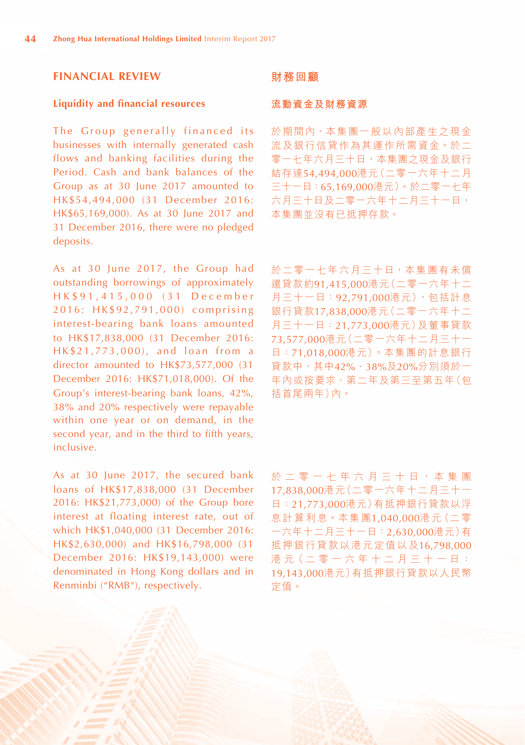## FINANCIAL REVIEW

### Liquidity and financial resources

The Group generally financed its businesses with internally generated cash flows and banking facilities during the Period. Cash and bank balances of the Group as at 30 June 2017 amounted to HK$54,494,000 (31 December 2016: HK$65,169,000). As at 30 June 2017 and 31 December 2016, there were no pledged deposits.

As at 30 June 2017, the Group had outstanding borrowings of approximately HK$91,415,000 (31 December 2016: HK$92,791,000) comprising interest-bearing bank loans amounted to HK$17,838,000 (31 December 2016: HK$21,773,000), and loan from a director amounted to HK$73,577,000 (31 December 2016: HK$71,018,000). Of the Group's interest-bearing bank loans, 42%, 38% and 20% respectively were repayable within one year or on demand, in the second year, and in the third to fifth years, inclusive.

As at 30 June 2017, the secured bank loans of HK$17,838,000 (31 December 2016: HK$21,773,000) of the Group bore interest at floating interest rate, out of which HK$1,040,000 (31 December 2016: HK$2,630,000) and HK$16,798,000 (31 December 2016: HK$19,143,000) were denominated in Hong Kong dollars and in Renminbi ("RMB"), respectively.

## 財務回顧

### 流動資金及財務資源

於期間內，本集團一般以內部產生之現金流及銀行信貸作為其運作所需資金。於二零一七年六月三十日，本集團之現金及銀行結存達54,494,000港元（二零一六年十二月三十一日：65,169,000港元）。於二零一七年六月三十日及二零一六年十二月三十一日，本集團並沒有已抵押存款。

於二零一七年六月三十日，本集團有未償還貸款約91,415,000港元（二零一六年十二月三十一日：92,791,000港元），包括計息銀行貸款17,838,000港元（二零一六年十二月三十一日：21,773,000港元）及董事貸款73,577,000港元（二零一六年十二月三十一日：71,018,000港元）。本集團的計息銀行貸款中，其中42%、38%及20%分別須於一年內或按要求、第二年及第三至第五年（包括首尾兩年）內。

於二零一七年六月三十日，本集團17,838,000港元（二零一六年十二月三十一日：21,773,000港元）有抵押銀行貸款以浮息計算利息。本集團1,040,000港元（二零一六年十二月三十一日：2,630,000港元）有抵押銀行貸款以港元定值以及16,798,000港元（二零一六年十二月三十一日：19,143,000港元）有抵押銀行貸款以人民幣定值。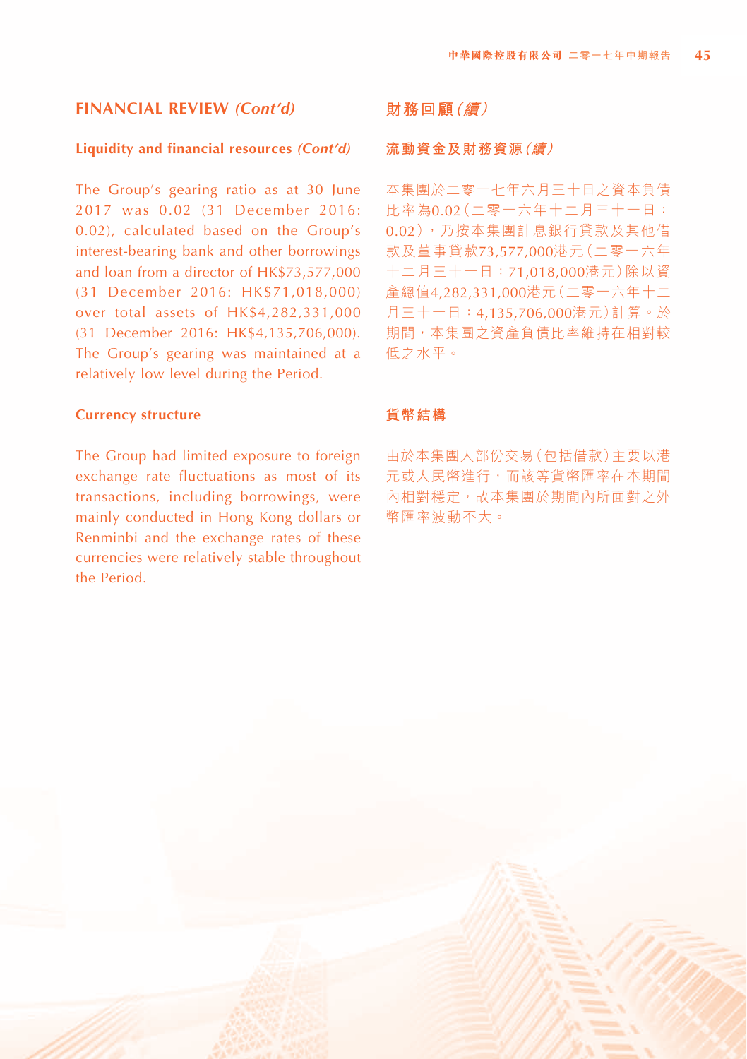## FINANCIAL REVIEW *(Cont'd)*

### Liquidity and financial resources *(Cont'd)*

The Group's gearing ratio as at 30 June 2017 was 0.02 (31 December 2016: 0.02), calculated based on the Group's interest-bearing bank and other borrowings and loan from a director of HK$73,577,000 (31 December 2016: HK$71,018,000) over total assets of HK$4,282,331,000 (31 December 2016: HK$4,135,706,000). The Group's gearing was maintained at a relatively low level during the Period.

### Currency structure

The Group had limited exposure to foreign exchange rate fluctuations as most of its transactions, including borrowings, were mainly conducted in Hong Kong dollars or Renminbi and the exchange rates of these currencies were relatively stable throughout the Period.

## 財務回顧 *(續)*

### 流動資金及財務資源 *(續)*

本集團於二零一七年六月三十日之資本負債比率為0.02(二零一六年十二月三十一日:0.02),乃按本集團計息銀行貸款及其他借款及董事貸款73,577,000港元(二零一六年十二月三十一日:71,018,000港元)除以資產總值4,282,331,000港元(二零一六年十二月三十一日:4,135,706,000港元)計算。於期間,本集團之資產負債比率維持在相對較低之水平。

### 貨幣結構

由於本集團大部份交易(包括借款)主要以港元或人民幣進行,而該等貨幣匯率在本期間內相對穩定,故本集團於期間內所面對之外幣匯率波動不大。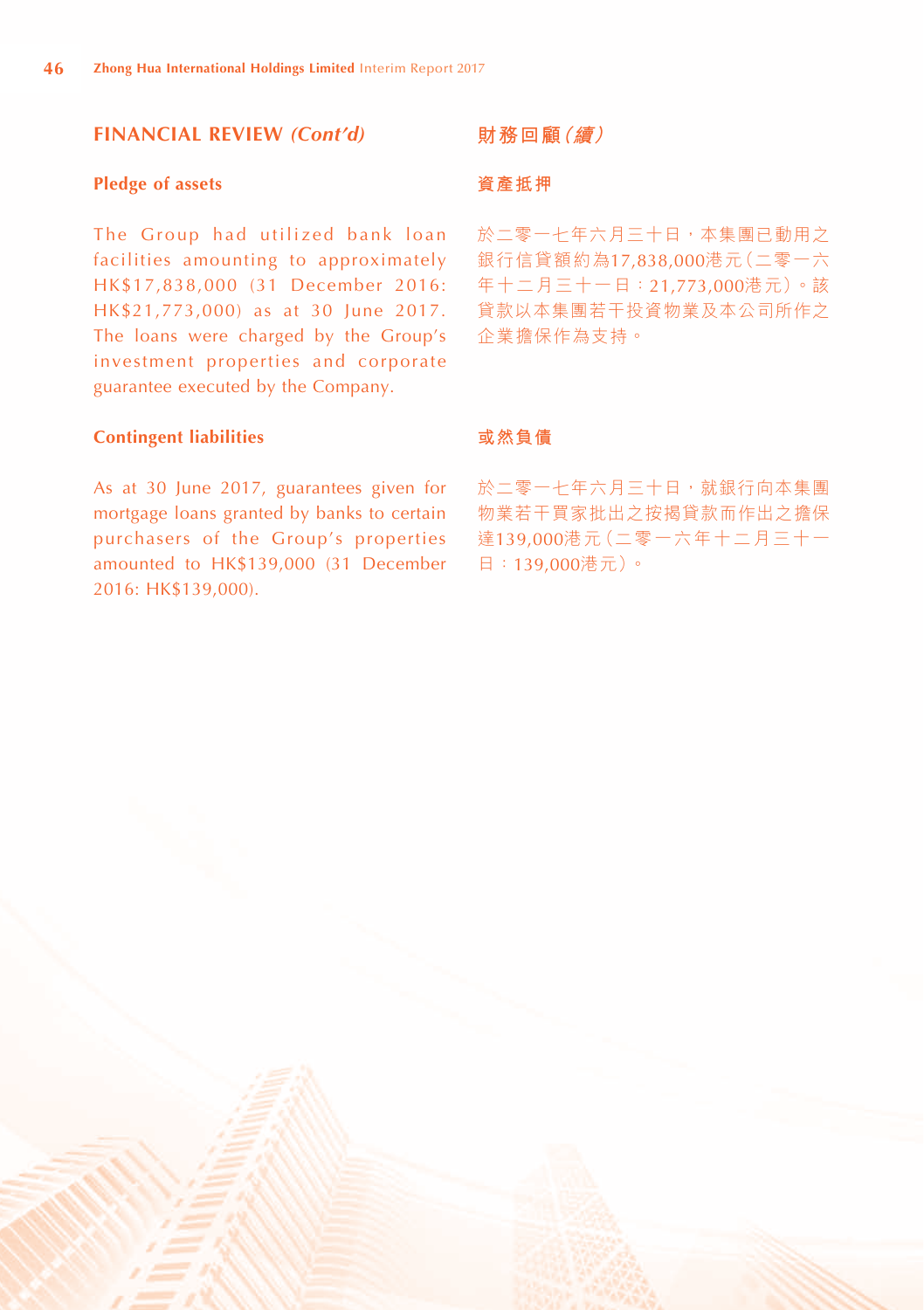## FINANCIAL REVIEW *(Cont'd)*

### Pledge of assets

The Group had utilized bank loan facilities amounting to approximately HK$17,838,000 (31 December 2016: HK$21,773,000) as at 30 June 2017. The loans were charged by the Group's investment properties and corporate guarantee executed by the Company.

### Contingent liabilities

As at 30 June 2017, guarantees given for mortgage loans granted by banks to certain purchasers of the Group's properties amounted to HK$139,000 (31 December 2016: HK$139,000).

## 財務回顧*（續）*

### 資產抵押

於二零一七年六月三十日，本集團已動用之銀行信貸額約為17,838,000港元（二零一六年十二月三十一日：21,773,000港元）。該貸款以本集團若干投資物業及本公司所作之企業擔保作為支持。

### 或然負債

於二零一七年六月三十日，就銀行向本集團物業若干買家批出之按揭貸款而作出之擔保達139,000港元（二零一六年十二月三十一日：139,000港元）。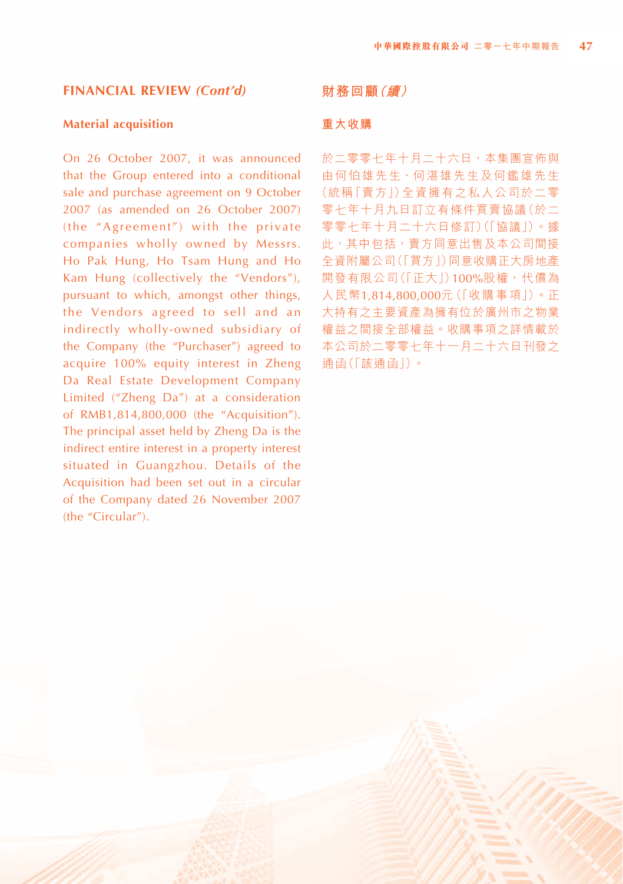## FINANCIAL REVIEW *(Cont'd)*

### Material acquisition

On 26 October 2007, it was announced that the Group entered into a conditional sale and purchase agreement on 9 October 2007 (as amended on 26 October 2007) (the "Agreement") with the private companies wholly owned by Messrs. Ho Pak Hung, Ho Tsam Hung and Ho Kam Hung (collectively the "Vendors"), pursuant to which, amongst other things, the Vendors agreed to sell and an indirectly wholly-owned subsidiary of the Company (the "Purchaser") agreed to acquire 100% equity interest in Zheng Da Real Estate Development Company Limited ("Zheng Da") at a consideration of RMB1,814,800,000 (the "Acquisition"). The principal asset held by Zheng Da is the indirect entire interest in a property interest situated in Guangzhou. Details of the Acquisition had been set out in a circular of the Company dated 26 November 2007 (the "Circular").

## 財務回顧*(續)*

### 重大收購

於二零零七年十月二十六日，本集團宣佈與由何伯雄先生、何湛雄先生及何鑑雄先生（統稱「賣方」）全資擁有之私人公司於二零零七年十月九日訂立有條件買賣協議（於二零零七年十月二十六日修訂）（「協議」）。據此，其中包括，賣方同意出售及本公司間接全資附屬公司（「買方」）同意收購正大房地產開發有限公司（「正大」）100%股權，代價為人民幣1,814,800,000元（「收購事項」）。正大持有之主要資產為擁有位於廣州市之物業權益之間接全部權益。收購事項之詳情載於本公司於二零零七年十一月二十六日刊發之通函（「該通函」）。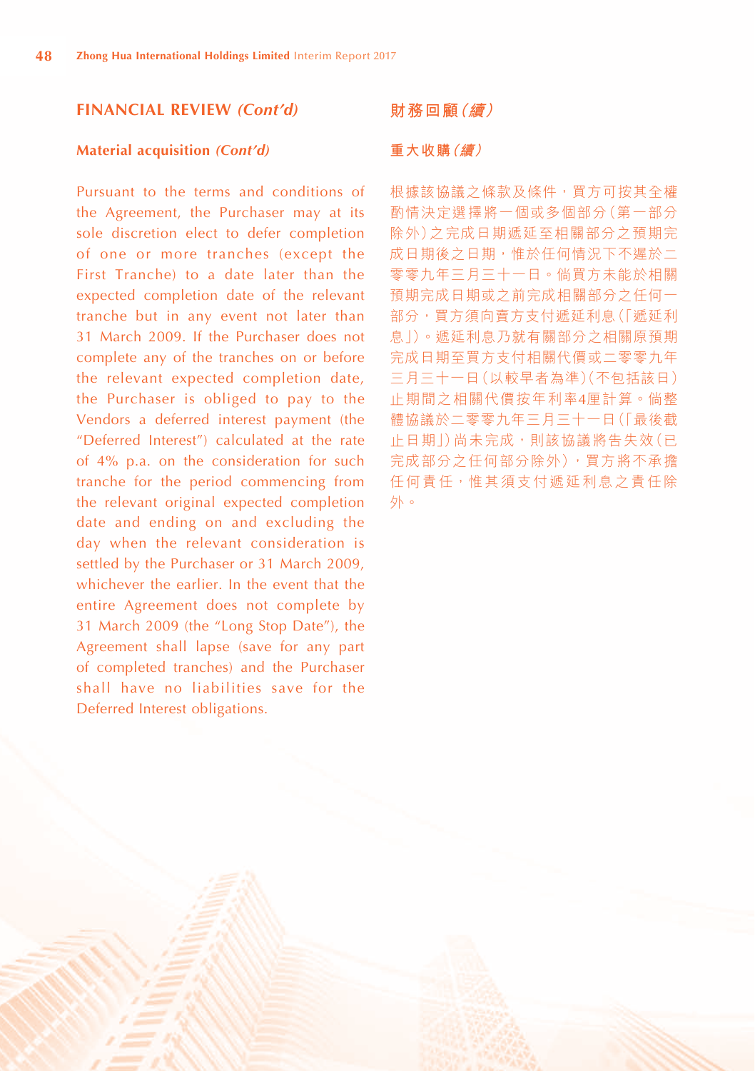## FINANCIAL REVIEW *(Cont'd)*

### Material acquisition *(Cont'd)*

Pursuant to the terms and conditions of the Agreement, the Purchaser may at its sole discretion elect to defer completion of one or more tranches (except the First Tranche) to a date later than the expected completion date of the relevant tranche but in any event not later than 31 March 2009. If the Purchaser does not complete any of the tranches on or before the relevant expected completion date, the Purchaser is obliged to pay to the Vendors a deferred interest payment (the "Deferred Interest") calculated at the rate of 4% p.a. on the consideration for such tranche for the period commencing from the relevant original expected completion date and ending on and excluding the day when the relevant consideration is settled by the Purchaser or 31 March 2009, whichever the earlier. In the event that the entire Agreement does not complete by 31 March 2009 (the "Long Stop Date"), the Agreement shall lapse (save for any part of completed tranches) and the Purchaser shall have no liabilities save for the Deferred Interest obligations.

## 財務回顧*（續）*

### 重大收購*（續）*

根據該協議之條款及條件，買方可按其全權酌情決定選擇將一個或多個部分（第一部分除外）之完成日期遞延至相關部分之預期完成日期後之日期，惟於任何情況下不遲於二零零九年三月三十一日。倘買方未能於相關預期完成日期或之前完成相關部分之任何一部分，買方須向賣方支付遞延利息（「遞延利息」）。遞延利息乃就有關部分之相關原預期完成日期至買方支付相關代價或二零零九年三月三十一日（以較早者為準）（不包括該日）止期間之相關代價按年利率4厘計算。倘整體協議於二零零九年三月三十一日（「最後截止日期」）尚未完成，則該協議將告失效（已完成部分之任何部分除外），買方將不承擔任何責任，惟其須支付遞延利息之責任除外。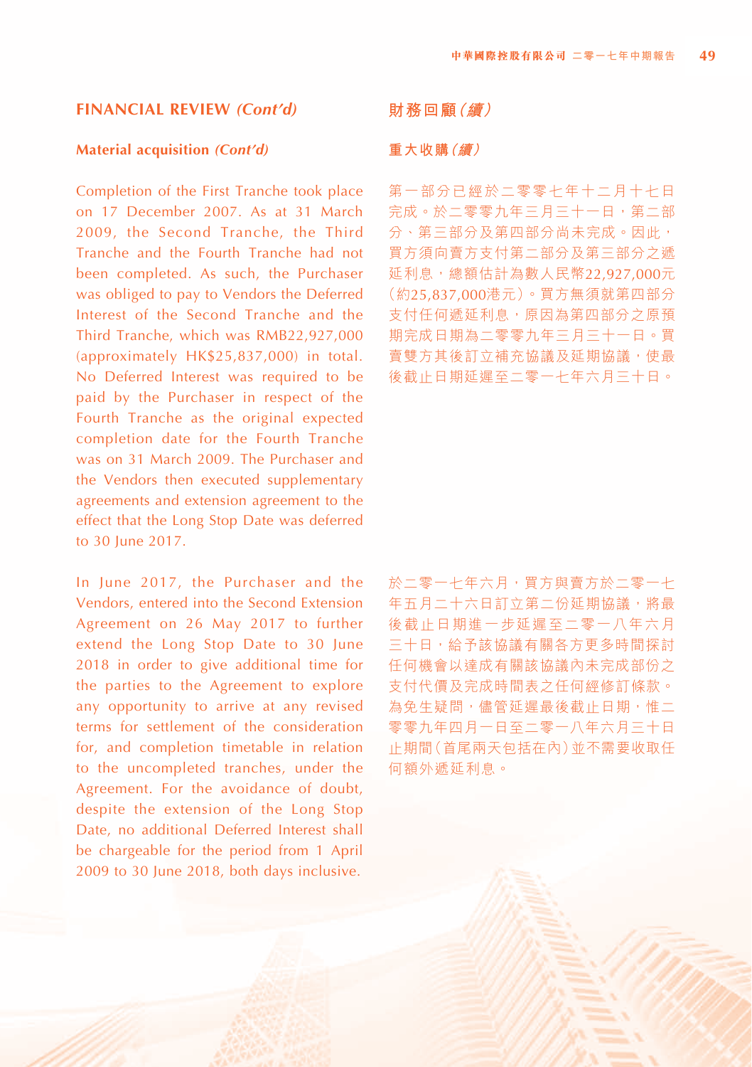## FINANCIAL REVIEW *(Cont'd)*

### Material acquisition *(Cont'd)*

Completion of the First Tranche took place on 17 December 2007. As at 31 March 2009, the Second Tranche, the Third Tranche and the Fourth Tranche had not been completed. As such, the Purchaser was obliged to pay to Vendors the Deferred Interest of the Second Tranche and the Third Tranche, which was RMB22,927,000 (approximately HK$25,837,000) in total. No Deferred Interest was required to be paid by the Purchaser in respect of the Fourth Tranche as the original expected completion date for the Fourth Tranche was on 31 March 2009. The Purchaser and the Vendors then executed supplementary agreements and extension agreement to the effect that the Long Stop Date was deferred to 30 June 2017.

In June 2017, the Purchaser and the Vendors, entered into the Second Extension Agreement on 26 May 2017 to further extend the Long Stop Date to 30 June 2018 in order to give additional time for the parties to the Agreement to explore any opportunity to arrive at any revised terms for settlement of the consideration for, and completion timetable in relation to the uncompleted tranches, under the Agreement. For the avoidance of doubt, despite the extension of the Long Stop Date, no additional Deferred Interest shall be chargeable for the period from 1 April 2009 to 30 June 2018, both days inclusive.

## 財務回顧*（續）*

### 重大收購*（續）*

第一部分已經於二零零七年十二月十七日完成。於二零零九年三月三十一日，第二部分、第三部分及第四部分尚未完成。因此，買方須向賣方支付第二部分及第三部分之遞延利息，總額估計為數人民幣22,927,000元（約25,837,000港元）。買方無須就第四部分支付任何遞延利息，原因為第四部分之原預期完成日期為二零零九年三月三十一日。買賣雙方其後訂立補充協議及延期協議，使最後截止日期延遲至二零一七年六月三十日。

於二零一七年六月，買方與賣方於二零一七年五月二十六日訂立第二份延期協議，將最後截止日期進一步延遲至二零一八年六月三十日，給予該協議有關各方更多時間探討任何機會以達成有關該協議內未完成部份之支付代價及完成時間表之任何經修訂條款。為免生疑問，儘管延遲最後截止日期，惟二零零九年四月一日至二零一八年六月三十日止期間（首尾兩天包括在內）並不需要收取任何額外遞延利息。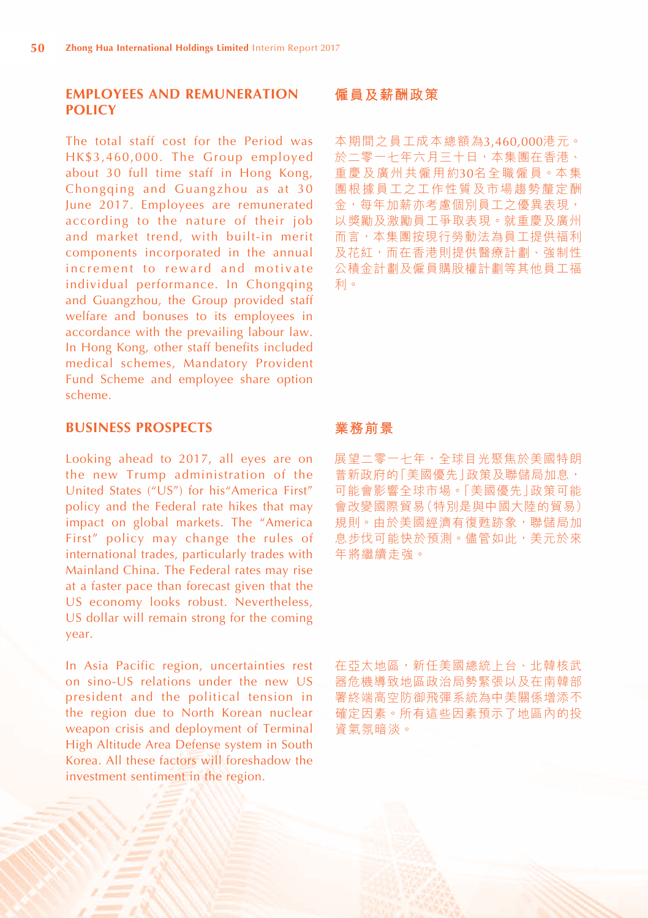## EMPLOYEES AND REMUNERATION POLICY

The total staff cost for the Period was HK$3,460,000. The Group employed about 30 full time staff in Hong Kong, Chongqing and Guangzhou as at 30 June 2017. Employees are remunerated according to the nature of their job and market trend, with built-in merit components incorporated in the annual increment to reward and motivate individual performance. In Chongqing and Guangzhou, the Group provided staff welfare and bonuses to its employees in accordance with the prevailing labour law. In Hong Kong, other staff benefits included medical schemes, Mandatory Provident Fund Scheme and employee share option scheme.

## 僱員及薪酬政策

本期間之員工成本總額為3,460,000港元。於二零一七年六月三十日，本集團在香港、重慶及廣州共僱用約30名全職僱員。本集團根據員工之工作性質及市場趨勢釐定酬金，每年加薪亦考慮個別員工之優異表現，以獎勵及激勵員工爭取表現。就重慶及廣州而言，本集團按現行勞動法為員工提供福利及花紅，而在香港則提供醫療計劃、強制性公積金計劃及僱員購股權計劃等其他員工福利。

## BUSINESS PROSPECTS

Looking ahead to 2017, all eyes are on the new Trump administration of the United States ("US") for his"America First" policy and the Federal rate hikes that may impact on global markets. The "America First" policy may change the rules of international trades, particularly trades with Mainland China. The Federal rates may rise at a faster pace than forecast given that the US economy looks robust. Nevertheless, US dollar will remain strong for the coming year.

In Asia Pacific region, uncertainties rest on sino-US relations under the new US president and the political tension in the region due to North Korean nuclear weapon crisis and deployment of Terminal High Altitude Area Defense system in South Korea. All these factors will foreshadow the investment sentiment in the region.

## 業務前景

展望二零一七年，全球目光聚焦於美國特朗普新政府的「美國優先」政策及聯儲局加息，可能會影響全球市場。「美國優先」政策可能會改變國際貿易(特別是與中國大陸的貿易)規則。由於美國經濟有復甦跡象，聯儲局加息步伐可能快於預測。儘管如此，美元於來年將繼續走強。

在亞太地區，新任美國總統上台、北韓核武器危機導致地區政治局勢緊張以及在南韓部署終端高空防御飛彈系統為中美關係增添不確定因素。所有這些因素預示了地區內的投資氣氛暗淡。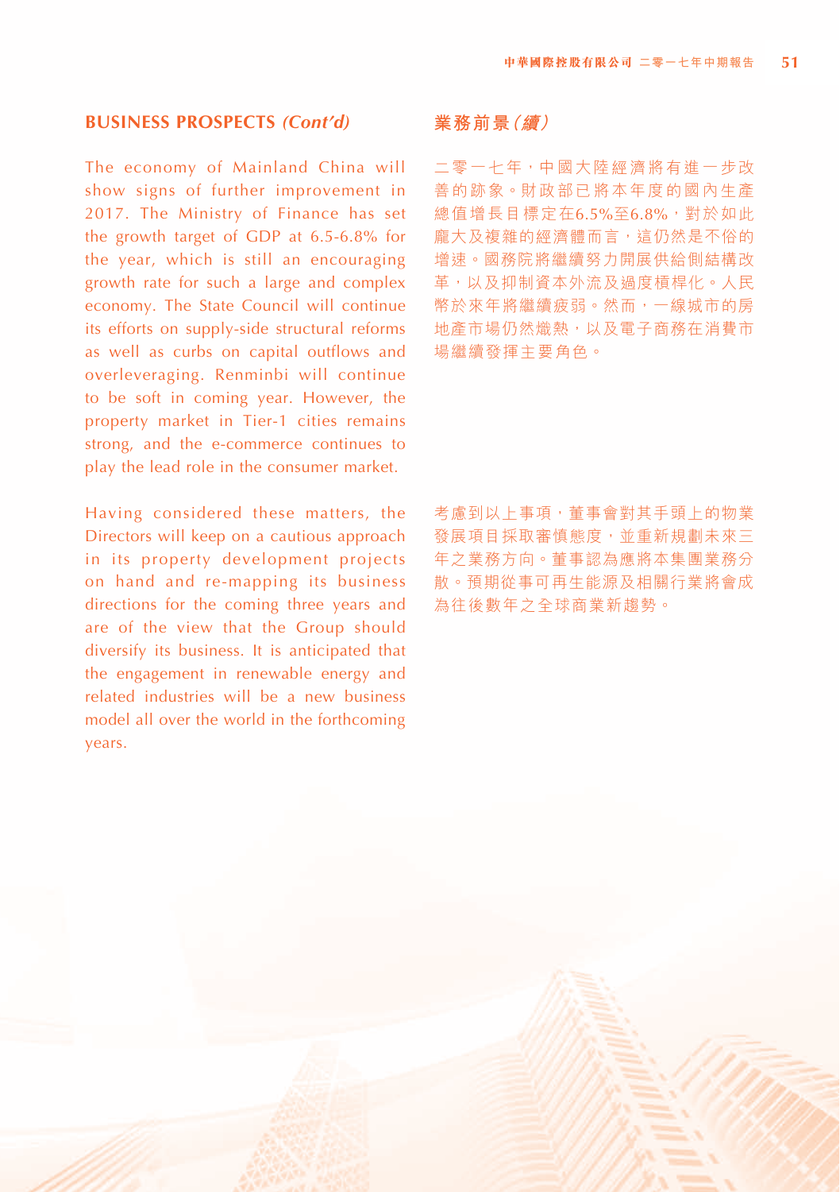## BUSINESS PROSPECTS *(Cont'd)*

The economy of Mainland China will show signs of further improvement in 2017. The Ministry of Finance has set the growth target of GDP at 6.5-6.8% for the year, which is still an encouraging growth rate for such a large and complex economy. The State Council will continue its efforts on supply-side structural reforms as well as curbs on capital outflows and overleveraging. Renminbi will continue to be soft in coming year. However, the property market in Tier-1 cities remains strong, and the e-commerce continues to play the lead role in the consumer market.

Having considered these matters, the Directors will keep on a cautious approach in its property development projects on hand and re-mapping its business directions for the coming three years and are of the view that the Group should diversify its business. It is anticipated that the engagement in renewable energy and related industries will be a new business model all over the world in the forthcoming years.

## 業務前景*（續）*

二零一七年，中國大陸經濟將有進一步改善的跡象。財政部已將本年度的國內生產總值增長目標定在6.5%至6.8%，對於如此龐大及複雜的經濟體而言，這仍然是不俗的增速。國務院將繼續努力開展供給側結構改革，以及抑制資本外流及過度槓桿化。人民幣於來年將繼續疲弱。然而，一線城市的房地產市場仍然熾熱，以及電子商務在消費市場繼續發揮主要角色。

考慮到以上事項，董事會對其手頭上的物業發展項目採取審慎態度，並重新規劃未來三年之業務方向。董事認為應將本集團業務分散。預期從事可再生能源及相關行業將會成為往後數年之全球商業新趨勢。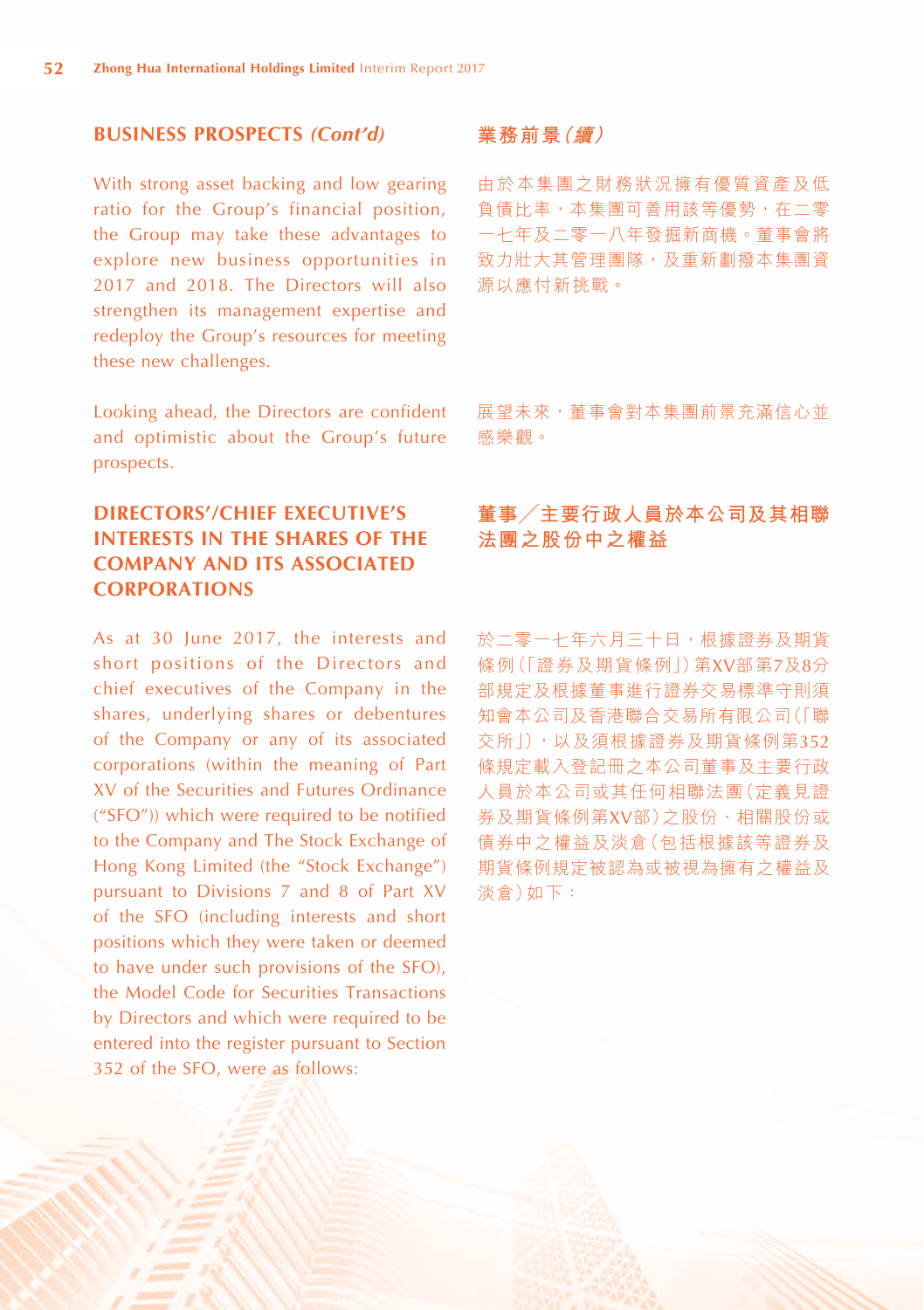## BUSINESS PROSPECTS *(Cont'd)*

With strong asset backing and low gearing ratio for the Group's financial position, the Group may take these advantages to explore new business opportunities in 2017 and 2018. The Directors will also strengthen its management expertise and redeploy the Group's resources for meeting these new challenges.

Looking ahead, the Directors are confident and optimistic about the Group's future prospects.

## DIRECTORS'/CHIEF EXECUTIVE'S INTERESTS IN THE SHARES OF THE COMPANY AND ITS ASSOCIATED CORPORATIONS

As at 30 June 2017, the interests and short positions of the Directors and chief executives of the Company in the shares, underlying shares or debentures of the Company or any of its associated corporations (within the meaning of Part XV of the Securities and Futures Ordinance ("SFO")) which were required to be notified to the Company and The Stock Exchange of Hong Kong Limited (the "Stock Exchange") pursuant to Divisions 7 and 8 of Part XV of the SFO (including interests and short positions which they were taken or deemed to have under such provisions of the SFO), the Model Code for Securities Transactions by Directors and which were required to be entered into the register pursuant to Section 352 of the SFO, were as follows:

## 業務前景*（續）*

由於本集團之財務狀況擁有優質資產及低負債比率，本集團可善用該等優勢，在二零一七年及二零一八年發掘新商機。董事會將致力壯大其管理團隊，及重新調撥本集團資源以應付新挑戰。

展望未來，董事會對本集團前景充滿信心並感樂觀。

## 董事╱主要行政人員於本公司及其相聯法團之股份中之權益

於二零一七年六月三十日，根據證券及期貨條例（「證券及期貨條例」）第XV部第7及8分部規定及根據董事進行證券交易標準守則須知會本公司及香港聯合交易所有限公司（「聯交所」），以及須根據證券及期貨條例第352條規定載入登記冊之本公司董事及主要行政人員於本公司或其任何相聯法團（定義見證券及期貨條例第XV部）之股份、相關股份或債券中之權益及淡倉（包括根據該等證券及期貨條例規定被認為或被視為擁有之權益及淡倉）如下：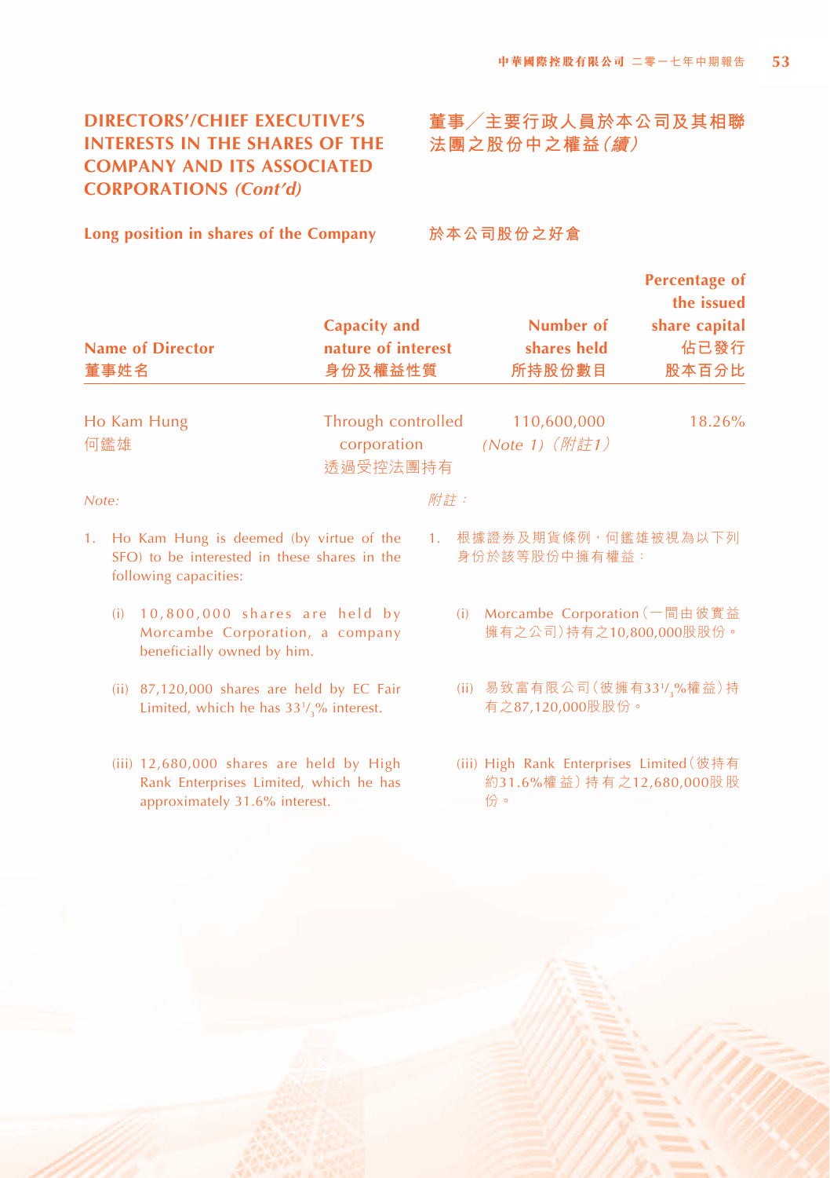## DIRECTORS'/CHIEF EXECUTIVE'S INTERESTS IN THE SHARES OF THE COMPANY AND ITS ASSOCIATED CORPORATIONS *(Cont'd)*

## 董事／主要行政人員於本公司及其相聯法團之股份中之權益*(續)*

### Long position in shares of the Company

### 於本公司股份之好倉

| Name of Director<br>董事姓名 | Capacity and nature of interest<br>身份及權益性質 | Number of shares held<br>所持股份數目 | Percentage of the issued share capital<br>佔已發行股本百分比 |
|---|---|---|---|
| Ho Kam Hung<br>何鑑雄 | Through controlled corporation<br>透過受控法團持有 | 110,600,000<br>*(Note 1)（附註1）* | 18.26% |

*Note:*

1. Ho Kam Hung is deemed (by virtue of the SFO) to be interested in these shares in the following capacities:

   (i) 10,800,000 shares are held by Morcambe Corporation, a company beneficially owned by him.

   (ii) 87,120,000 shares are held by EC Fair Limited, which he has $33^1/_3$% interest.

   (iii) 12,680,000 shares are held by High Rank Enterprises Limited, which he has approximately 31.6% interest.

*附註：*

1. 根據證券及期貨條例，何鑑雄被視為以下列身份於該等股份中擁有權益：

   (i) Morcambe Corporation（一間由彼實益擁有之公司）持有之10,800,000股股份。

   (ii) 易致富有限公司（彼擁有$33^1/_3$%權益）持有之87,120,000股股份。

   (iii) High Rank Enterprises Limited（彼持有約31.6%權益）持有之12,680,000股股份。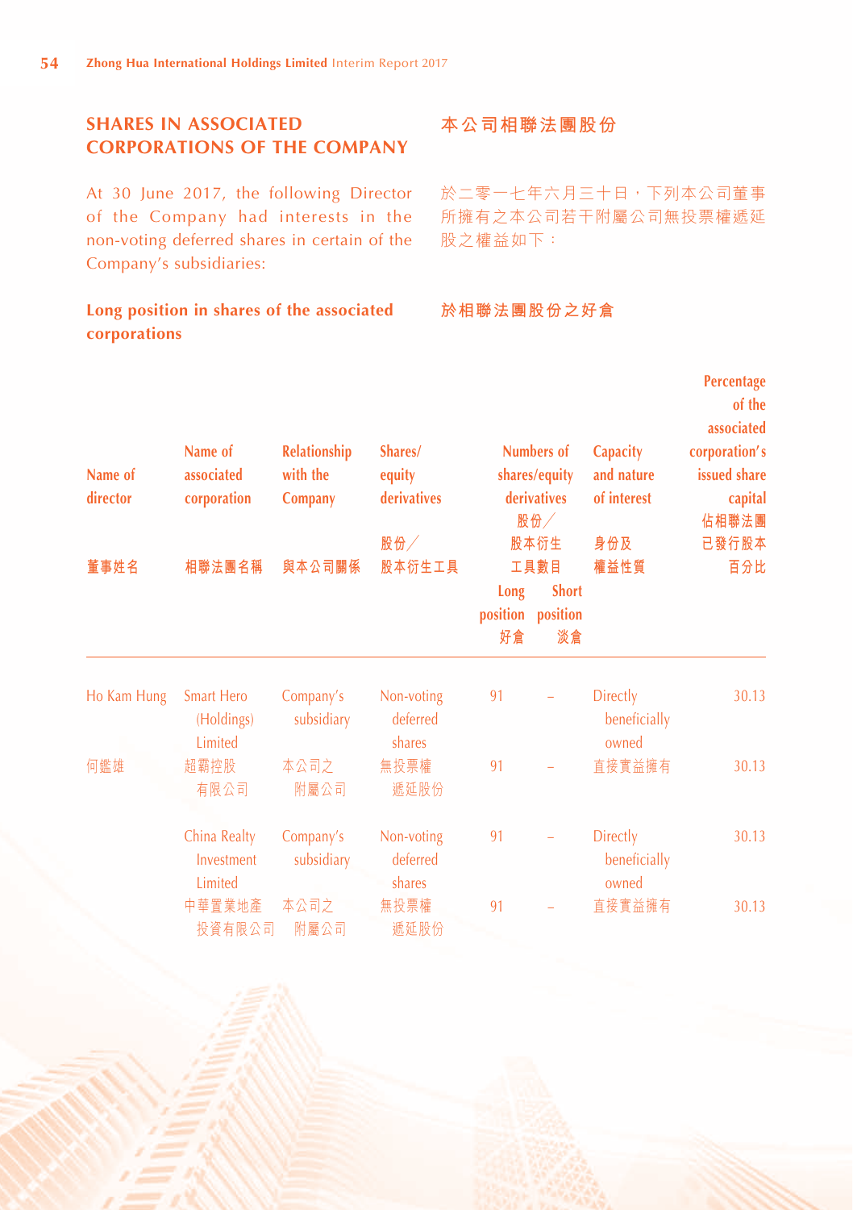## SHARES IN ASSOCIATED CORPORATIONS OF THE COMPANY

## 本公司相聯法團股份

At 30 June 2017, the following Director of the Company had interests in the non-voting deferred shares in certain of the Company's subsidiaries:

於二零一七年六月三十日，下列本公司董事所擁有之本公司若干附屬公司無投票權遞延股之權益如下：

### Long position in shares of the associated corporations

### 於相聯法團股份之好倉

| Name of director<br>董事姓名 | Name of associated corporation<br>相聯法團名稱 | Relationship with the Company<br>與本公司關係 | Shares/ equity derivatives<br>股份╱股本衍生工具 | Numbers of shares/equity derivatives 股份╱股本衍生工具數目<br>Long position<br>好倉 | <br>Short position<br>淡倉 | Capacity and nature of interest<br>身份及權益性質 | Percentage of the associated corporation's issued share capital<br>佔相聯法團已發行股本百分比 |
|---|---|---|---|---|---|---|---|
| Ho Kam Hung | Smart Hero (Holdings) Limited | Company's subsidiary | Non-voting deferred shares | 91 | – | Directly beneficially owned | 30.13 |
| 何鑑雄 | 超霸控股有限公司 | 本公司之附屬公司 | 無投票權遞延股份 | 91 | – | 直接實益擁有 | 30.13 |
| | China Realty Investment Limited | Company's subsidiary | Non-voting deferred shares | 91 | – | Directly beneficially owned | 30.13 |
| | 中華置業地產投資有限公司 | 本公司之附屬公司 | 無投票權遞延股份 | 91 | – | 直接實益擁有 | 30.13 |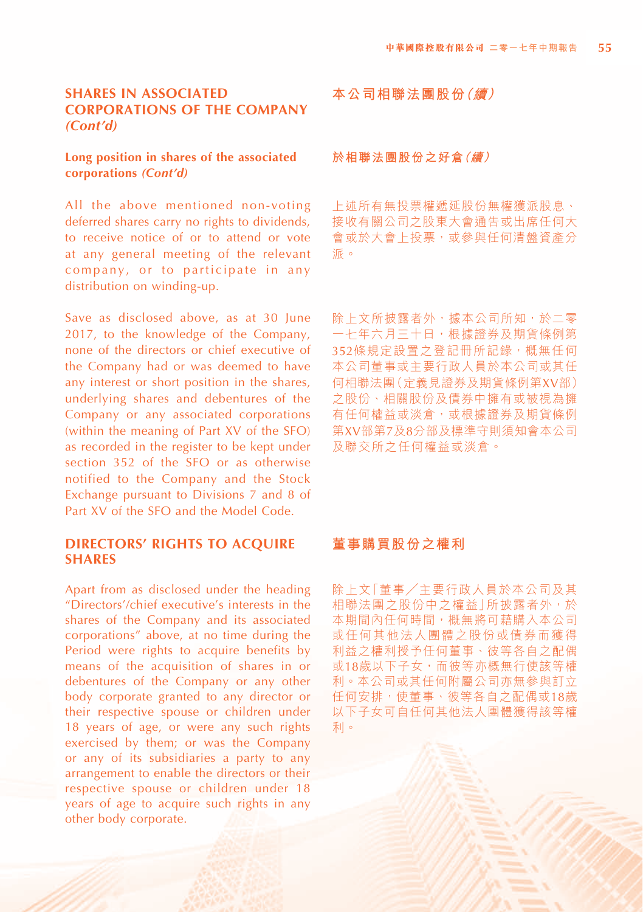## SHARES IN ASSOCIATED CORPORATIONS OF THE COMPANY *(Cont'd)*

## 本公司相聯法團股份*（續）*

### Long position in shares of the associated corporations *(Cont'd)*

### 於相聯法團股份之好倉*（續）*

All the above mentioned non-voting deferred shares carry no rights to dividends, to receive notice of or to attend or vote at any general meeting of the relevant company, or to participate in any distribution on winding-up.

上述所有無投票權遞延股份無權獲派股息、接收有關公司之股東大會通告或出席任何大會或於大會上投票，或參與任何清盤資產分派。

Save as disclosed above, as at 30 June 2017, to the knowledge of the Company, none of the directors or chief executive of the Company had or was deemed to have any interest or short position in the shares, underlying shares and debentures of the Company or any associated corporations (within the meaning of Part XV of the SFO) as recorded in the register to be kept under section 352 of the SFO or as otherwise notified to the Company and the Stock Exchange pursuant to Divisions 7 and 8 of Part XV of the SFO and the Model Code.

除上文所披露者外，據本公司所知，於二零一七年六月三十日，根據證券及期貨條例第352條規定設置之登記冊所記錄，概無任何本公司董事或主要行政人員於本公司或其任何相聯法團（定義見證券及期貨條例第XV部）之股份、相關股份及債券中擁有或被視為擁有任何權益或淡倉，或根據證券及期貨條例第XV部第7及8分部及標準守則須知會本公司及聯交所之任何權益或淡倉。

## DIRECTORS' RIGHTS TO ACQUIRE SHARES

## 董事購買股份之權利

Apart from as disclosed under the heading "Directors'/chief executive's interests in the shares of the Company and its associated corporations" above, at no time during the Period were rights to acquire benefits by means of the acquisition of shares in or debentures of the Company or any other body corporate granted to any director or their respective spouse or children under 18 years of age, or were any such rights exercised by them; or was the Company or any of its subsidiaries a party to any arrangement to enable the directors or their respective spouse or children under 18 years of age to acquire such rights in any other body corporate.

除上文「董事／主要行政人員於本公司及其相聯法團之股份中之權益」所披露者外，於本期間內任何時間，概無將可藉購入本公司或任何其他法人團體之股份或債券而獲得利益之權利授予任何董事、彼等各自之配偶或18歲以下子女，而彼等亦概無行使該等權利。本公司或其任何附屬公司亦無參與訂立任何安排，使董事、彼等各自之配偶或18歲以下子女可自任何其他法人團體獲得該等權利。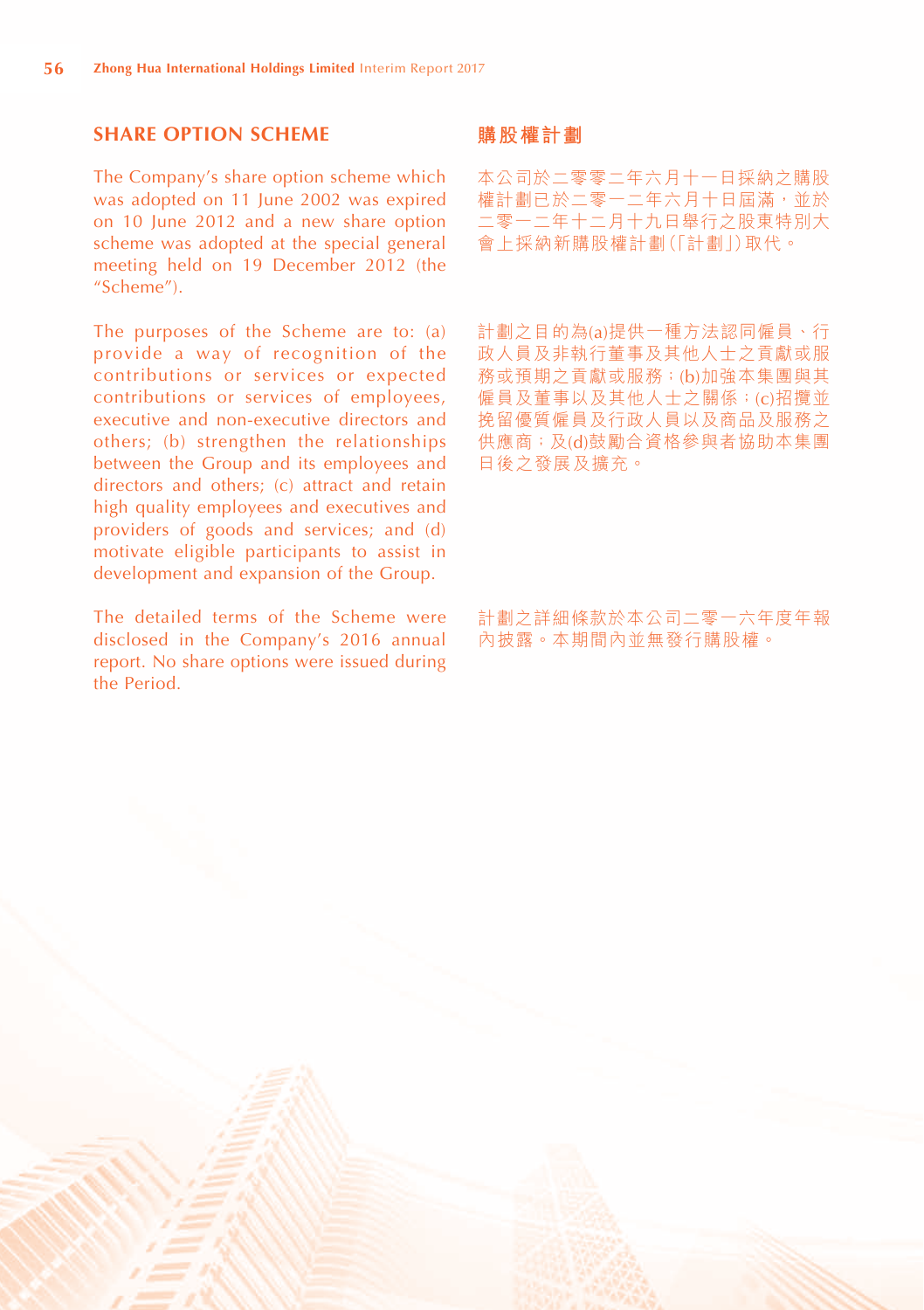## SHARE OPTION SCHEME

The Company's share option scheme which was adopted on 11 June 2002 was expired on 10 June 2012 and a new share option scheme was adopted at the special general meeting held on 19 December 2012 (the "Scheme").

The purposes of the Scheme are to: (a) provide a way of recognition of the contributions or services or expected contributions or services of employees, executive and non-executive directors and others; (b) strengthen the relationships between the Group and its employees and directors and others; (c) attract and retain high quality employees and executives and providers of goods and services; and (d) motivate eligible participants to assist in development and expansion of the Group.

The detailed terms of the Scheme were disclosed in the Company's 2016 annual report. No share options were issued during the Period.

## 購股權計劃

本公司於二零零二年六月十一日採納之購股權計劃已於二零一二年六月十日屆滿，並於二零一二年十二月十九日舉行之股東特別大會上採納新購股權計劃(「計劃」)取代。

計劃之目的為(a)提供一種方法認同僱員、行政人員及非執行董事及其他人士之貢獻或服務或預期之貢獻或服務；(b)加強本集團與其僱員及董事以及其他人士之關係；(c)招攬並挽留優質僱員及行政人員以及商品及服務之供應商；及(d)鼓勵合資格參與者協助本集團日後之發展及擴充。

計劃之詳細條款於本公司二零一六年度年報內披露。本期間內並無發行購股權。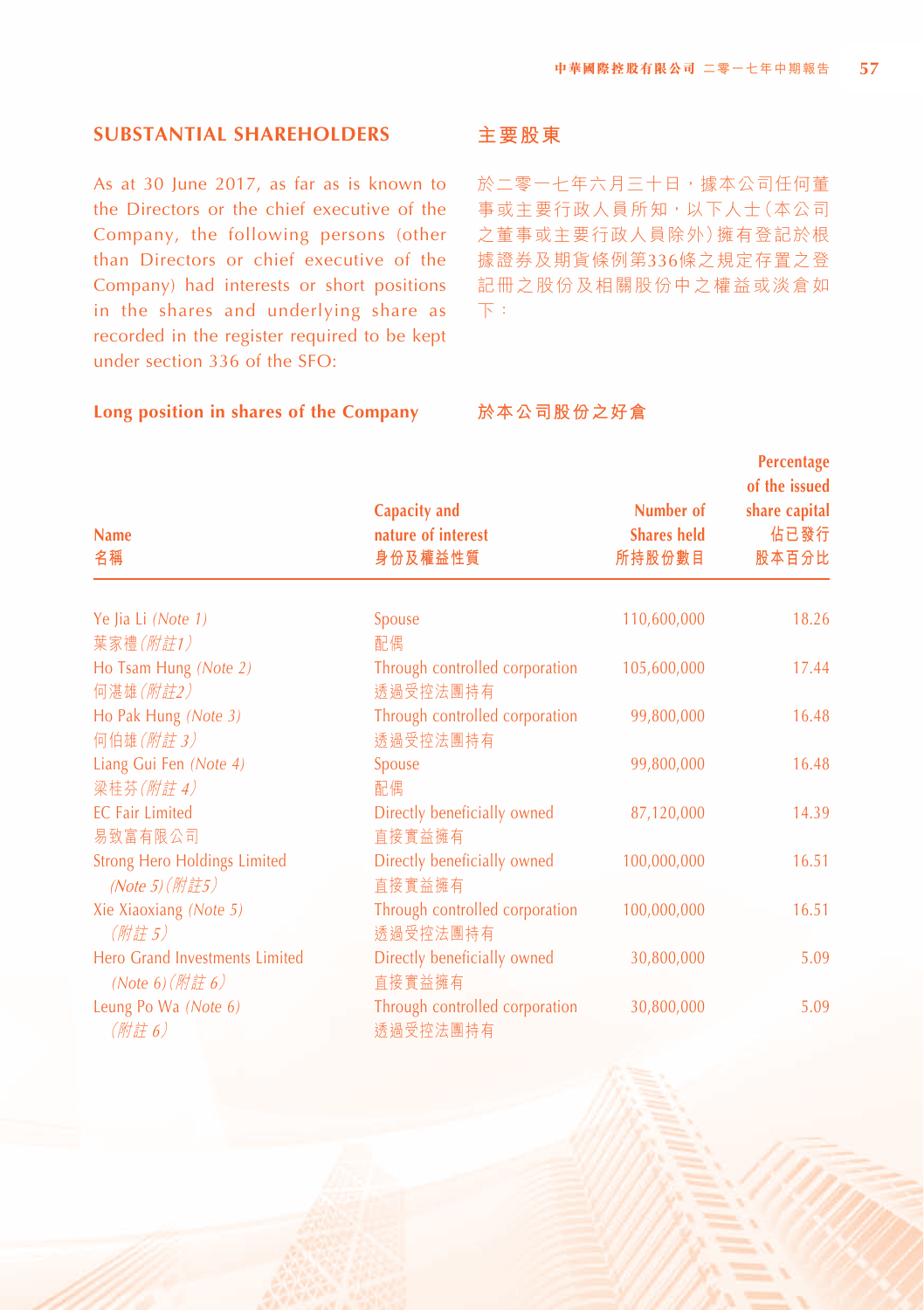## SUBSTANTIAL SHAREHOLDERS

As at 30 June 2017, as far as is known to the Directors or the chief executive of the Company, the following persons (other than Directors or chief executive of the Company) had interests or short positions in the shares and underlying share as recorded in the register required to be kept under section 336 of the SFO:

## 主要股東

於二零一七年六月三十日，據本公司任何董事或主要行政人員所知，以下人士（本公司之董事或主要行政人員除外）擁有登記於根據證券及期貨條例第336條之規定存置之登記冊之股份及相關股份中之權益或淡倉如下：

### Long position in shares of the Company 於本公司股份之好倉

| Name<br>名稱 | Capacity and nature of interest<br>身份及權益性質 | Number of Shares held<br>所持股份數目 | Percentage of the issued share capital<br>佔已發行股本百分比 |
|---|---|---|---|
| Ye Jia Li *(Note 1)*<br>葉家禮 *(附註1)* | Spouse<br>配偶 | 110,600,000 | 18.26 |
| Ho Tsam Hung *(Note 2)*<br>何湛雄 *(附註2)* | Through controlled corporation<br>透過受控法團持有 | 105,600,000 | 17.44 |
| Ho Pak Hung *(Note 3)*<br>何伯雄 *(附註 3)* | Through controlled corporation<br>透過受控法團持有 | 99,800,000 | 16.48 |
| Liang Gui Fen *(Note 4)*<br>梁桂芬 *(附註 4)* | Spouse<br>配偶 | 99,800,000 | 16.48 |
| EC Fair Limited<br>易致富有限公司 | Directly beneficially owned<br>直接實益擁有 | 87,120,000 | 14.39 |
| Strong Hero Holdings Limited *(Note 5) (附註5)* | Directly beneficially owned<br>直接實益擁有 | 100,000,000 | 16.51 |
| Xie Xiaoxiang *(Note 5)* *(附註 5)* | Through controlled corporation<br>透過受控法團持有 | 100,000,000 | 16.51 |
| Hero Grand Investments Limited *(Note 6) (附註 6)* | Directly beneficially owned<br>直接實益擁有 | 30,800,000 | 5.09 |
| Leung Po Wa *(Note 6)* *(附註 6)* | Through controlled corporation<br>透過受控法團持有 | 30,800,000 | 5.09 |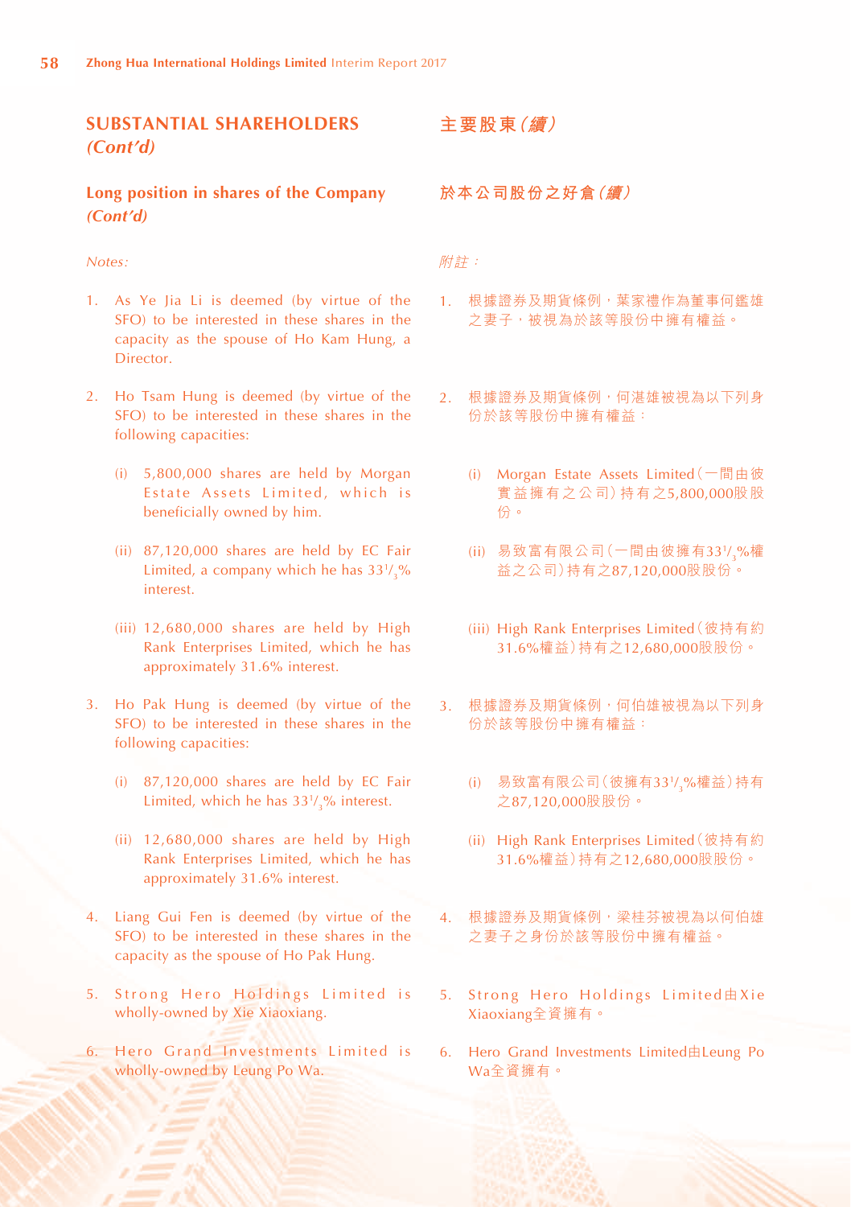## SUBSTANTIAL SHAREHOLDERS *(Cont'd)*

### Long position in shares of the Company *(Cont'd)*

*Notes:*

1. As Ye Jia Li is deemed (by virtue of the SFO) to be interested in these shares in the capacity as the spouse of Ho Kam Hung, a Director.

2. Ho Tsam Hung is deemed (by virtue of the SFO) to be interested in these shares in the following capacities:

   (i) 5,800,000 shares are held by Morgan Estate Assets Limited, which is beneficially owned by him.

   (ii) 87,120,000 shares are held by EC Fair Limited, a company which he has $33^1/_3$% interest.

   (iii) 12,680,000 shares are held by High Rank Enterprises Limited, which he has approximately 31.6% interest.

3. Ho Pak Hung is deemed (by virtue of the SFO) to be interested in these shares in the following capacities:

   (i) 87,120,000 shares are held by EC Fair Limited, which he has $33^1/_3$% interest.

   (ii) 12,680,000 shares are held by High Rank Enterprises Limited, which he has approximately 31.6% interest.

4. Liang Gui Fen is deemed (by virtue of the SFO) to be interested in these shares in the capacity as the spouse of Ho Pak Hung.

5. Strong Hero Holdings Limited is wholly-owned by Xie Xiaoxiang.

6. Hero Grand Investments Limited is wholly-owned by Leung Po Wa.

## 主要股東*（續）*

### 於本公司股份之好倉*（續）*

*附註：*

1. 根據證券及期貨條例，葉家禮作為董事何鑑雄之妻子，被視為於該等股份中擁有權益。

2. 根據證券及期貨條例，何湛雄被視為以下列身份於該等股份中擁有權益：

   (i) Morgan Estate Assets Limited（一間由彼實益擁有之公司）持有之5,800,000股股份。

   (ii) 易致富有限公司（一間由彼擁有$33^1/_3$%權益之公司）持有之87,120,000股股份。

   (iii) High Rank Enterprises Limited（彼持有約31.6%權益）持有之12,680,000股股份。

3. 根據證券及期貨條例，何伯雄被視為以下列身份於該等股份中擁有權益：

   (i) 易致富有限公司（彼擁有$33^1/_3$%權益）持有之87,120,000股股份。

   (ii) High Rank Enterprises Limited（彼持有約31.6%權益）持有之12,680,000股股份。

4. 根據證券及期貨條例，梁桂芬被視為以何伯雄之妻子之身份於該等股份中擁有權益。

5. Strong Hero Holdings Limited由Xie Xiaoxiang全資擁有。

6. Hero Grand Investments Limited由Leung Po Wa全資擁有。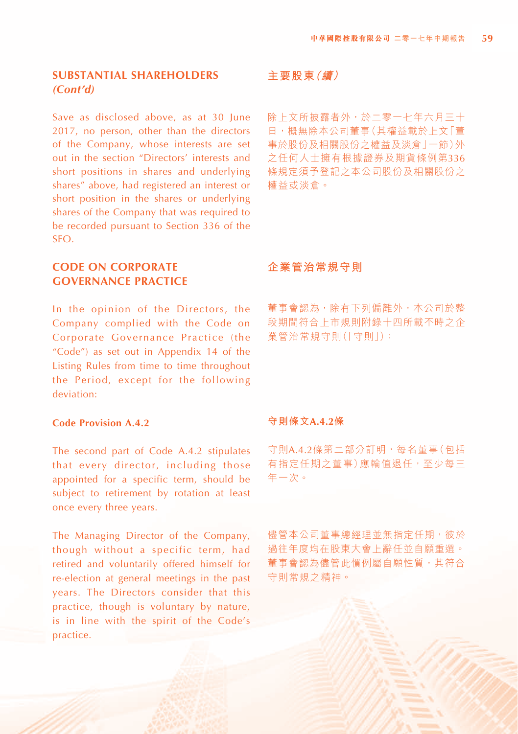## SUBSTANTIAL SHAREHOLDERS *(Cont'd)*

Save as disclosed above, as at 30 June 2017, no person, other than the directors of the Company, whose interests are set out in the section "Directors' interests and short positions in shares and underlying shares" above, had registered an interest or short position in the shares or underlying shares of the Company that was required to be recorded pursuant to Section 336 of the SFO.

## 主要股東*(續)*

除上文所披露者外，於二零一七年六月三十日，概無除本公司董事(其權益載於上文「董事於股份及相關股份之權益及淡倉」一節)外之任何人士擁有根據證券及期貨條例第336條規定須予登記之本公司股份及相關股份之權益或淡倉。

## CODE ON CORPORATE GOVERNANCE PRACTICE

In the opinion of the Directors, the Company complied with the Code on Corporate Governance Practice (the "Code") as set out in Appendix 14 of the Listing Rules from time to time throughout the Period, except for the following deviation:

## 企業管治常規守則

董事會認為，除有下列偏離外，本公司於整段期間符合上市規則附錄十四所載不時之企業管治常規守則(「守則」)：

### Code Provision A.4.2

The second part of Code A.4.2 stipulates that every director, including those appointed for a specific term, should be subject to retirement by rotation at least once every three years.

The Managing Director of the Company, though without a specific term, had retired and voluntarily offered himself for re-election at general meetings in the past years. The Directors consider that this practice, though is voluntary by nature, is in line with the spirit of the Code's practice.

### 守則條文A.4.2條

守則A.4.2條第二部分訂明，每名董事(包括有指定任期之董事)應輪值退任，至少每三年一次。

儘管本公司董事總經理並無指定任期，彼於過往年度均在股東大會上辭任並自願重選。董事會認為儘管此慣例屬自願性質，其符合守則常規之精神。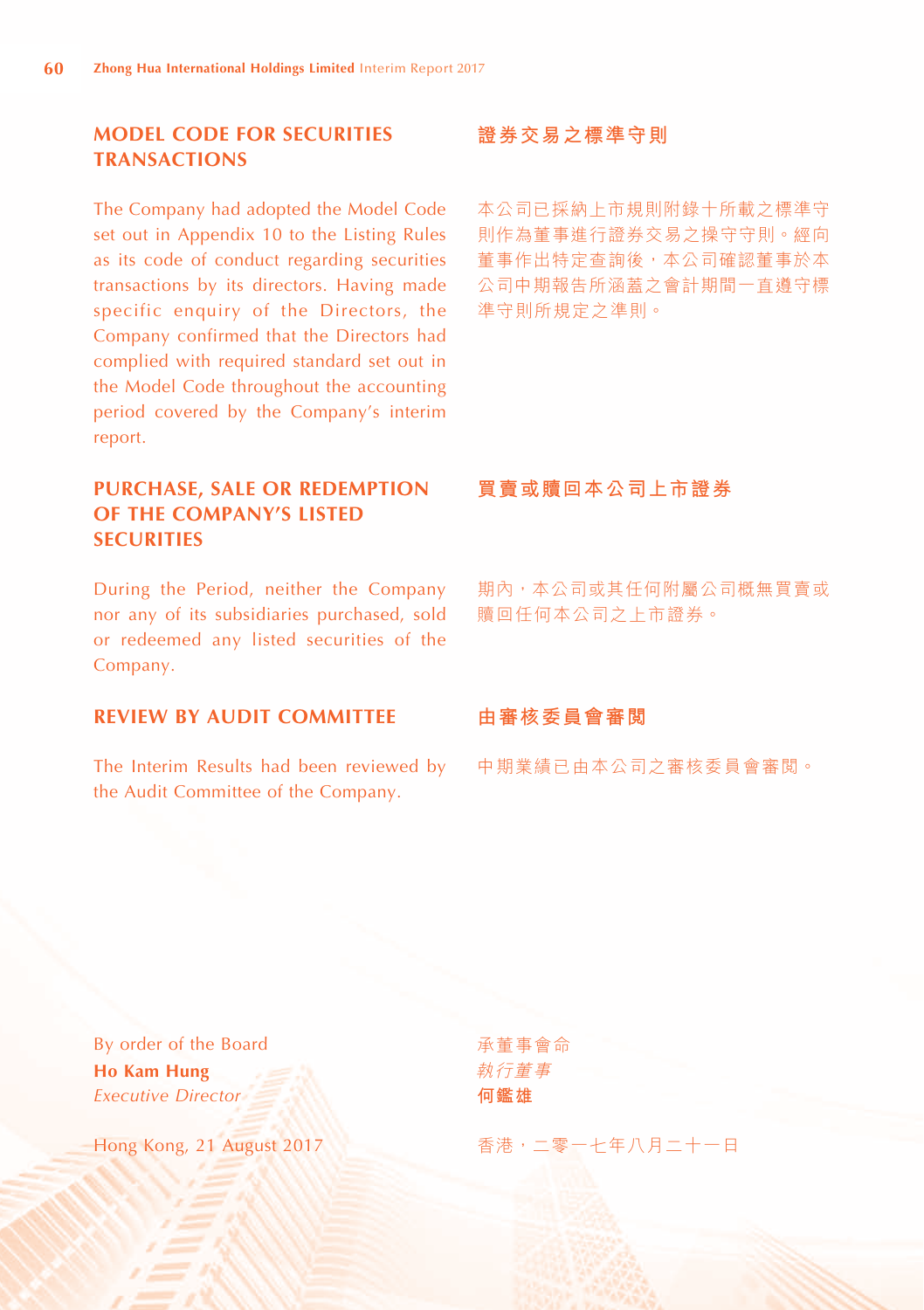## MODEL CODE FOR SECURITIES TRANSACTIONS

The Company had adopted the Model Code set out in Appendix 10 to the Listing Rules as its code of conduct regarding securities transactions by its directors. Having made specific enquiry of the Directors, the Company confirmed that the Directors had complied with required standard set out in the Model Code throughout the accounting period covered by the Company's interim report.

## 證券交易之標準守則

本公司已採納上市規則附錄十所載之標準守則作為董事進行證券交易之操守守則。經向董事作出特定查詢後，本公司確認董事於本公司中期報告所涵蓋之會計期間一直遵守標準守則所規定之準則。

## PURCHASE, SALE OR REDEMPTION OF THE COMPANY'S LISTED SECURITIES

During the Period, neither the Company nor any of its subsidiaries purchased, sold or redeemed any listed securities of the Company.

## 買賣或贖回本公司上市證券

期內，本公司或其任何附屬公司概無買賣或贖回任何本公司之上市證券。

## REVIEW BY AUDIT COMMITTEE

The Interim Results had been reviewed by the Audit Committee of the Company.

## 由審核委員會審閱

中期業績已由本公司之審核委員會審閱。

By order of the Board
**Ho Kam Hung**
*Executive Director*

Hong Kong, 21 August 2017

承董事會命
*執行董事*
**何鑑雄**

香港，二零一七年八月二十一日